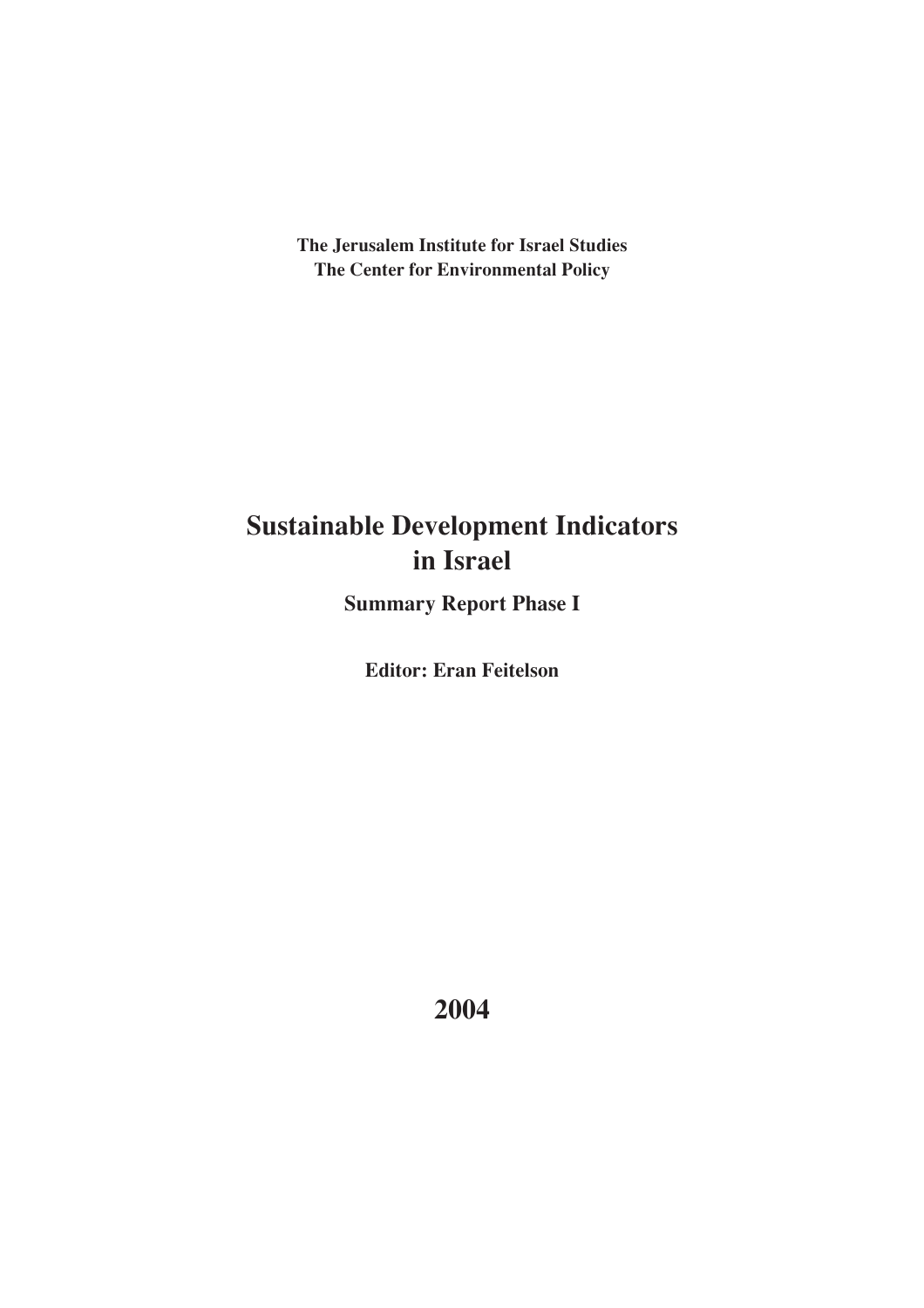**The Jerusalem Institute for Israel Studies**
**The Center for Environmental Policy**

# Sustainable Development Indicators in Israel

## Summary Report Phase I

**Editor: Eran Feitelson**

**2004**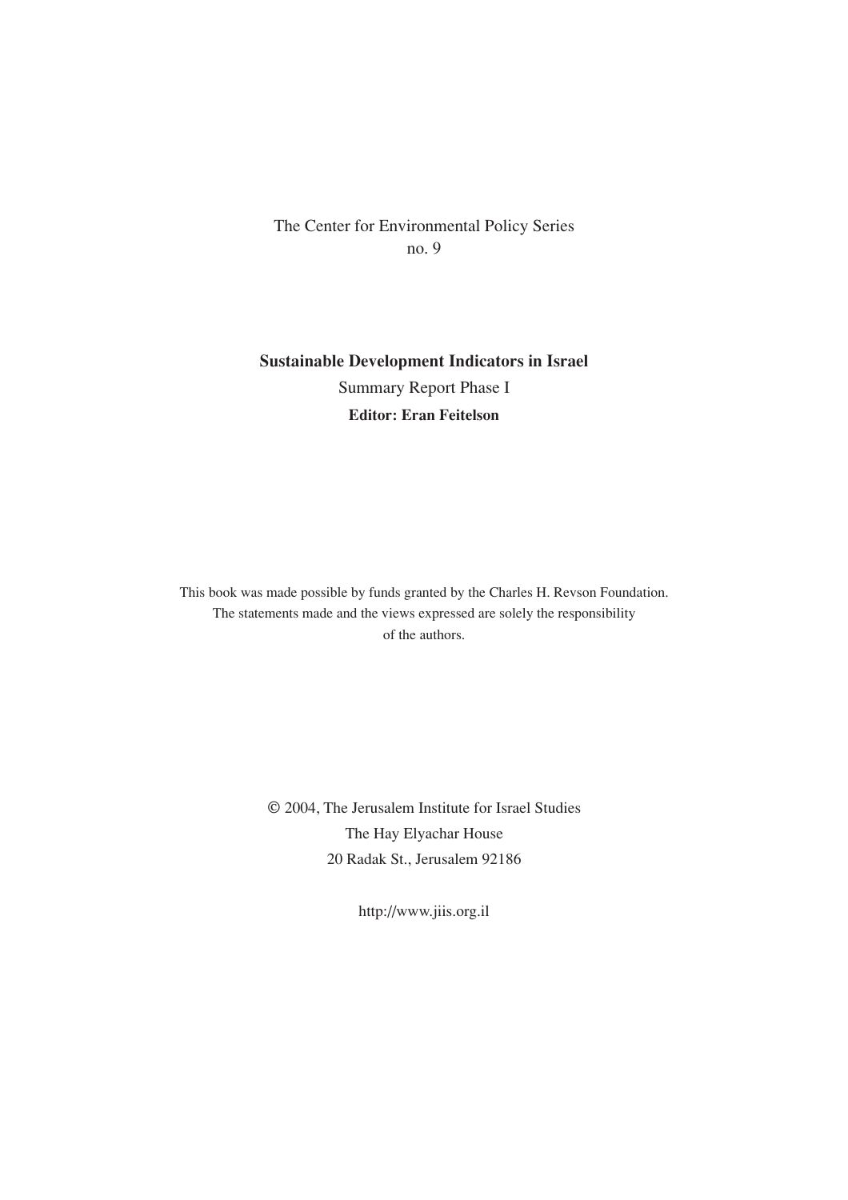The Center for Environmental Policy Series
no. 9

**Sustainable Development Indicators in Israel**

Summary Report Phase I

**Editor: Eran Feitelson**

This book was made possible by funds granted by the Charles H. Revson Foundation.
The statements made and the views expressed are solely the responsibility
of the authors.

© 2004, The Jerusalem Institute for Israel Studies
The Hay Elyachar House
20 Radak St., Jerusalem 92186

http://www.jiis.org.il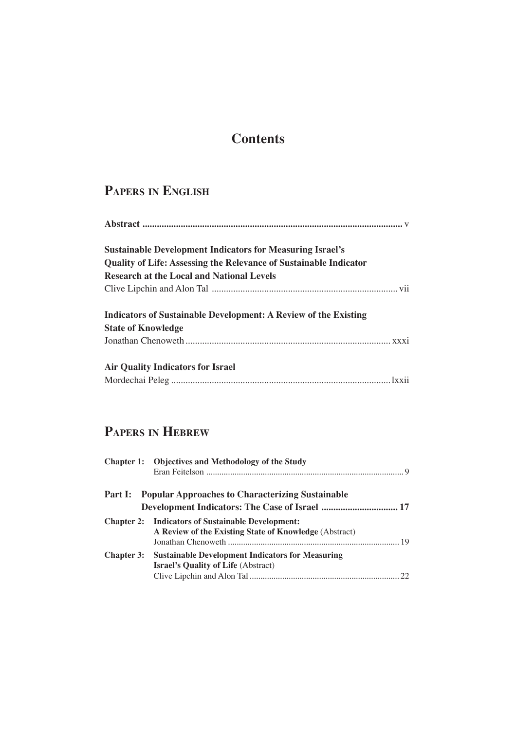# Contents

## Papers in English

**Abstract** ........................................................................................................ v

**Sustainable Development Indicators for Measuring Israel's Quality of Life: Assessing the Relevance of Sustainable Indicator Research at the Local and National Levels**
Clive Lipchin and Alon Tal ........................................................................ vii

**Indicators of Sustainable Development: A Review of the Existing State of Knowledge**
Jonathan Chenoweth ................................................................................ xxxi

**Air Quality Indicators for Israel**
Mordechai Peleg ........................................................................................ lxxii

## Papers in Hebrew

**Chapter 1: Objectives and Methodology of the Study**
Eran Feitelson ........................................................................................ 9

**Part I: Popular Approaches to Characterizing Sustainable Development Indicators: The Case of Israel ............................... 17**

**Chapter 2: Indicators of Sustainable Development: A Review of the Existing State of Knowledge** (Abstract)
Jonathan Chenoweth ................................................................................ 19

**Chapter 3: Sustainable Development Indicators for Measuring Israel's Quality of Life** (Abstract)
Clive Lipchin and Alon Tal ........................................................................ 22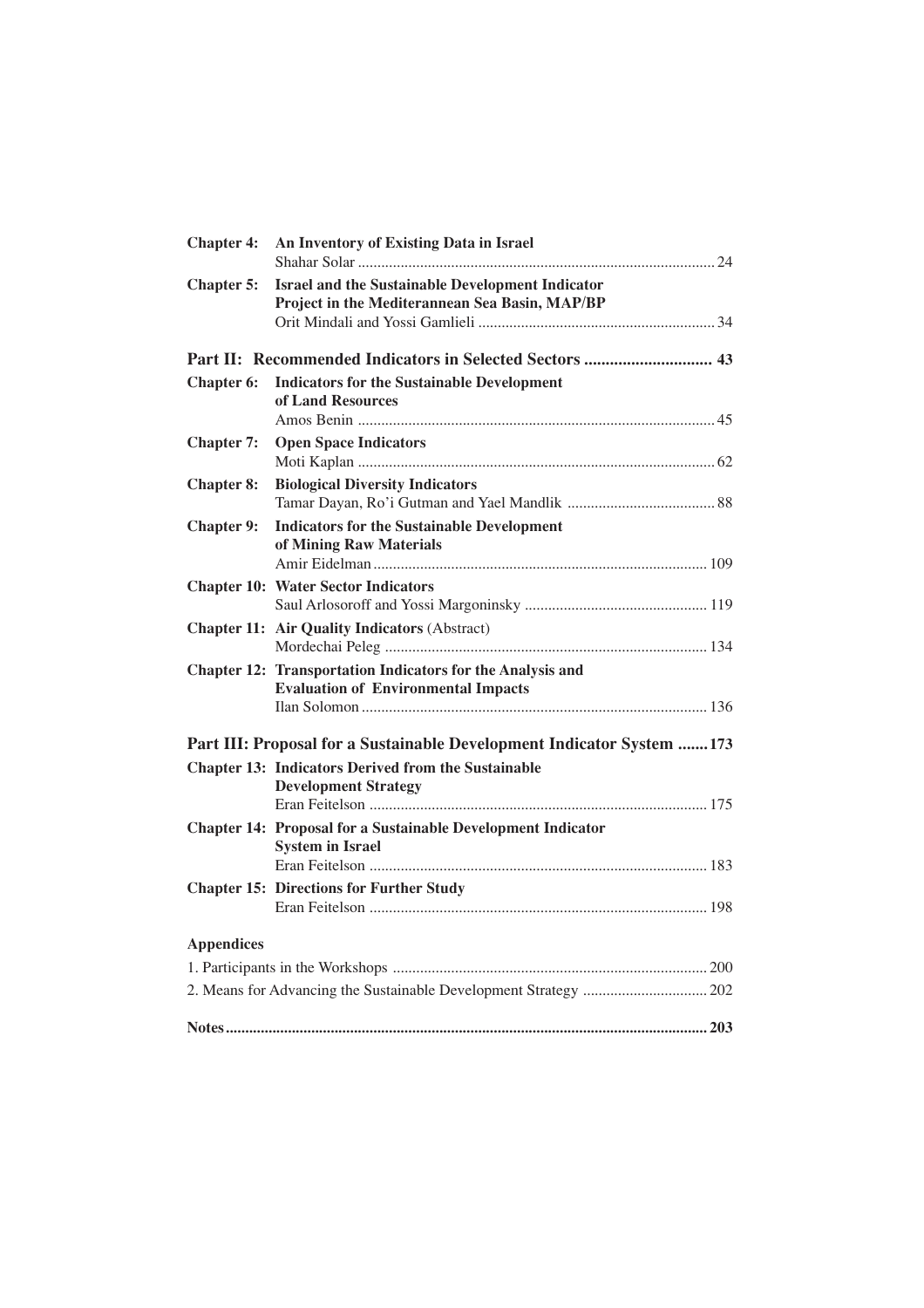| | | |
|---|---|---|
| **Chapter 4:** | **An Inventory of Existing Data in Israel** | |
| | Shahar Solar | 24 |
| **Chapter 5:** | **Israel and the Sustainable Development Indicator Project in the Mediterannean Sea Basin, MAP/BP** | |
| | Orit Mindali and Yossi Gamlieli | 34 |

**Part II: Recommended Indicators in Selected Sectors ............................. 43**

| | | |
|---|---|---|
| **Chapter 6:** | **Indicators for the Sustainable Development of Land Resources** | |
| | Amos Benin | 45 |
| **Chapter 7:** | **Open Space Indicators** | |
| | Moti Kaplan | 62 |
| **Chapter 8:** | **Biological Diversity Indicators** | |
| | Tamar Dayan, Ro'i Gutman and Yael Mandlik | 88 |
| **Chapter 9:** | **Indicators for the Sustainable Development of Mining Raw Materials** | |
| | Amir Eidelman | 109 |
| **Chapter 10:** | **Water Sector Indicators** | |
| | Saul Arlosoroff and Yossi Margoninsky | 119 |
| **Chapter 11:** | **Air Quality Indicators** (Abstract) | |
| | Mordechai Peleg | 134 |
| **Chapter 12:** | **Transportation Indicators for the Analysis and Evaluation of Environmental Impacts** | |
| | Ilan Solomon | 136 |

**Part III: Proposal for a Sustainable Development Indicator System .......173**

| | | |
|---|---|---|
| **Chapter 13:** | **Indicators Derived from the Sustainable Development Strategy** | |
| | Eran Feitelson | 175 |
| **Chapter 14:** | **Proposal for a Sustainable Development Indicator System in Israel** | |
| | Eran Feitelson | 183 |
| **Chapter 15:** | **Directions for Further Study** | |
| | Eran Feitelson | 198 |

**Appendices**

1. Participants in the Workshops ................................................................ 200
2. Means for Advancing the Sustainable Development Strategy ................................ 202

**Notes........................................................................................................... 203**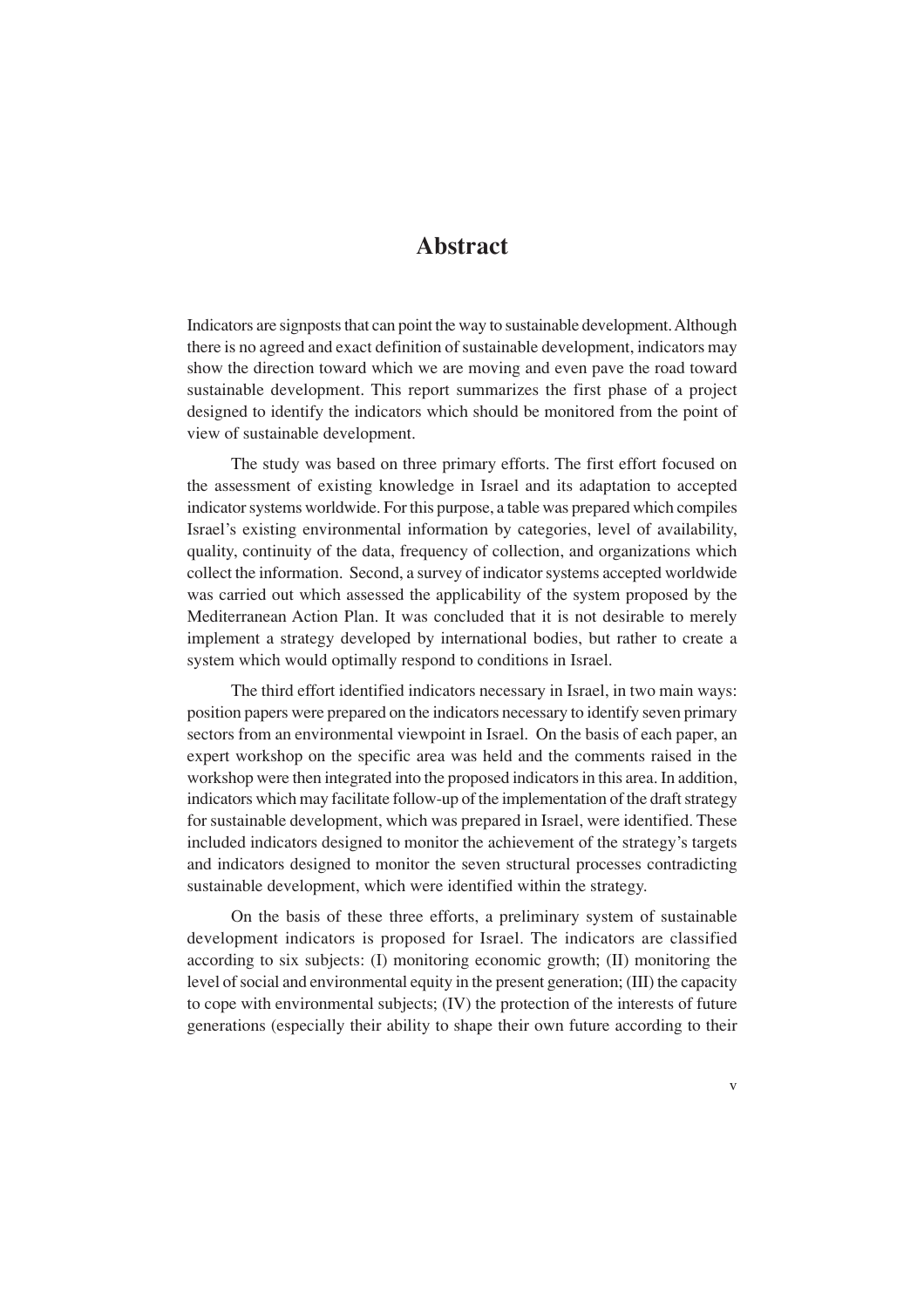# Abstract

Indicators are signposts that can point the way to sustainable development. Although there is no agreed and exact definition of sustainable development, indicators may show the direction toward which we are moving and even pave the road toward sustainable development. This report summarizes the first phase of a project designed to identify the indicators which should be monitored from the point of view of sustainable development.

The study was based on three primary efforts. The first effort focused on the assessment of existing knowledge in Israel and its adaptation to accepted indicator systems worldwide. For this purpose, a table was prepared which compiles Israel's existing environmental information by categories, level of availability, quality, continuity of the data, frequency of collection, and organizations which collect the information. Second, a survey of indicator systems accepted worldwide was carried out which assessed the applicability of the system proposed by the Mediterranean Action Plan. It was concluded that it is not desirable to merely implement a strategy developed by international bodies, but rather to create a system which would optimally respond to conditions in Israel.

The third effort identified indicators necessary in Israel, in two main ways: position papers were prepared on the indicators necessary to identify seven primary sectors from an environmental viewpoint in Israel. On the basis of each paper, an expert workshop on the specific area was held and the comments raised in the workshop were then integrated into the proposed indicators in this area. In addition, indicators which may facilitate follow-up of the implementation of the draft strategy for sustainable development, which was prepared in Israel, were identified. These included indicators designed to monitor the achievement of the strategy's targets and indicators designed to monitor the seven structural processes contradicting sustainable development, which were identified within the strategy.

On the basis of these three efforts, a preliminary system of sustainable development indicators is proposed for Israel. The indicators are classified according to six subjects: (I) monitoring economic growth; (II) monitoring the level of social and environmental equity in the present generation; (III) the capacity to cope with environmental subjects; (IV) the protection of the interests of future generations (especially their ability to shape their own future according to their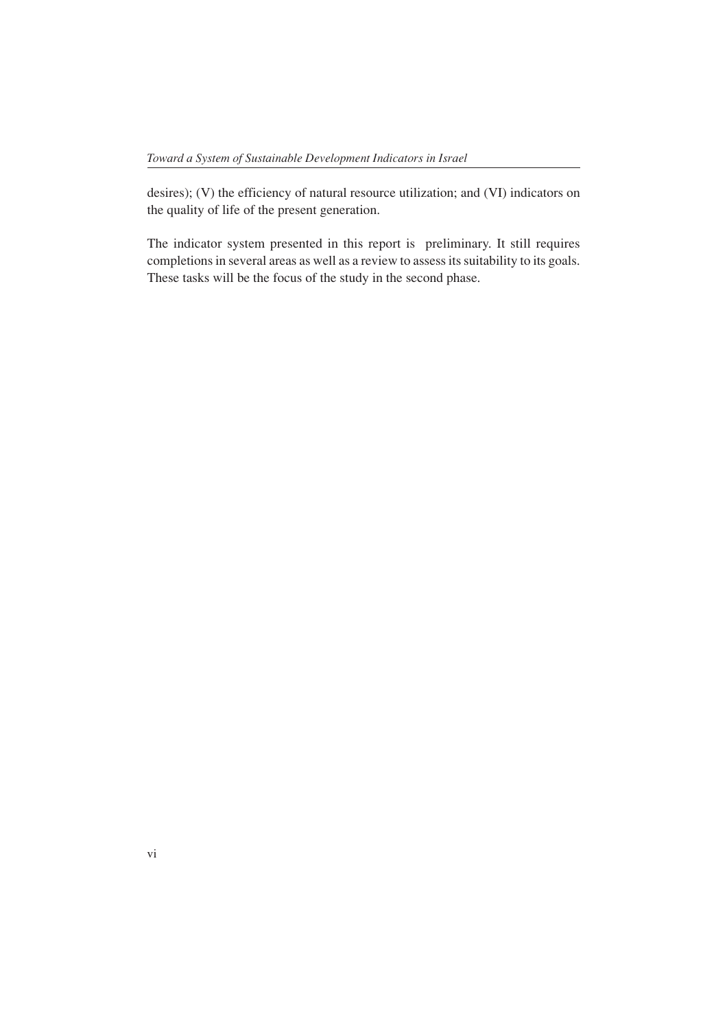desires); (V) the efficiency of natural resource utilization; and (VI) indicators on the quality of life of the present generation.

The indicator system presented in this report is preliminary. It still requires completions in several areas as well as a review to assess its suitability to its goals. These tasks will be the focus of the study in the second phase.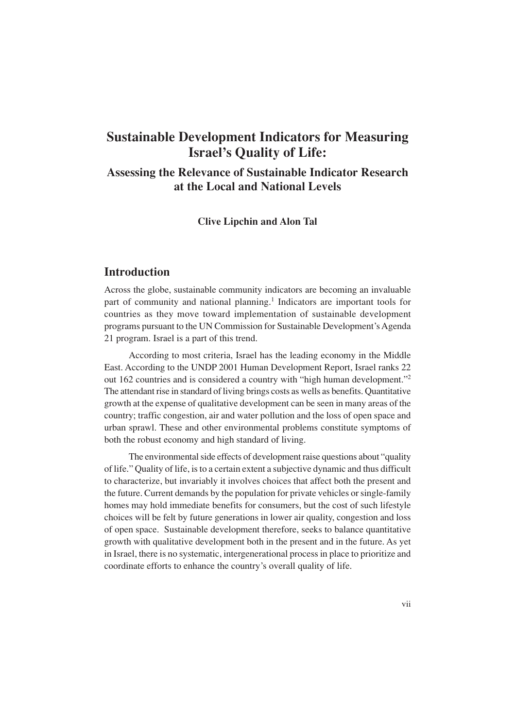# Sustainable Development Indicators for Measuring Israel's Quality of Life:

## Assessing the Relevance of Sustainable Indicator Research at the Local and National Levels

**Clive Lipchin and Alon Tal**

## Introduction

Across the globe, sustainable community indicators are becoming an invaluable part of community and national planning.[1] Indicators are important tools for countries as they move toward implementation of sustainable development programs pursuant to the UN Commission for Sustainable Development's Agenda 21 program. Israel is a part of this trend.

According to most criteria, Israel has the leading economy in the Middle East. According to the UNDP 2001 Human Development Report, Israel ranks 22 out 162 countries and is considered a country with "high human development."[2] The attendant rise in standard of living brings costs as wells as benefits. Quantitative growth at the expense of qualitative development can be seen in many areas of the country; traffic congestion, air and water pollution and the loss of open space and urban sprawl. These and other environmental problems constitute symptoms of both the robust economy and high standard of living.

The environmental side effects of development raise questions about "quality of life." Quality of life, is to a certain extent a subjective dynamic and thus difficult to characterize, but invariably it involves choices that affect both the present and the future. Current demands by the population for private vehicles or single-family homes may hold immediate benefits for consumers, but the cost of such lifestyle choices will be felt by future generations in lower air quality, congestion and loss of open space. Sustainable development therefore, seeks to balance quantitative growth with qualitative development both in the present and in the future. As yet in Israel, there is no systematic, intergenerational process in place to prioritize and coordinate efforts to enhance the country's overall quality of life.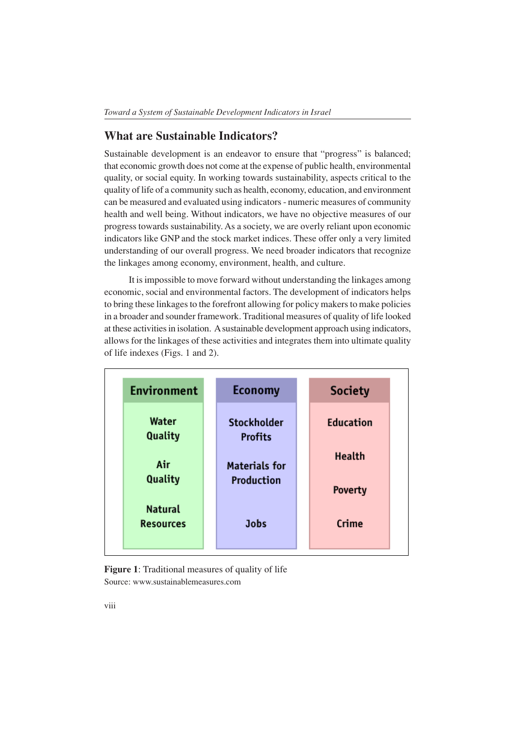## What are Sustainable Indicators?

Sustainable development is an endeavor to ensure that "progress" is balanced; that economic growth does not come at the expense of public health, environmental quality, or social equity. In working towards sustainability, aspects critical to the quality of life of a community such as health, economy, education, and environment can be measured and evaluated using indicators - numeric measures of community health and well being. Without indicators, we have no objective measures of our progress towards sustainability. As a society, we are overly reliant upon economic indicators like GNP and the stock market indices. These offer only a very limited understanding of our overall progress. We need broader indicators that recognize the linkages among economy, environment, health, and culture.

It is impossible to move forward without understanding the linkages among economic, social and environmental factors. The development of indicators helps to bring these linkages to the forefront allowing for policy makers to make policies in a broader and sounder framework. Traditional measures of quality of life looked at these activities in isolation. A sustainable development approach using indicators, allows for the linkages of these activities and integrates them into ultimate quality of life indexes (Figs. 1 and 2).

| Environment | Economy | Society |
|---|---|---|
| Water Quality | Stockholder Profits | Education |
| Air Quality | Materials for Production | Health |
| Natural Resources | Jobs | Poverty |
| | | Crime |

**Figure 1**: Traditional measures of quality of life
Source: www.sustainablemeasures.com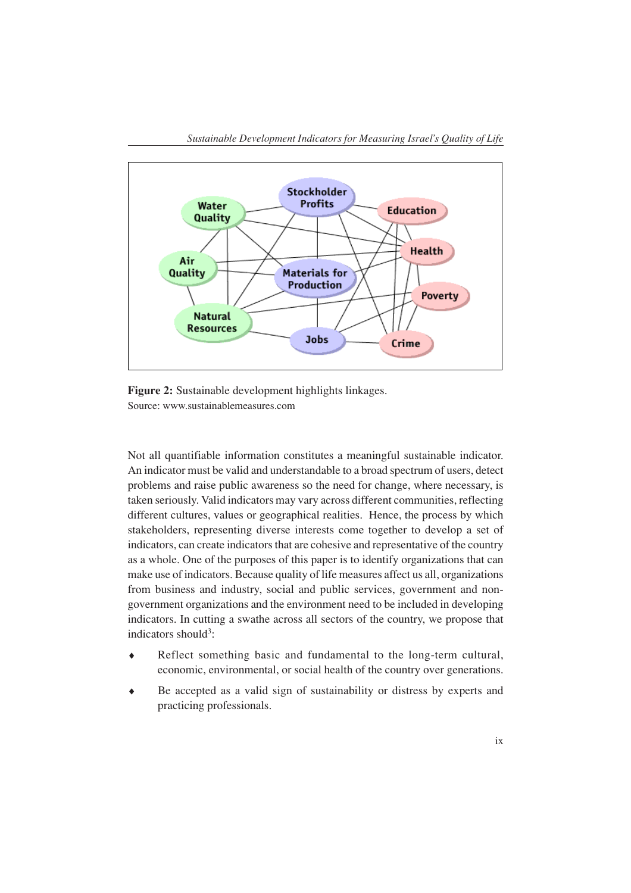**Figure 2:** Sustainable development highlights linkages.
Source: www.sustainablemeasures.com

Not all quantifiable information constitutes a meaningful sustainable indicator. An indicator must be valid and understandable to a broad spectrum of users, detect problems and raise public awareness so the need for change, where necessary, is taken seriously. Valid indicators may vary across different communities, reflecting different cultures, values or geographical realities. Hence, the process by which stakeholders, representing diverse interests come together to develop a set of indicators, can create indicators that are cohesive and representative of the country as a whole. One of the purposes of this paper is to identify organizations that can make use of indicators. Because quality of life measures affect us all, organizations from business and industry, social and public services, government and non-government organizations and the environment need to be included in developing indicators. In cutting a swathe across all sectors of the country, we propose that indicators should[3]:

- Reflect something basic and fundamental to the long-term cultural, economic, environmental, or social health of the country over generations.
- Be accepted as a valid sign of sustainability or distress by experts and practicing professionals.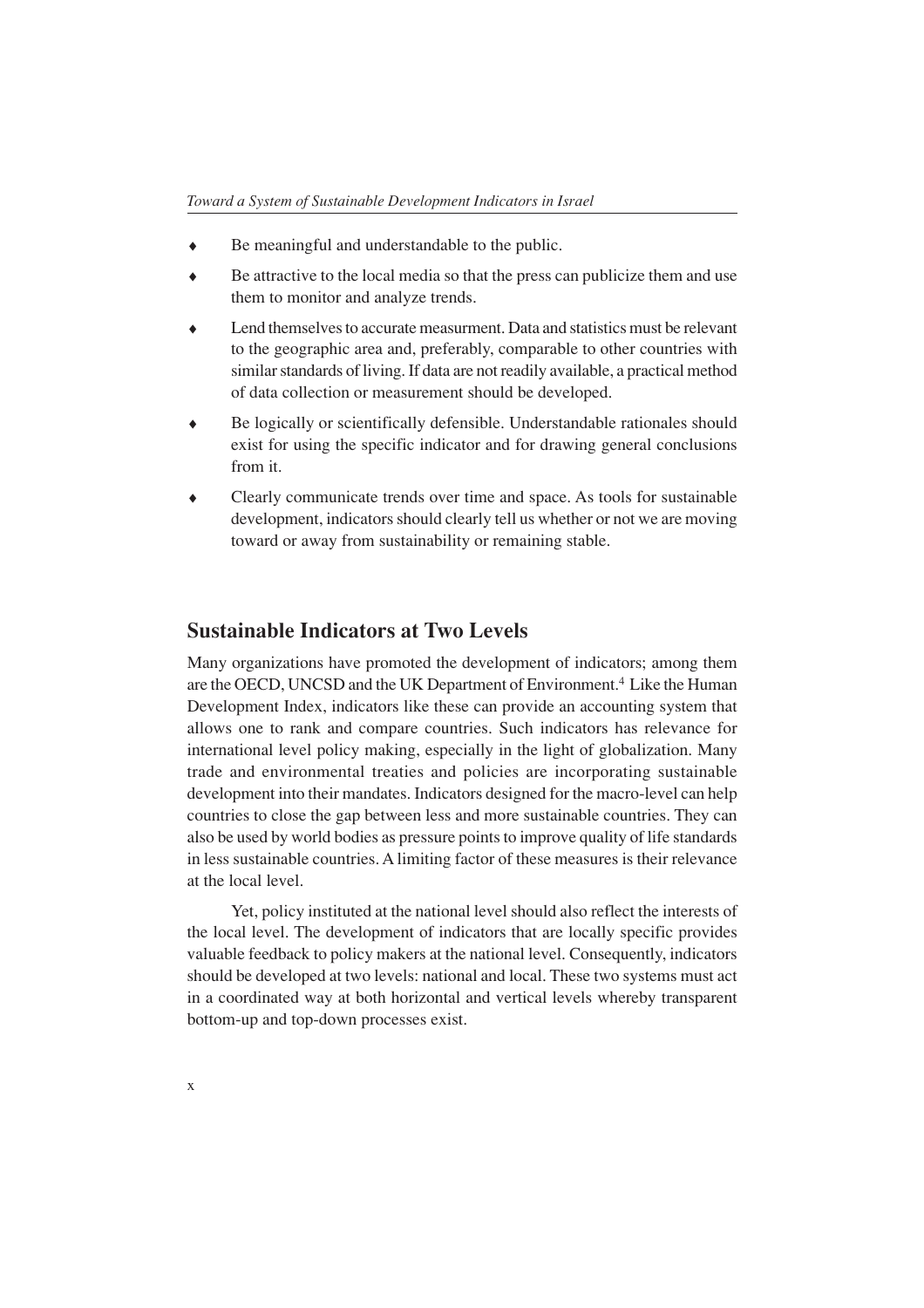- Be meaningful and understandable to the public.
- Be attractive to the local media so that the press can publicize them and use them to monitor and analyze trends.
- Lend themselves to accurate measurment. Data and statistics must be relevant to the geographic area and, preferably, comparable to other countries with similar standards of living. If data are not readily available, a practical method of data collection or measurement should be developed.
- Be logically or scientifically defensible. Understandable rationales should exist for using the specific indicator and for drawing general conclusions from it.
- Clearly communicate trends over time and space. As tools for sustainable development, indicators should clearly tell us whether or not we are moving toward or away from sustainability or remaining stable.

## Sustainable Indicators at Two Levels

Many organizations have promoted the development of indicators; among them are the OECD, UNCSD and the UK Department of Environment.[4] Like the Human Development Index, indicators like these can provide an accounting system that allows one to rank and compare countries. Such indicators has relevance for international level policy making, especially in the light of globalization. Many trade and environmental treaties and policies are incorporating sustainable development into their mandates. Indicators designed for the macro-level can help countries to close the gap between less and more sustainable countries. They can also be used by world bodies as pressure points to improve quality of life standards in less sustainable countries. A limiting factor of these measures is their relevance at the local level.

Yet, policy instituted at the national level should also reflect the interests of the local level. The development of indicators that are locally specific provides valuable feedback to policy makers at the national level. Consequently, indicators should be developed at two levels: national and local. These two systems must act in a coordinated way at both horizontal and vertical levels whereby transparent bottom-up and top-down processes exist.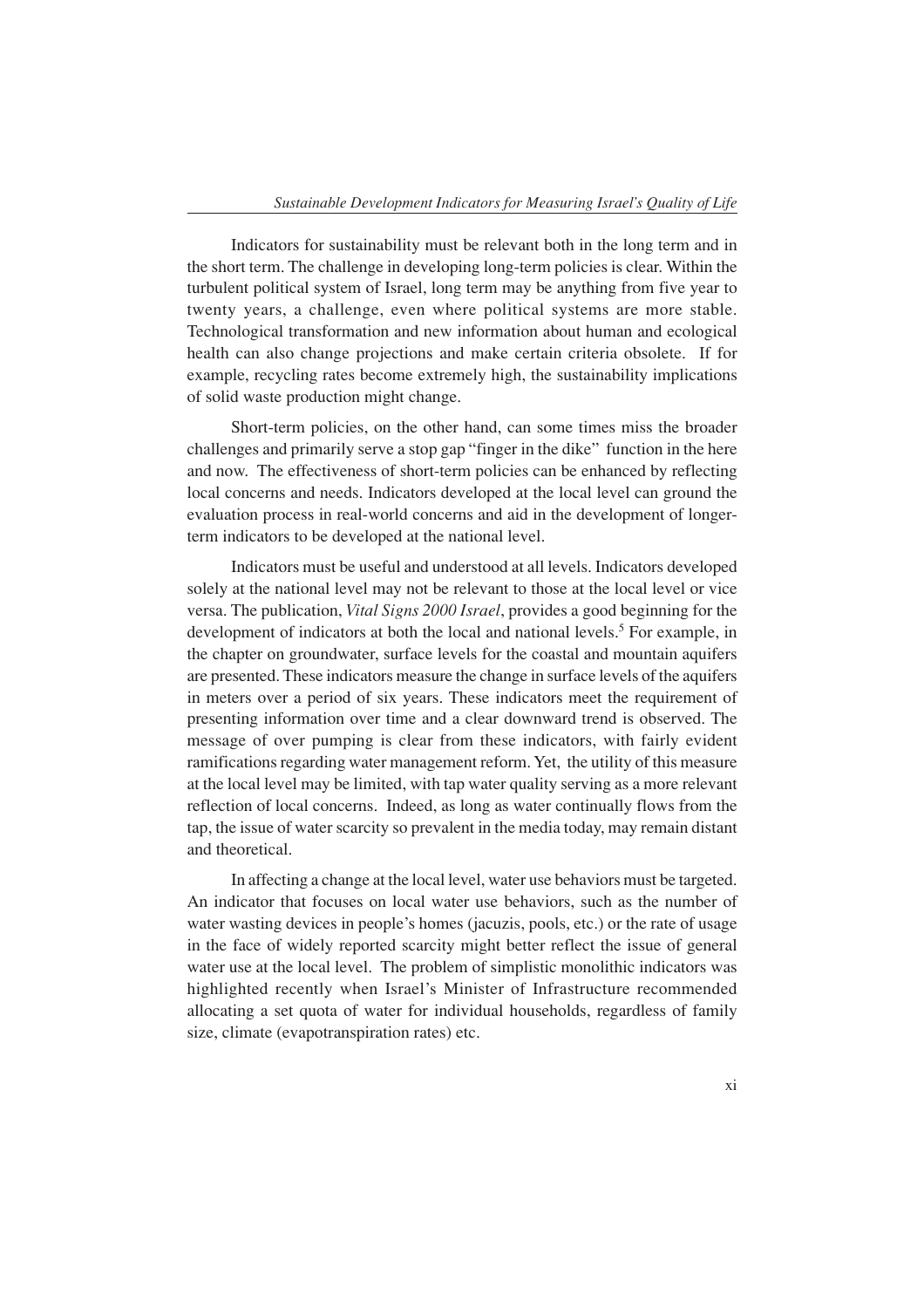Indicators for sustainability must be relevant both in the long term and in the short term. The challenge in developing long-term policies is clear. Within the turbulent political system of Israel, long term may be anything from five year to twenty years, a challenge, even where political systems are more stable. Technological transformation and new information about human and ecological health can also change projections and make certain criteria obsolete. If for example, recycling rates become extremely high, the sustainability implications of solid waste production might change.

Short-term policies, on the other hand, can some times miss the broader challenges and primarily serve a stop gap "finger in the dike" function in the here and now. The effectiveness of short-term policies can be enhanced by reflecting local concerns and needs. Indicators developed at the local level can ground the evaluation process in real-world concerns and aid in the development of longer-term indicators to be developed at the national level.

Indicators must be useful and understood at all levels. Indicators developed solely at the national level may not be relevant to those at the local level or vice versa. The publication, *Vital Signs 2000 Israel*, provides a good beginning for the development of indicators at both the local and national levels.[5] For example, in the chapter on groundwater, surface levels for the coastal and mountain aquifers are presented. These indicators measure the change in surface levels of the aquifers in meters over a period of six years. These indicators meet the requirement of presenting information over time and a clear downward trend is observed. The message of over pumping is clear from these indicators, with fairly evident ramifications regarding water management reform. Yet, the utility of this measure at the local level may be limited, with tap water quality serving as a more relevant reflection of local concerns. Indeed, as long as water continually flows from the tap, the issue of water scarcity so prevalent in the media today, may remain distant and theoretical.

In affecting a change at the local level, water use behaviors must be targeted. An indicator that focuses on local water use behaviors, such as the number of water wasting devices in people's homes (jacuzis, pools, etc.) or the rate of usage in the face of widely reported scarcity might better reflect the issue of general water use at the local level. The problem of simplistic monolithic indicators was highlighted recently when Israel's Minister of Infrastructure recommended allocating a set quota of water for individual households, regardless of family size, climate (evapotranspiration rates) etc.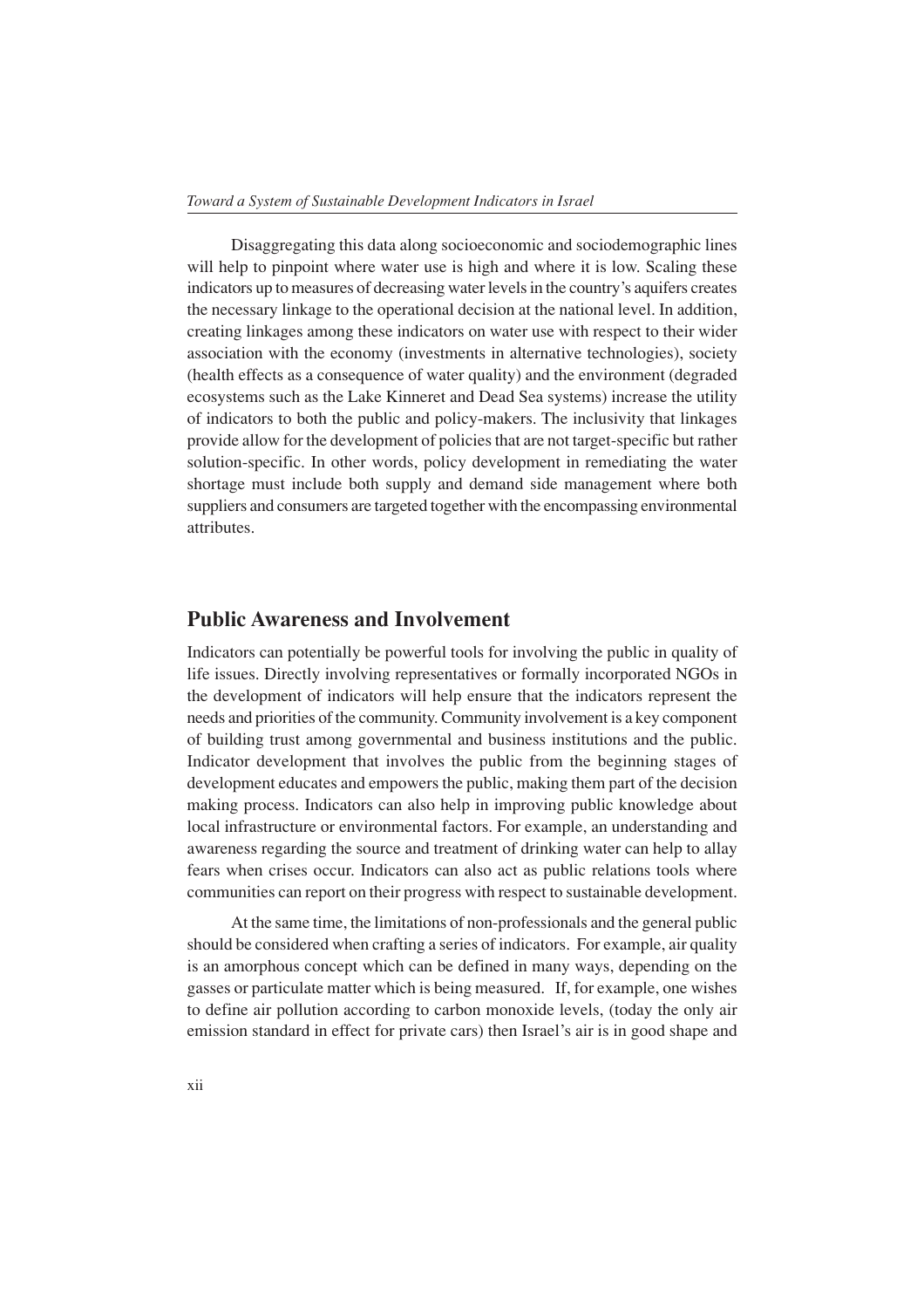Disaggregating this data along socioeconomic and sociodemographic lines will help to pinpoint where water use is high and where it is low. Scaling these indicators up to measures of decreasing water levels in the country's aquifers creates the necessary linkage to the operational decision at the national level. In addition, creating linkages among these indicators on water use with respect to their wider association with the economy (investments in alternative technologies), society (health effects as a consequence of water quality) and the environment (degraded ecosystems such as the Lake Kinneret and Dead Sea systems) increase the utility of indicators to both the public and policy-makers. The inclusivity that linkages provide allow for the development of policies that are not target-specific but rather solution-specific. In other words, policy development in remediating the water shortage must include both supply and demand side management where both suppliers and consumers are targeted together with the encompassing environmental attributes.

## Public Awareness and Involvement

Indicators can potentially be powerful tools for involving the public in quality of life issues. Directly involving representatives or formally incorporated NGOs in the development of indicators will help ensure that the indicators represent the needs and priorities of the community. Community involvement is a key component of building trust among governmental and business institutions and the public. Indicator development that involves the public from the beginning stages of development educates and empowers the public, making them part of the decision making process. Indicators can also help in improving public knowledge about local infrastructure or environmental factors. For example, an understanding and awareness regarding the source and treatment of drinking water can help to allay fears when crises occur. Indicators can also act as public relations tools where communities can report on their progress with respect to sustainable development.

At the same time, the limitations of non-professionals and the general public should be considered when crafting a series of indicators. For example, air quality is an amorphous concept which can be defined in many ways, depending on the gasses or particulate matter which is being measured. If, for example, one wishes to define air pollution according to carbon monoxide levels, (today the only air emission standard in effect for private cars) then Israel's air is in good shape and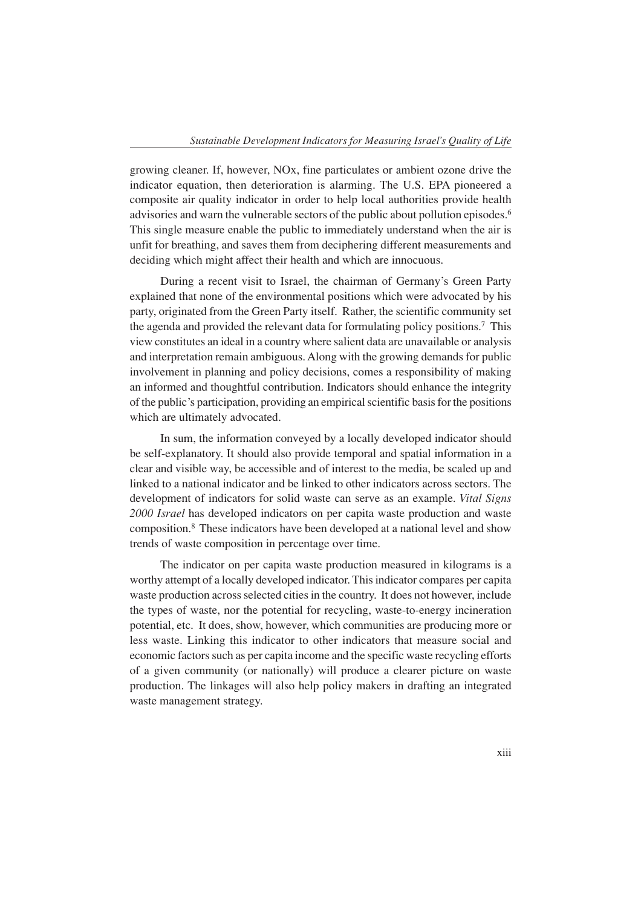growing cleaner. If, however, NOx, fine particulates or ambient ozone drive the indicator equation, then deterioration is alarming. The U.S. EPA pioneered a composite air quality indicator in order to help local authorities provide health advisories and warn the vulnerable sectors of the public about pollution episodes.[6] This single measure enable the public to immediately understand when the air is unfit for breathing, and saves them from deciphering different measurements and deciding which might affect their health and which are innocuous.

During a recent visit to Israel, the chairman of Germany's Green Party explained that none of the environmental positions which were advocated by his party, originated from the Green Party itself. Rather, the scientific community set the agenda and provided the relevant data for formulating policy positions.[7] This view constitutes an ideal in a country where salient data are unavailable or analysis and interpretation remain ambiguous. Along with the growing demands for public involvement in planning and policy decisions, comes a responsibility of making an informed and thoughtful contribution. Indicators should enhance the integrity of the public's participation, providing an empirical scientific basis for the positions which are ultimately advocated.

In sum, the information conveyed by a locally developed indicator should be self-explanatory. It should also provide temporal and spatial information in a clear and visible way, be accessible and of interest to the media, be scaled up and linked to a national indicator and be linked to other indicators across sectors. The development of indicators for solid waste can serve as an example. *Vital Signs 2000 Israel* has developed indicators on per capita waste production and waste composition.[8] These indicators have been developed at a national level and show trends of waste composition in percentage over time.

The indicator on per capita waste production measured in kilograms is a worthy attempt of a locally developed indicator. This indicator compares per capita waste production across selected cities in the country. It does not however, include the types of waste, nor the potential for recycling, waste-to-energy incineration potential, etc. It does, show, however, which communities are producing more or less waste. Linking this indicator to other indicators that measure social and economic factors such as per capita income and the specific waste recycling efforts of a given community (or nationally) will produce a clearer picture on waste production. The linkages will also help policy makers in drafting an integrated waste management strategy.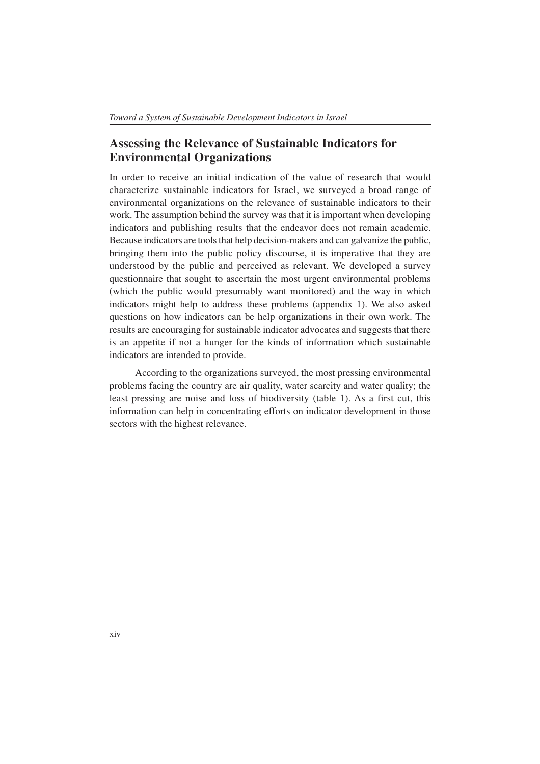## Assessing the Relevance of Sustainable Indicators for Environmental Organizations

In order to receive an initial indication of the value of research that would characterize sustainable indicators for Israel, we surveyed a broad range of environmental organizations on the relevance of sustainable indicators to their work. The assumption behind the survey was that it is important when developing indicators and publishing results that the endeavor does not remain academic. Because indicators are tools that help decision-makers and can galvanize the public, bringing them into the public policy discourse, it is imperative that they are understood by the public and perceived as relevant. We developed a survey questionnaire that sought to ascertain the most urgent environmental problems (which the public would presumably want monitored) and the way in which indicators might help to address these problems (appendix 1). We also asked questions on how indicators can be help organizations in their own work. The results are encouraging for sustainable indicator advocates and suggests that there is an appetite if not a hunger for the kinds of information which sustainable indicators are intended to provide.

According to the organizations surveyed, the most pressing environmental problems facing the country are air quality, water scarcity and water quality; the least pressing are noise and loss of biodiversity (table 1). As a first cut, this information can help in concentrating efforts on indicator development in those sectors with the highest relevance.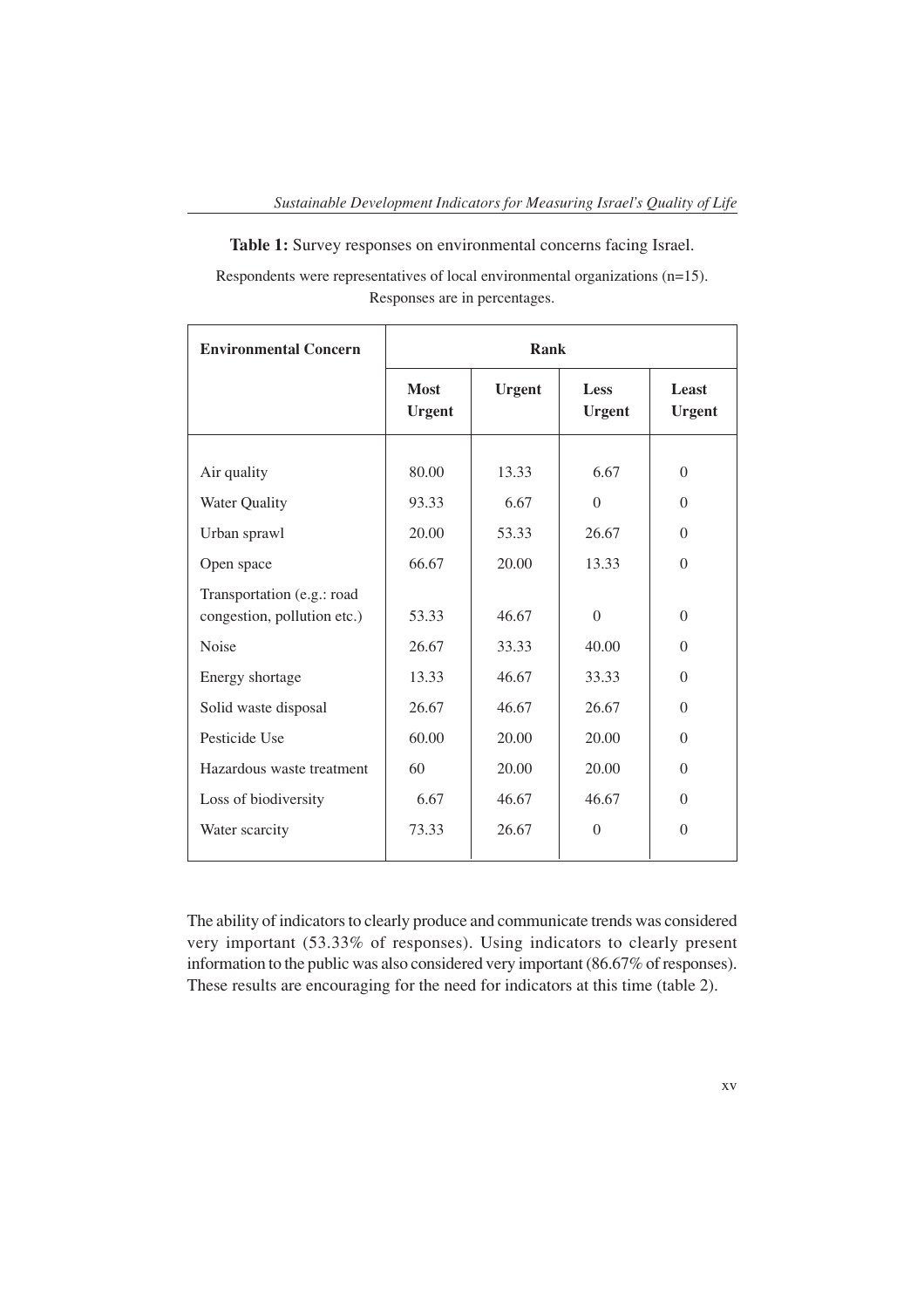**Table 1:** Survey responses on environmental concerns facing Israel.

Respondents were representatives of local environmental organizations (n=15). Responses are in percentages.

| Environmental Concern | Rank | | | |
|---|---|---|---|---|
| | Most Urgent | Urgent | Less Urgent | Least Urgent |
| Air quality | 80.00 | 13.33 | 6.67 | 0 |
| Water Quality | 93.33 | 6.67 | 0 | 0 |
| Urban sprawl | 20.00 | 53.33 | 26.67 | 0 |
| Open space | 66.67 | 20.00 | 13.33 | 0 |
| Transportation (e.g.: road congestion, pollution etc.) | 53.33 | 46.67 | 0 | 0 |
| Noise | 26.67 | 33.33 | 40.00 | 0 |
| Energy shortage | 13.33 | 46.67 | 33.33 | 0 |
| Solid waste disposal | 26.67 | 46.67 | 26.67 | 0 |
| Pesticide Use | 60.00 | 20.00 | 20.00 | 0 |
| Hazardous waste treatment | 60 | 20.00 | 20.00 | 0 |
| Loss of biodiversity | 6.67 | 46.67 | 46.67 | 0 |
| Water scarcity | 73.33 | 26.67 | 0 | 0 |

The ability of indicators to clearly produce and communicate trends was considered very important (53.33% of responses). Using indicators to clearly present information to the public was also considered very important (86.67% of responses). These results are encouraging for the need for indicators at this time (table 2).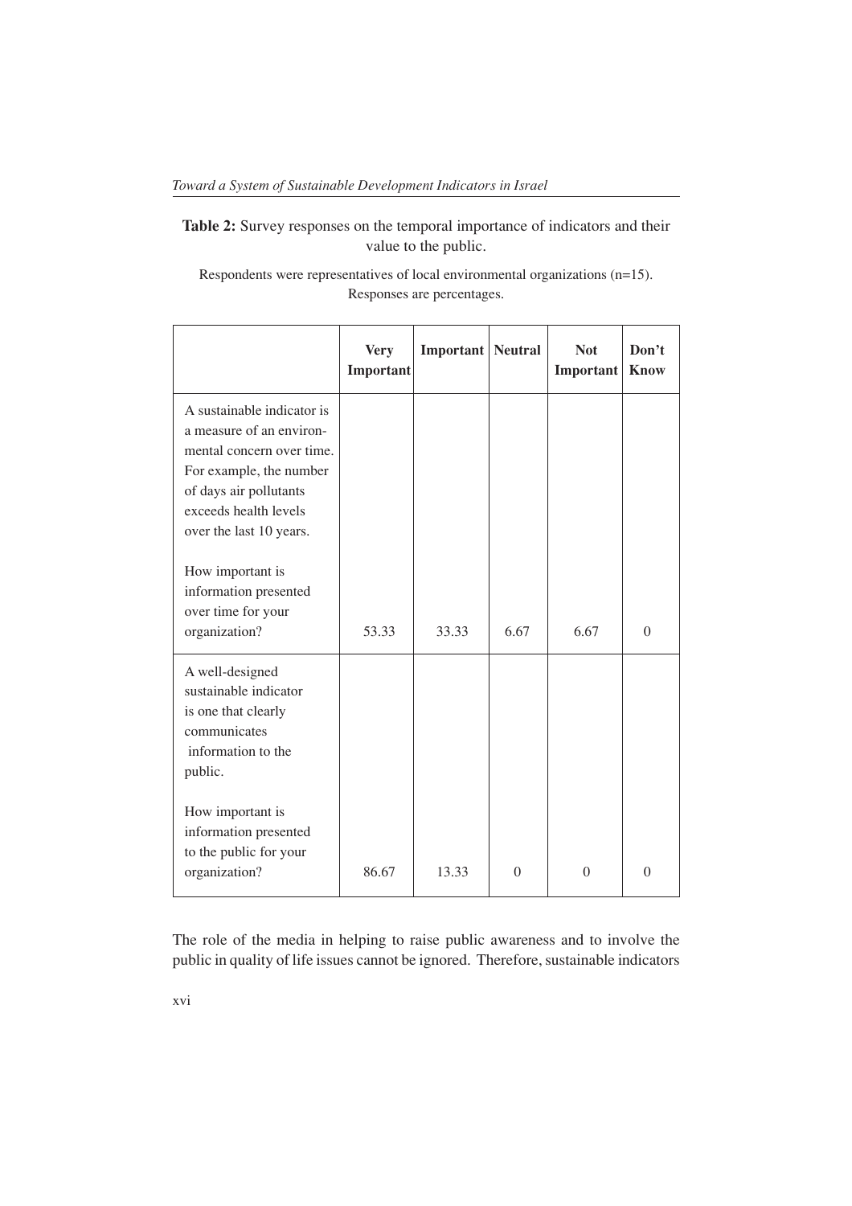**Table 2:** Survey responses on the temporal importance of indicators and their value to the public.

Respondents were representatives of local environmental organizations (n=15). Responses are percentages.

| | Very Important | Important | Neutral | Not Important | Don't Know |
|---|---|---|---|---|---|
| A sustainable indicator is a measure of an environmental concern over time. For example, the number of days air pollutants exceeds health levels over the last 10 years. How important is information presented over time for your organization? | 53.33 | 33.33 | 6.67 | 6.67 | 0 |
| A well-designed sustainable indicator is one that clearly communicates information to the public. How important is information presented to the public for your organization? | 86.67 | 13.33 | 0 | 0 | 0 |

The role of the media in helping to raise public awareness and to involve the public in quality of life issues cannot be ignored. Therefore, sustainable indicators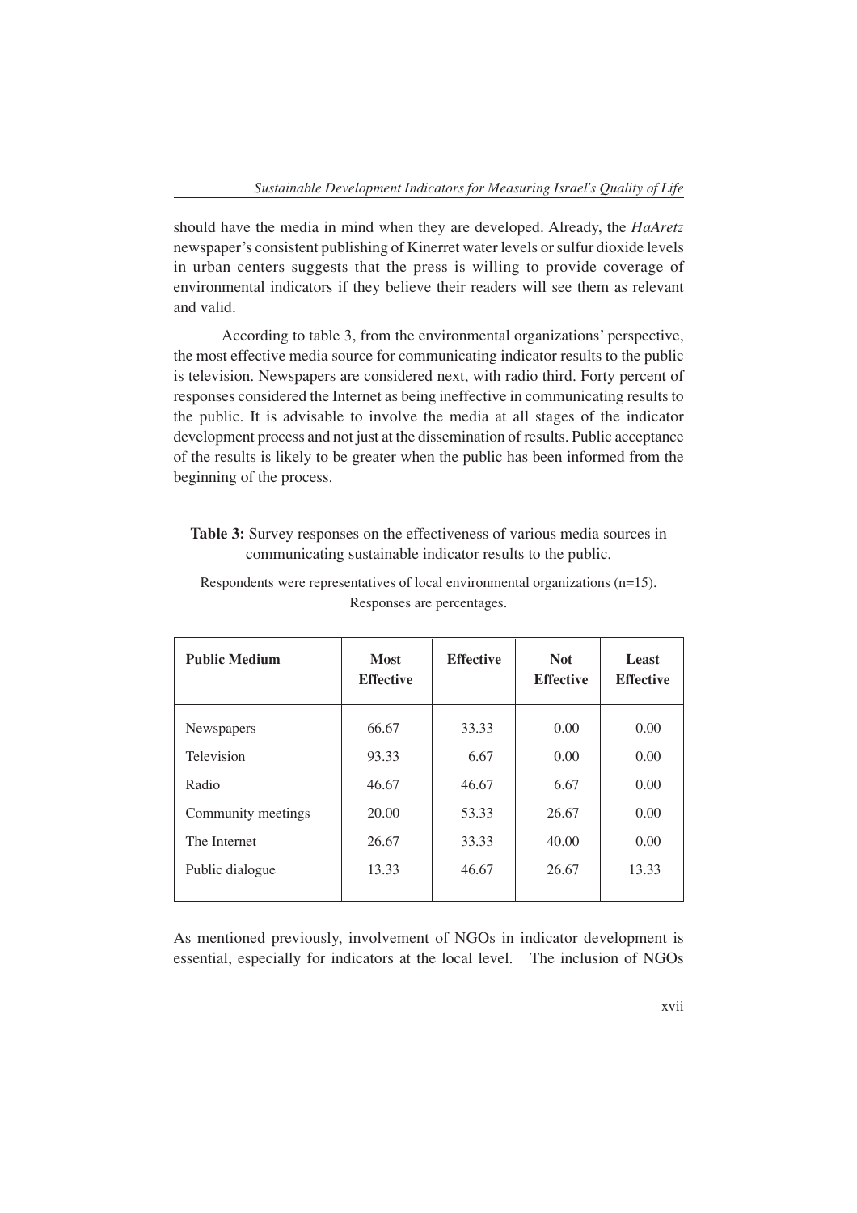should have the media in mind when they are developed. Already, the *HaAretz* newspaper's consistent publishing of Kinerret water levels or sulfur dioxide levels in urban centers suggests that the press is willing to provide coverage of environmental indicators if they believe their readers will see them as relevant and valid.

According to table 3, from the environmental organizations' perspective, the most effective media source for communicating indicator results to the public is television. Newspapers are considered next, with radio third. Forty percent of responses considered the Internet as being ineffective in communicating results to the public. It is advisable to involve the media at all stages of the indicator development process and not just at the dissemination of results. Public acceptance of the results is likely to be greater when the public has been informed from the beginning of the process.

**Table 3:** Survey responses on the effectiveness of various media sources in communicating sustainable indicator results to the public.

Respondents were representatives of local environmental organizations (n=15). Responses are percentages.

| Public Medium | Most Effective | Effective | Not Effective | Least Effective |
|---|---|---|---|---|
| Newspapers | 66.67 | 33.33 | 0.00 | 0.00 |
| Television | 93.33 | 6.67 | 0.00 | 0.00 |
| Radio | 46.67 | 46.67 | 6.67 | 0.00 |
| Community meetings | 20.00 | 53.33 | 26.67 | 0.00 |
| The Internet | 26.67 | 33.33 | 40.00 | 0.00 |
| Public dialogue | 13.33 | 46.67 | 26.67 | 13.33 |

As mentioned previously, involvement of NGOs in indicator development is essential, especially for indicators at the local level. The inclusion of NGOs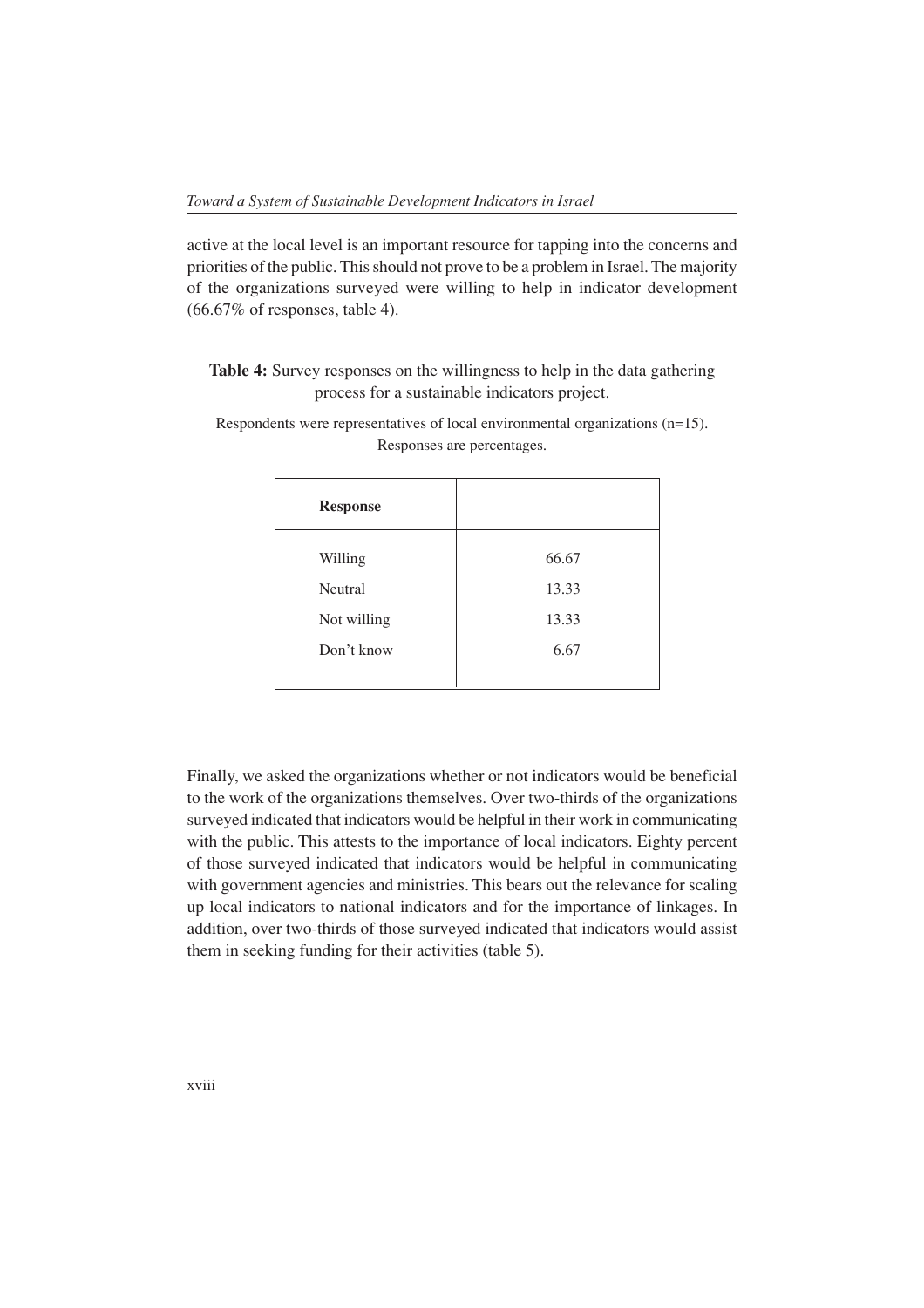active at the local level is an important resource for tapping into the concerns and priorities of the public. This should not prove to be a problem in Israel. The majority of the organizations surveyed were willing to help in indicator development (66.67% of responses, table 4).

**Table 4:** Survey responses on the willingness to help in the data gathering process for a sustainable indicators project.

Respondents were representatives of local environmental organizations (n=15). Responses are percentages.

| **Response** | |
|---|---|
| Willing | 66.67 |
| Neutral | 13.33 |
| Not willing | 13.33 |
| Don't know | 6.67 |

Finally, we asked the organizations whether or not indicators would be beneficial to the work of the organizations themselves. Over two-thirds of the organizations surveyed indicated that indicators would be helpful in their work in communicating with the public. This attests to the importance of local indicators. Eighty percent of those surveyed indicated that indicators would be helpful in communicating with government agencies and ministries. This bears out the relevance for scaling up local indicators to national indicators and for the importance of linkages. In addition, over two-thirds of those surveyed indicated that indicators would assist them in seeking funding for their activities (table 5).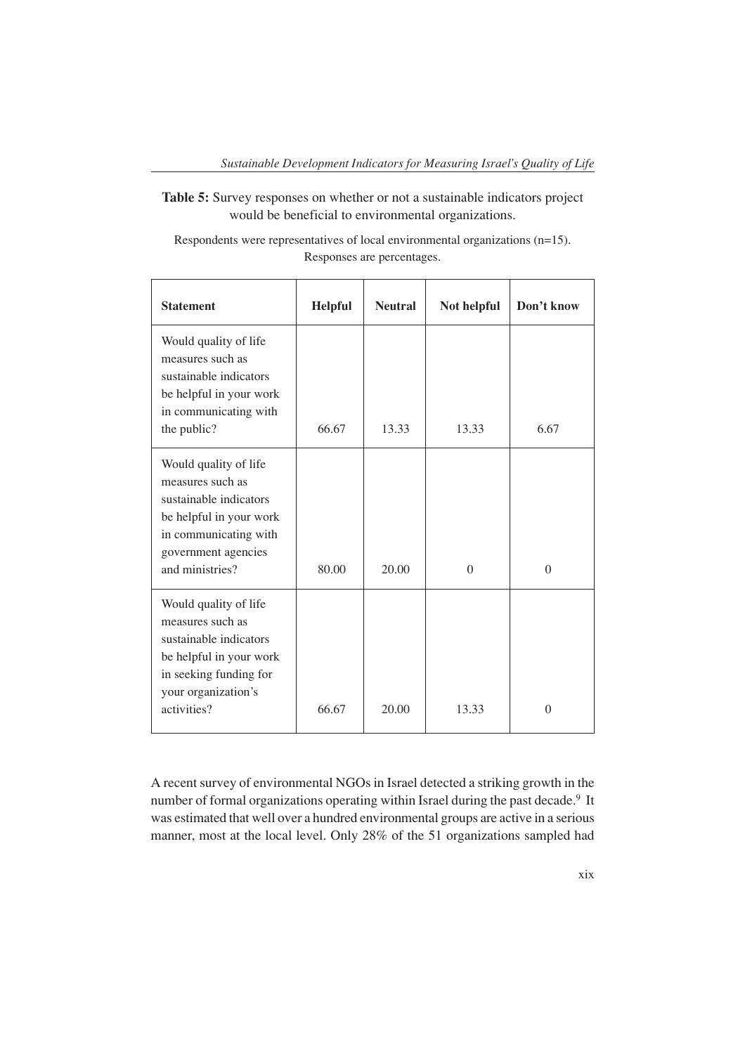**Table 5:** Survey responses on whether or not a sustainable indicators project would be beneficial to environmental organizations.

Respondents were representatives of local environmental organizations (n=15). Responses are percentages.

| Statement | Helpful | Neutral | Not helpful | Don't know |
|---|---|---|---|---|
| Would quality of life measures such as sustainable indicators be helpful in your work in communicating with the public? | 66.67 | 13.33 | 13.33 | 6.67 |
| Would quality of life measures such as sustainable indicators be helpful in your work in communicating with government agencies and ministries? | 80.00 | 20.00 | 0 | 0 |
| Would quality of life measures such as sustainable indicators be helpful in your work in seeking funding for your organization's activities? | 66.67 | 20.00 | 13.33 | 0 |

A recent survey of environmental NGOs in Israel detected a striking growth in the number of formal organizations operating within Israel during the past decade.[9] It was estimated that well over a hundred environmental groups are active in a serious manner, most at the local level. Only 28% of the 51 organizations sampled had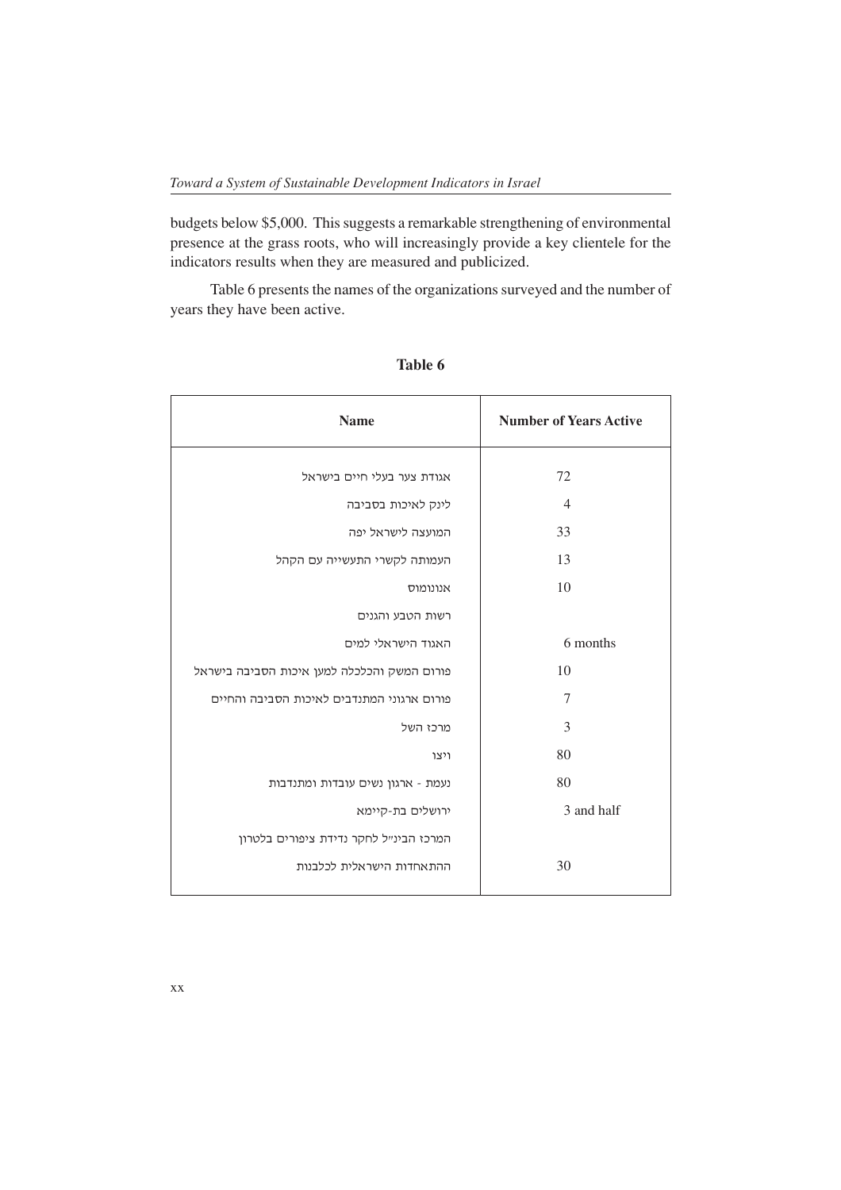budgets below $5,000. This suggests a remarkable strengthening of environmental presence at the grass roots, who will increasingly provide a key clientele for the indicators results when they are measured and publicized.

Table 6 presents the names of the organizations surveyed and the number of years they have been active.

**Table 6**

| Name | Number of Years Active |
|---|---|
| אגודת צער בעלי חיים בישראל | 72 |
| לינק לאיכות בסביבה | 4 |
| המועצה לישראל יפה | 33 |
| העמותה לקשרי התעשייה עם הקהל | 13 |
| אנונומוס | 10 |
| רשות הטבע והגנים | |
| האגוד הישראלי למים | 6 months |
| פורום המשק והכלכלה למען איכות הסביבה בישראל | 10 |
| פורום ארגוני המתנדבים לאיכות הסביבה והחיים | 7 |
| מרכז השל | 3 |
| ויצו | 80 |
| נעמת - ארגון נשים עובדות ומתנדבות | 80 |
| ירושלים בת-קיימא | 3 and half |
| המרכז הבינ״ל לחקר נדידת ציפורים בלטרון | |
| ההתאחדות הישראלית לכלבנות | 30 |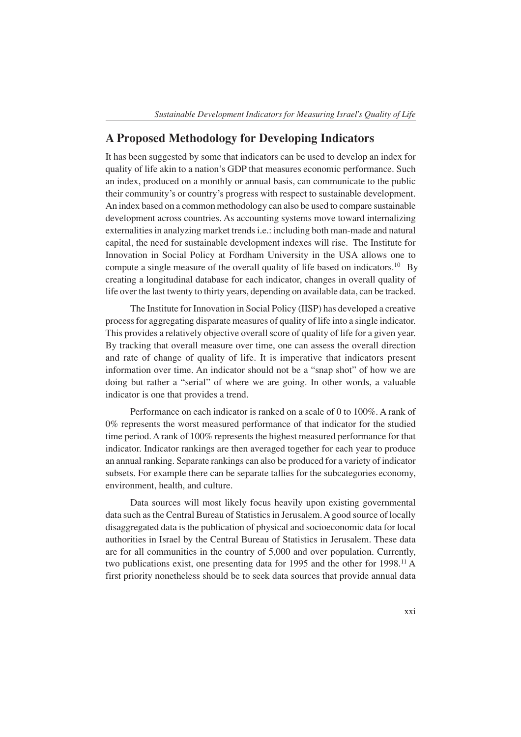## A Proposed Methodology for Developing Indicators

It has been suggested by some that indicators can be used to develop an index for quality of life akin to a nation's GDP that measures economic performance. Such an index, produced on a monthly or annual basis, can communicate to the public their community's or country's progress with respect to sustainable development. An index based on a common methodology can also be used to compare sustainable development across countries. As accounting systems move toward internalizing externalities in analyzing market trends i.e.: including both man-made and natural capital, the need for sustainable development indexes will rise. The Institute for Innovation in Social Policy at Fordham University in the USA allows one to compute a single measure of the overall quality of life based on indicators.[10] By creating a longitudinal database for each indicator, changes in overall quality of life over the last twenty to thirty years, depending on available data, can be tracked.

The Institute for Innovation in Social Policy (IISP) has developed a creative process for aggregating disparate measures of quality of life into a single indicator. This provides a relatively objective overall score of quality of life for a given year. By tracking that overall measure over time, one can assess the overall direction and rate of change of quality of life. It is imperative that indicators present information over time. An indicator should not be a "snap shot" of how we are doing but rather a "serial" of where we are going. In other words, a valuable indicator is one that provides a trend.

Performance on each indicator is ranked on a scale of 0 to 100%. A rank of 0% represents the worst measured performance of that indicator for the studied time period. A rank of 100% represents the highest measured performance for that indicator. Indicator rankings are then averaged together for each year to produce an annual ranking. Separate rankings can also be produced for a variety of indicator subsets. For example there can be separate tallies for the subcategories economy, environment, health, and culture.

Data sources will most likely focus heavily upon existing governmental data such as the Central Bureau of Statistics in Jerusalem. A good source of locally disaggregated data is the publication of physical and socioeconomic data for local authorities in Israel by the Central Bureau of Statistics in Jerusalem. These data are for all communities in the country of 5,000 and over population. Currently, two publications exist, one presenting data for 1995 and the other for 1998.[11] A first priority nonetheless should be to seek data sources that provide annual data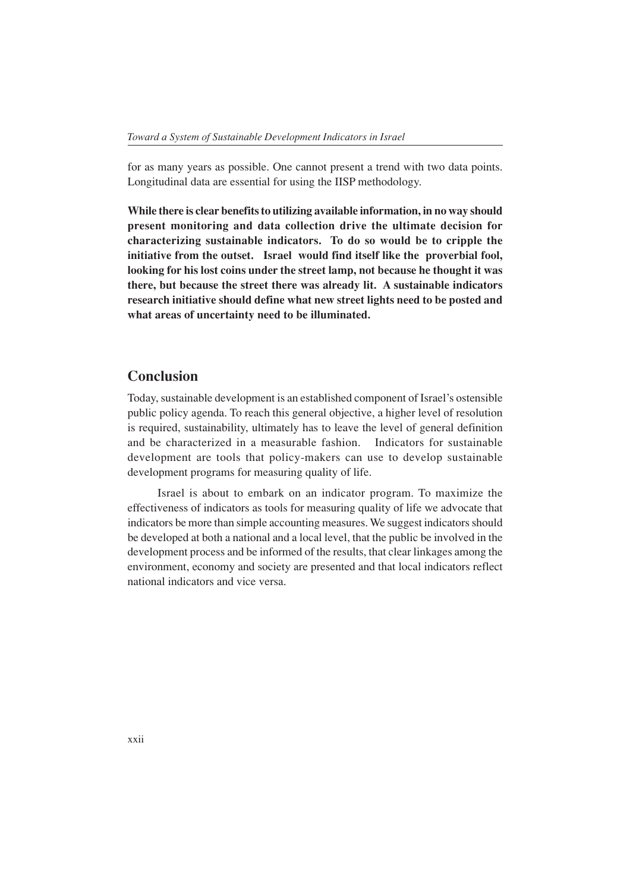for as many years as possible. One cannot present a trend with two data points. Longitudinal data are essential for using the IISP methodology.

**While there is clear benefits to utilizing available information, in no way should present monitoring and data collection drive the ultimate decision for characterizing sustainable indicators. To do so would be to cripple the initiative from the outset. Israel would find itself like the proverbial fool, looking for his lost coins under the street lamp, not because he thought it was there, but because the street there was already lit. A sustainable indicators research initiative should define what new street lights need to be posted and what areas of uncertainty need to be illuminated.**

## Conclusion

Today, sustainable development is an established component of Israel's ostensible public policy agenda. To reach this general objective, a higher level of resolution is required, sustainability, ultimately has to leave the level of general definition and be characterized in a measurable fashion. Indicators for sustainable development are tools that policy-makers can use to develop sustainable development programs for measuring quality of life.

Israel is about to embark on an indicator program. To maximize the effectiveness of indicators as tools for measuring quality of life we advocate that indicators be more than simple accounting measures. We suggest indicators should be developed at both a national and a local level, that the public be involved in the development process and be informed of the results, that clear linkages among the environment, economy and society are presented and that local indicators reflect national indicators and vice versa.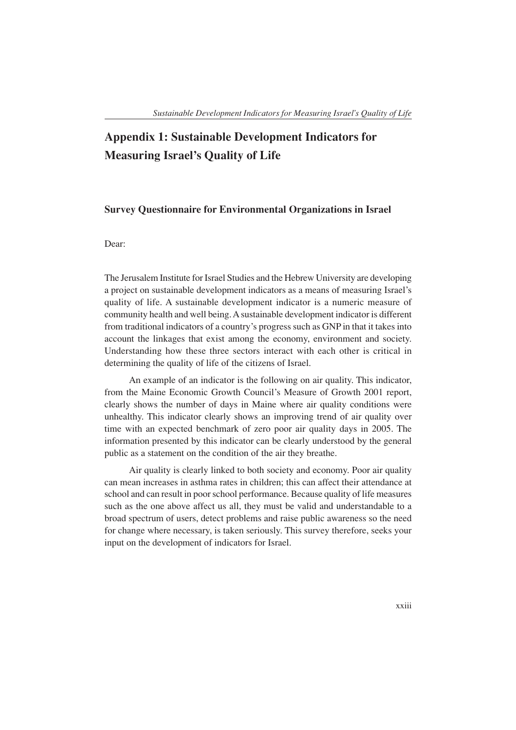# Appendix 1: Sustainable Development Indicators for Measuring Israel's Quality of Life

## Survey Questionnaire for Environmental Organizations in Israel

Dear:

The Jerusalem Institute for Israel Studies and the Hebrew University are developing a project on sustainable development indicators as a means of measuring Israel's quality of life. A sustainable development indicator is a numeric measure of community health and well being. A sustainable development indicator is different from traditional indicators of a country's progress such as GNP in that it takes into account the linkages that exist among the economy, environment and society. Understanding how these three sectors interact with each other is critical in determining the quality of life of the citizens of Israel.

An example of an indicator is the following on air quality. This indicator, from the Maine Economic Growth Council's Measure of Growth 2001 report, clearly shows the number of days in Maine where air quality conditions were unhealthy. This indicator clearly shows an improving trend of air quality over time with an expected benchmark of zero poor air quality days in 2005. The information presented by this indicator can be clearly understood by the general public as a statement on the condition of the air they breathe.

Air quality is clearly linked to both society and economy. Poor air quality can mean increases in asthma rates in children; this can affect their attendance at school and can result in poor school performance. Because quality of life measures such as the one above affect us all, they must be valid and understandable to a broad spectrum of users, detect problems and raise public awareness so the need for change where necessary, is taken seriously. This survey therefore, seeks your input on the development of indicators for Israel.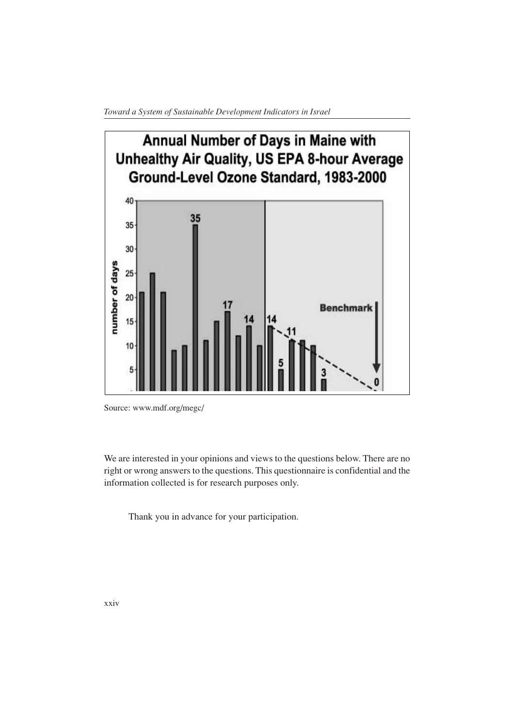**Annual Number of Days in Maine with Unhealthy Air Quality, US EPA 8-hour Average Ground-Level Ozone Standard, 1983-2000**

Source: www.mdf.org/megc/

We are interested in your opinions and views to the questions below. There are no right or wrong answers to the questions. This questionnaire is confidential and the information collected is for research purposes only.

Thank you in advance for your participation.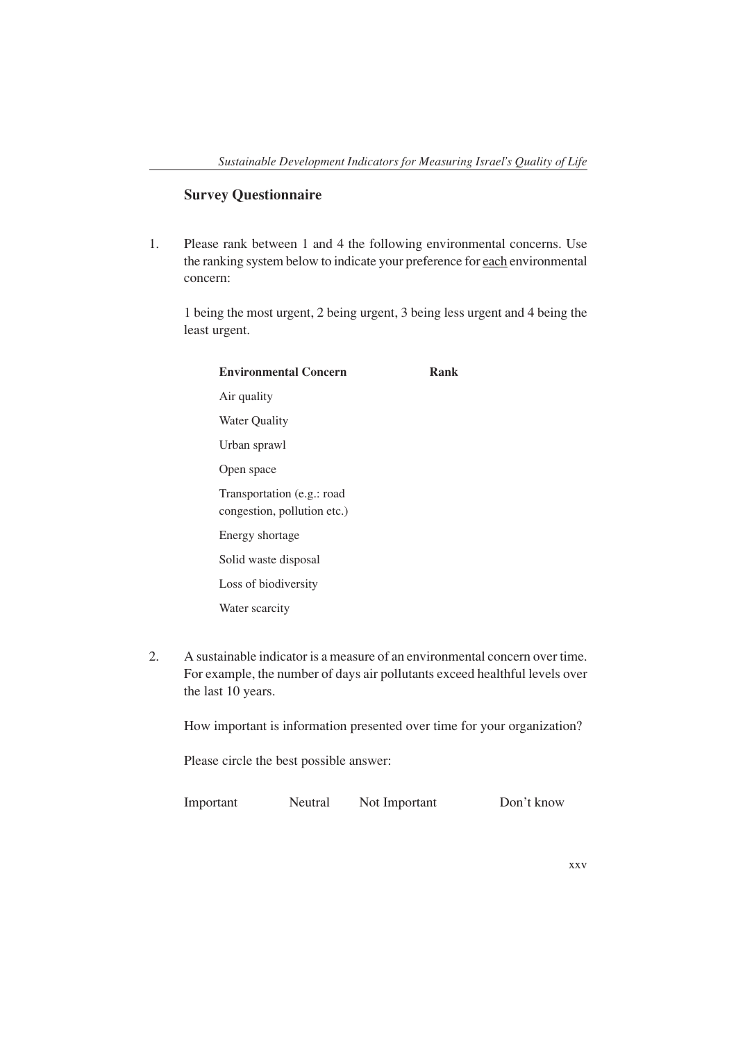## Survey Questionnaire

1. Please rank between 1 and 4 the following environmental concerns. Use the ranking system below to indicate your preference for <u>each</u> environmental concern:

   1 being the most urgent, 2 being urgent, 3 being less urgent and 4 being the least urgent.

| Environmental Concern | Rank |
|---|---|
| Air quality | |
| Water Quality | |
| Urban sprawl | |
| Open space | |
| Transportation (e.g.: road congestion, pollution etc.) | |
| Energy shortage | |
| Solid waste disposal | |
| Loss of biodiversity | |
| Water scarcity | |

2. A sustainable indicator is a measure of an environmental concern over time. For example, the number of days air pollutants exceed healthful levels over the last 10 years.

   How important is information presented over time for your organization?

   Please circle the best possible answer:

   Important &nbsp;&nbsp;&nbsp; Neutral &nbsp;&nbsp;&nbsp; Not Important &nbsp;&nbsp;&nbsp; Don't know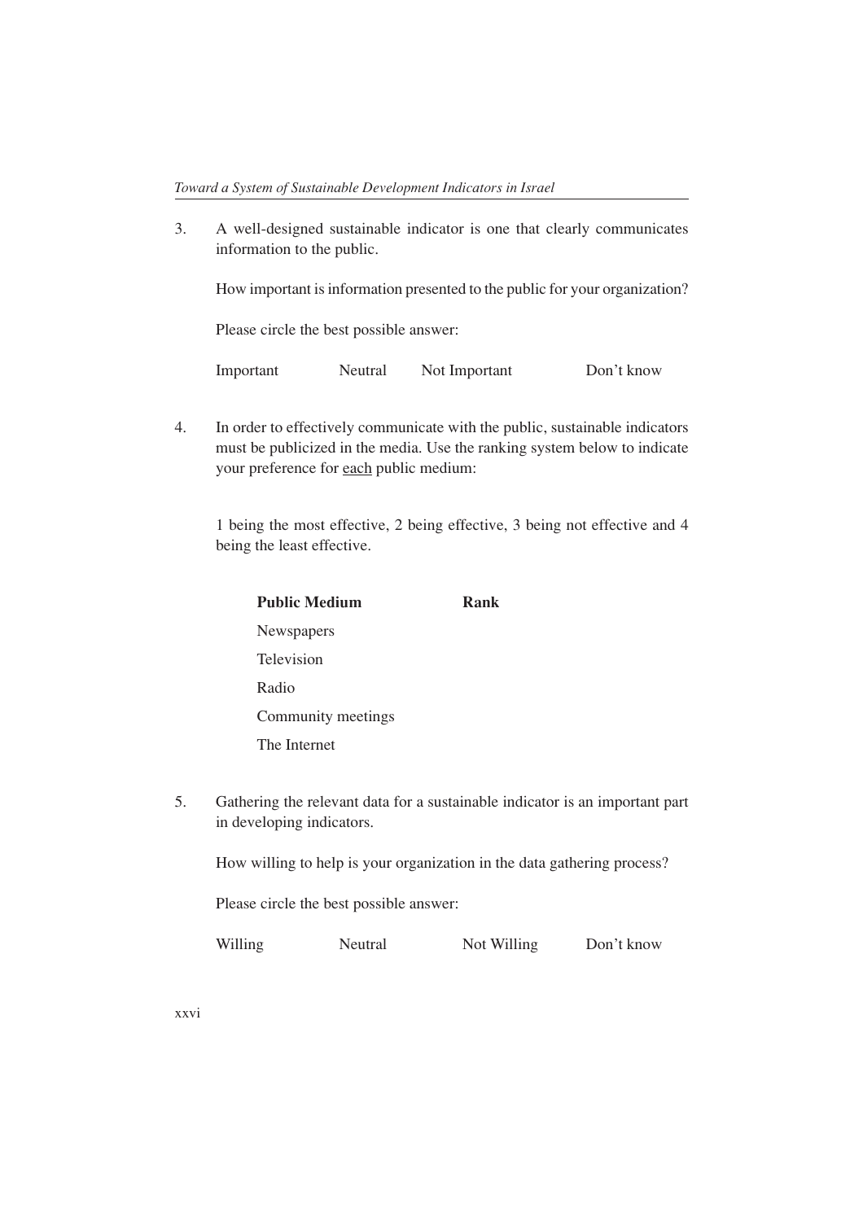3. A well-designed sustainable indicator is one that clearly communicates information to the public.

   How important is information presented to the public for your organization?

   Please circle the best possible answer:

   Important    Neutral    Not Important    Don't know

4. In order to effectively communicate with the public, sustainable indicators must be publicized in the media. Use the ranking system below to indicate your preference for <u>each</u> public medium:

   1 being the most effective, 2 being effective, 3 being not effective and 4 being the least effective.

   | **Public Medium** | **Rank** |
   |---|---|
   | Newspapers | |
   | Television | |
   | Radio | |
   | Community meetings | |
   | The Internet | |

5. Gathering the relevant data for a sustainable indicator is an important part in developing indicators.

   How willing to help is your organization in the data gathering process?

   Please circle the best possible answer:

   Willing    Neutral    Not Willing    Don't know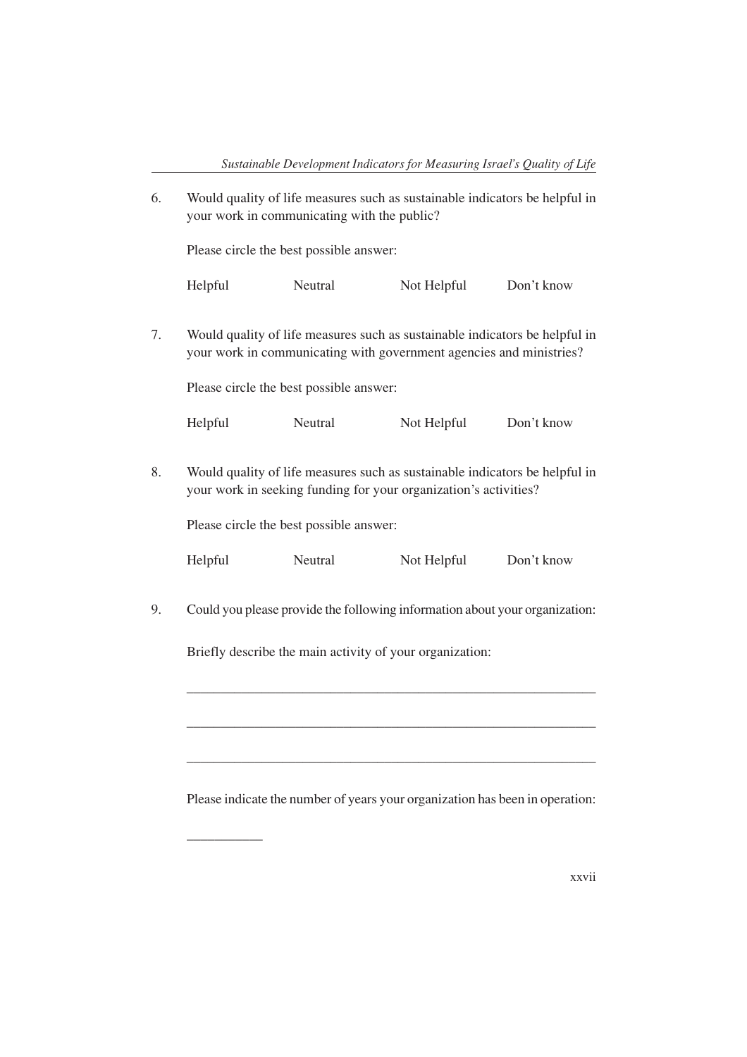6. Would quality of life measures such as sustainable indicators be helpful in your work in communicating with the public?

   Please circle the best possible answer:

   Helpful Neutral Not Helpful Don't know

7. Would quality of life measures such as sustainable indicators be helpful in your work in communicating with government agencies and ministries?

   Please circle the best possible answer:

   Helpful Neutral Not Helpful Don't know

8. Would quality of life measures such as sustainable indicators be helpful in your work in seeking funding for your organization's activities?

   Please circle the best possible answer:

   Helpful Neutral Not Helpful Don't know

9. Could you please provide the following information about your organization:

   Briefly describe the main activity of your organization:

   ___________________________________________________________

   ___________________________________________________________

   ___________________________________________________________

   Please indicate the number of years your organization has been in operation:

   ___________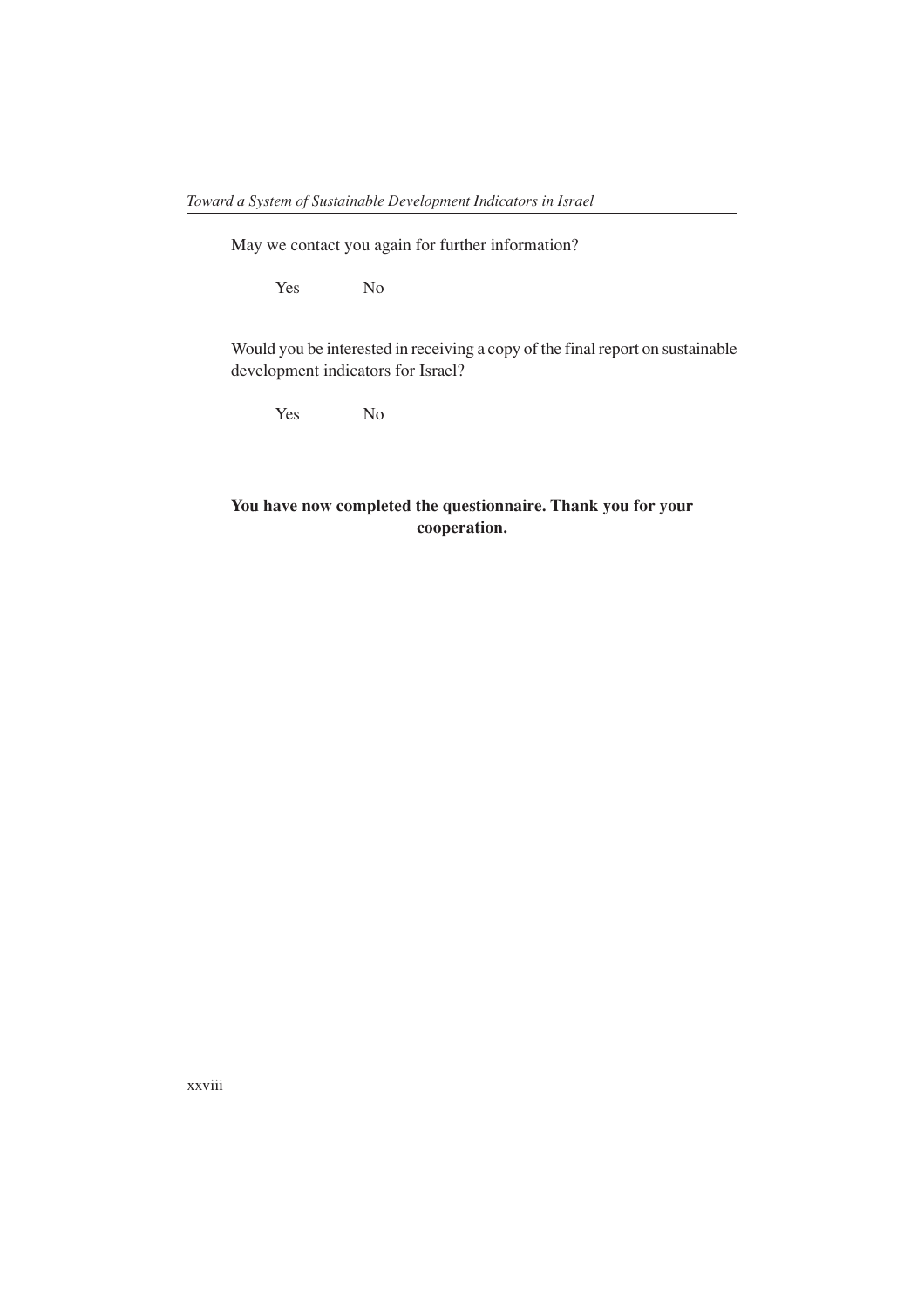May we contact you again for further information?

Yes No

Would you be interested in receiving a copy of the final report on sustainable development indicators for Israel?

Yes No

**You have now completed the questionnaire. Thank you for your cooperation.**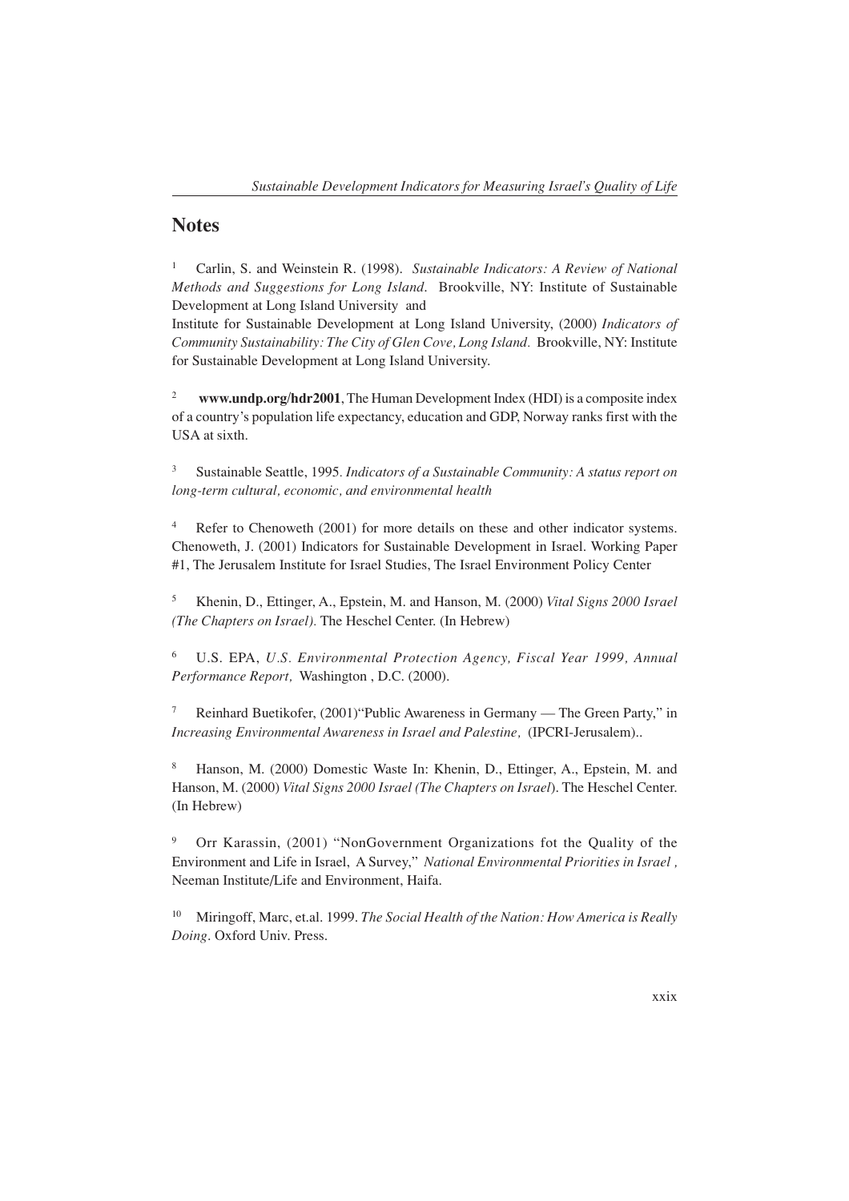## Notes

[1] Carlin, S. and Weinstein R. (1998). *Sustainable Indicators: A Review of National Methods and Suggestions for Long Island*. Brookville, NY: Institute of Sustainable Development at Long Island University and

Institute for Sustainable Development at Long Island University, (2000) *Indicators of Community Sustainability: The City of Glen Cove, Long Island.* Brookville, NY: Institute for Sustainable Development at Long Island University.

[2] **www.undp.org/hdr2001**, The Human Development Index (HDI) is a composite index of a country's population life expectancy, education and GDP, Norway ranks first with the USA at sixth.

[3] Sustainable Seattle, 1995. *Indicators of a Sustainable Community: A status report on long-term cultural, economic, and environmental health*

[4] Refer to Chenoweth (2001) for more details on these and other indicator systems. Chenoweth, J. (2001) Indicators for Sustainable Development in Israel. Working Paper #1, The Jerusalem Institute for Israel Studies, The Israel Environment Policy Center

[5] Khenin, D., Ettinger, A., Epstein, M. and Hanson, M. (2000) *Vital Signs 2000 Israel (The Chapters on Israel).* The Heschel Center. (In Hebrew)

[6] U.S. EPA, *U.S. Environmental Protection Agency, Fiscal Year 1999, Annual Performance Report,* Washington , D.C. (2000).

[7] Reinhard Buetikofer, (2001)"Public Awareness in Germany — The Green Party," in *Increasing Environmental Awareness in Israel and Palestine,* (IPCRI-Jerusalem)..

[8] Hanson, M. (2000) Domestic Waste In: Khenin, D., Ettinger, A., Epstein, M. and Hanson, M. (2000) *Vital Signs 2000 Israel (The Chapters on Israel*). The Heschel Center. (In Hebrew)

[9] Orr Karassin, (2001) "NonGovernment Organizations fot the Quality of the Environment and Life in Israel, A Survey," *National Environmental Priorities in Israel ,* Neeman Institute/Life and Environment, Haifa.

[10] Miringoff, Marc, et.al. 1999. *The Social Health of the Nation: How America is Really Doing*. Oxford Univ. Press.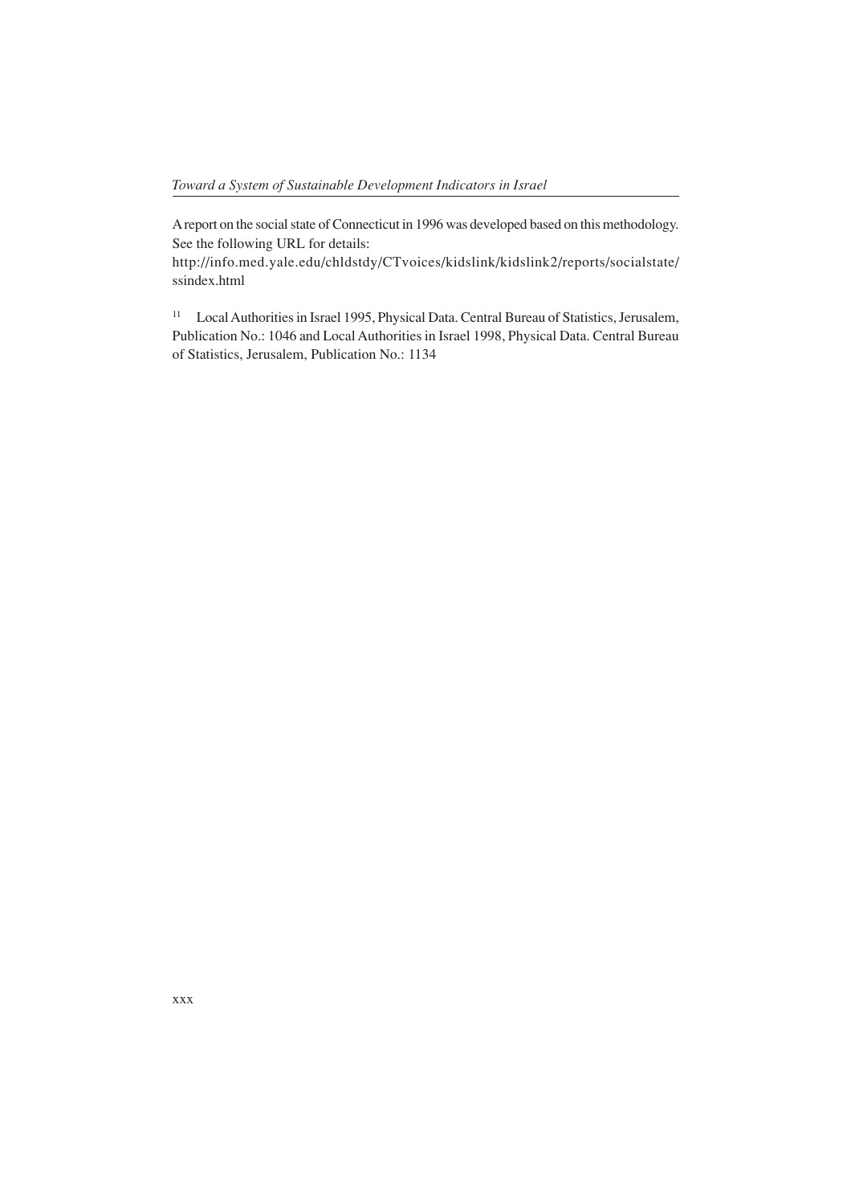A report on the social state of Connecticut in 1996 was developed based on this methodology. See the following URL for details:
http://info.med.yale.edu/chldstdy/CTvoices/kidslink/kidslink2/reports/socialstate/ssindex.html

[11] Local Authorities in Israel 1995, Physical Data. Central Bureau of Statistics, Jerusalem, Publication No.: 1046 and Local Authorities in Israel 1998, Physical Data. Central Bureau of Statistics, Jerusalem, Publication No.: 1134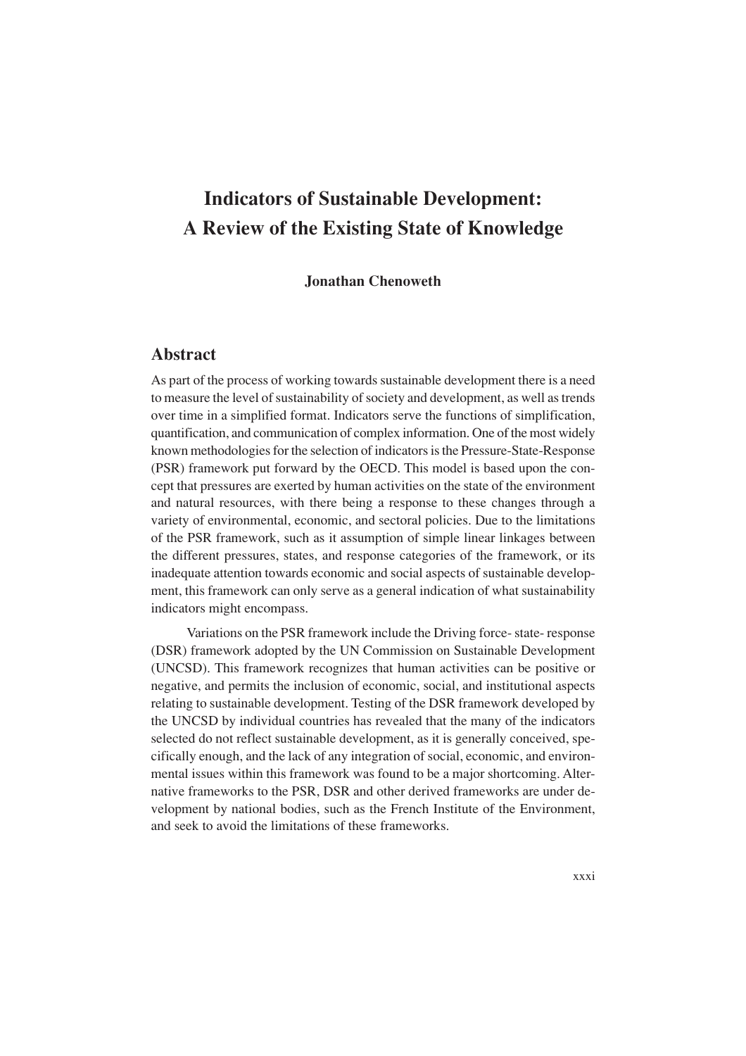# Indicators of Sustainable Development: A Review of the Existing State of Knowledge

**Jonathan Chenoweth**

## Abstract

As part of the process of working towards sustainable development there is a need to measure the level of sustainability of society and development, as well as trends over time in a simplified format. Indicators serve the functions of simplification, quantification, and communication of complex information. One of the most widely known methodologies for the selection of indicators is the Pressure-State-Response (PSR) framework put forward by the OECD. This model is based upon the concept that pressures are exerted by human activities on the state of the environment and natural resources, with there being a response to these changes through a variety of environmental, economic, and sectoral policies. Due to the limitations of the PSR framework, such as it assumption of simple linear linkages between the different pressures, states, and response categories of the framework, or its inadequate attention towards economic and social aspects of sustainable development, this framework can only serve as a general indication of what sustainability indicators might encompass.

Variations on the PSR framework include the Driving force- state- response (DSR) framework adopted by the UN Commission on Sustainable Development (UNCSD). This framework recognizes that human activities can be positive or negative, and permits the inclusion of economic, social, and institutional aspects relating to sustainable development. Testing of the DSR framework developed by the UNCSD by individual countries has revealed that the many of the indicators selected do not reflect sustainable development, as it is generally conceived, specifically enough, and the lack of any integration of social, economic, and environmental issues within this framework was found to be a major shortcoming. Alternative frameworks to the PSR, DSR and other derived frameworks are under development by national bodies, such as the French Institute of the Environment, and seek to avoid the limitations of these frameworks.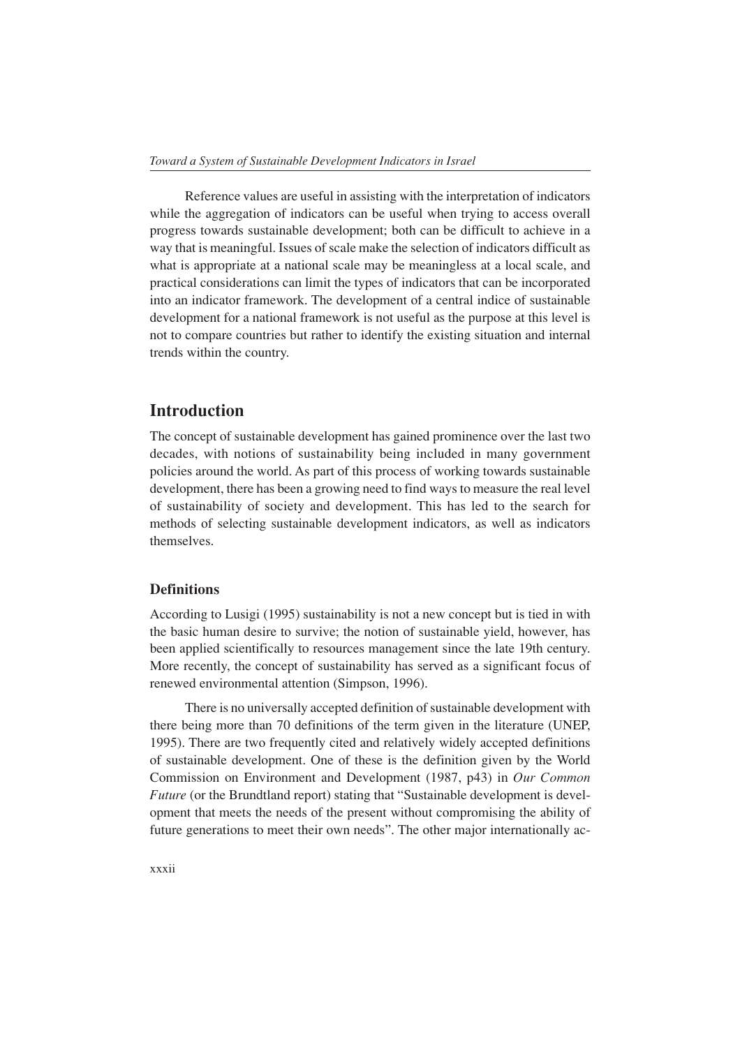Reference values are useful in assisting with the interpretation of indicators while the aggregation of indicators can be useful when trying to access overall progress towards sustainable development; both can be difficult to achieve in a way that is meaningful. Issues of scale make the selection of indicators difficult as what is appropriate at a national scale may be meaningless at a local scale, and practical considerations can limit the types of indicators that can be incorporated into an indicator framework. The development of a central indice of sustainable development for a national framework is not useful as the purpose at this level is not to compare countries but rather to identify the existing situation and internal trends within the country.

## Introduction

The concept of sustainable development has gained prominence over the last two decades, with notions of sustainability being included in many government policies around the world. As part of this process of working towards sustainable development, there has been a growing need to find ways to measure the real level of sustainability of society and development. This has led to the search for methods of selecting sustainable development indicators, as well as indicators themselves.

### Definitions

According to Lusigi (1995) sustainability is not a new concept but is tied in with the basic human desire to survive; the notion of sustainable yield, however, has been applied scientifically to resources management since the late 19th century. More recently, the concept of sustainability has served as a significant focus of renewed environmental attention (Simpson, 1996).

There is no universally accepted definition of sustainable development with there being more than 70 definitions of the term given in the literature (UNEP, 1995). There are two frequently cited and relatively widely accepted definitions of sustainable development. One of these is the definition given by the World Commission on Environment and Development (1987, p43) in *Our Common Future* (or the Brundtland report) stating that "Sustainable development is development that meets the needs of the present without compromising the ability of future generations to meet their own needs". The other major internationally ac-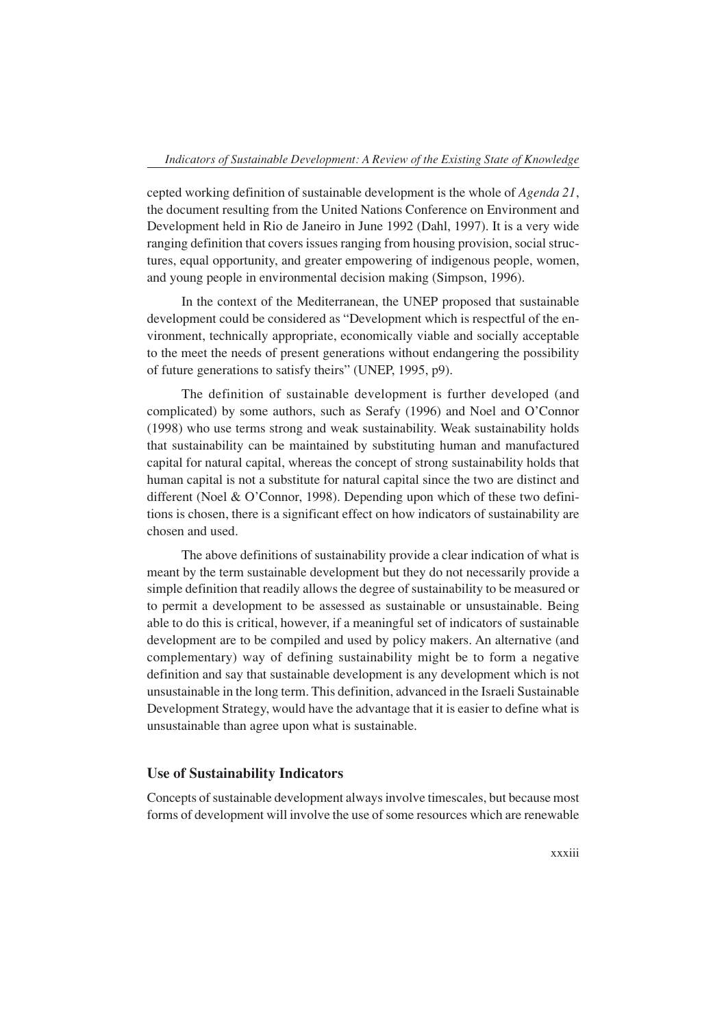cepted working definition of sustainable development is the whole of *Agenda 21*, the document resulting from the United Nations Conference on Environment and Development held in Rio de Janeiro in June 1992 (Dahl, 1997). It is a very wide ranging definition that covers issues ranging from housing provision, social structures, equal opportunity, and greater empowering of indigenous people, women, and young people in environmental decision making (Simpson, 1996).

In the context of the Mediterranean, the UNEP proposed that sustainable development could be considered as "Development which is respectful of the environment, technically appropriate, economically viable and socially acceptable to the meet the needs of present generations without endangering the possibility of future generations to satisfy theirs" (UNEP, 1995, p9).

The definition of sustainable development is further developed (and complicated) by some authors, such as Serafy (1996) and Noel and O'Connor (1998) who use terms strong and weak sustainability. Weak sustainability holds that sustainability can be maintained by substituting human and manufactured capital for natural capital, whereas the concept of strong sustainability holds that human capital is not a substitute for natural capital since the two are distinct and different (Noel & O'Connor, 1998). Depending upon which of these two definitions is chosen, there is a significant effect on how indicators of sustainability are chosen and used.

The above definitions of sustainability provide a clear indication of what is meant by the term sustainable development but they do not necessarily provide a simple definition that readily allows the degree of sustainability to be measured or to permit a development to be assessed as sustainable or unsustainable. Being able to do this is critical, however, if a meaningful set of indicators of sustainable development are to be compiled and used by policy makers. An alternative (and complementary) way of defining sustainability might be to form a negative definition and say that sustainable development is any development which is not unsustainable in the long term. This definition, advanced in the Israeli Sustainable Development Strategy, would have the advantage that it is easier to define what is unsustainable than agree upon what is sustainable.

### Use of Sustainability Indicators

Concepts of sustainable development always involve timescales, but because most forms of development will involve the use of some resources which are renewable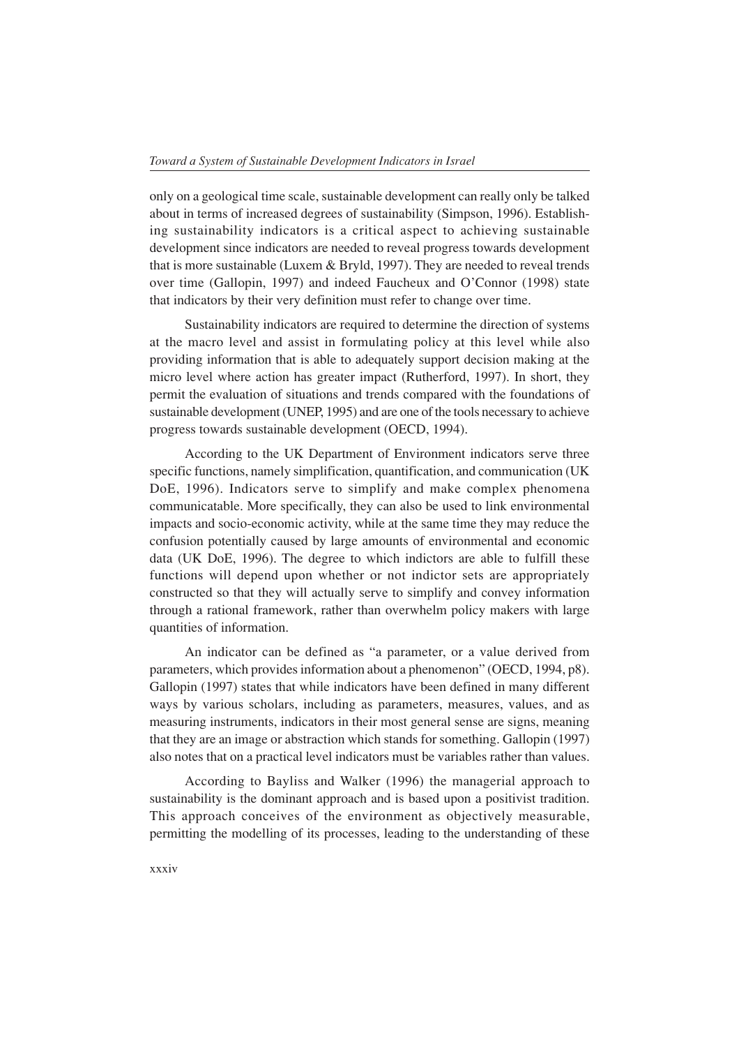only on a geological time scale, sustainable development can really only be talked about in terms of increased degrees of sustainability (Simpson, 1996). Establishing sustainability indicators is a critical aspect to achieving sustainable development since indicators are needed to reveal progress towards development that is more sustainable (Luxem & Bryld, 1997). They are needed to reveal trends over time (Gallopin, 1997) and indeed Faucheux and O'Connor (1998) state that indicators by their very definition must refer to change over time.

Sustainability indicators are required to determine the direction of systems at the macro level and assist in formulating policy at this level while also providing information that is able to adequately support decision making at the micro level where action has greater impact (Rutherford, 1997). In short, they permit the evaluation of situations and trends compared with the foundations of sustainable development (UNEP, 1995) and are one of the tools necessary to achieve progress towards sustainable development (OECD, 1994).

According to the UK Department of Environment indicators serve three specific functions, namely simplification, quantification, and communication (UK DoE, 1996). Indicators serve to simplify and make complex phenomena communicatable. More specifically, they can also be used to link environmental impacts and socio-economic activity, while at the same time they may reduce the confusion potentially caused by large amounts of environmental and economic data (UK DoE, 1996). The degree to which indictors are able to fulfill these functions will depend upon whether or not indictor sets are appropriately constructed so that they will actually serve to simplify and convey information through a rational framework, rather than overwhelm policy makers with large quantities of information.

An indicator can be defined as "a parameter, or a value derived from parameters, which provides information about a phenomenon" (OECD, 1994, p8). Gallopin (1997) states that while indicators have been defined in many different ways by various scholars, including as parameters, measures, values, and as measuring instruments, indicators in their most general sense are signs, meaning that they are an image or abstraction which stands for something. Gallopin (1997) also notes that on a practical level indicators must be variables rather than values.

According to Bayliss and Walker (1996) the managerial approach to sustainability is the dominant approach and is based upon a positivist tradition. This approach conceives of the environment as objectively measurable, permitting the modelling of its processes, leading to the understanding of these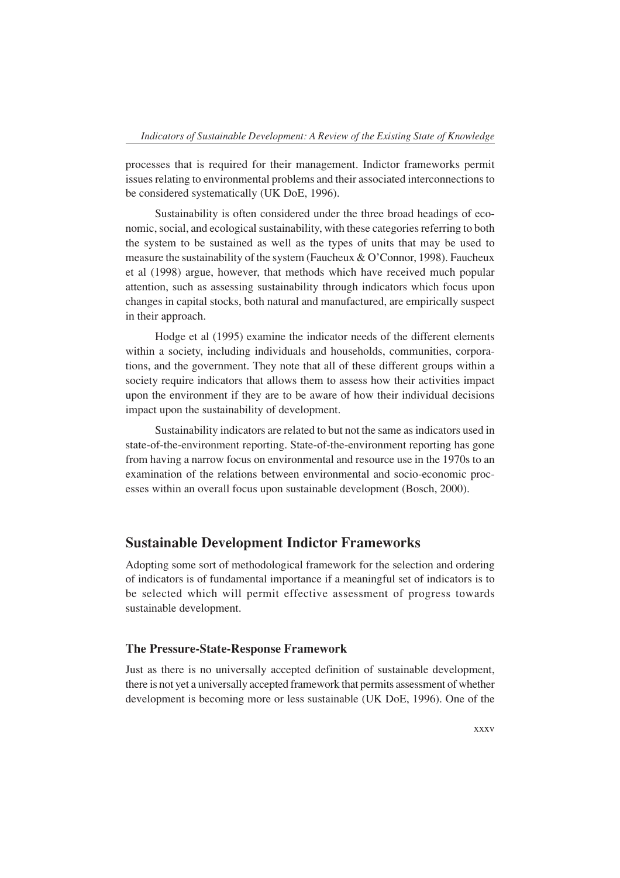processes that is required for their management. Indictor frameworks permit issues relating to environmental problems and their associated interconnections to be considered systematically (UK DoE, 1996).

Sustainability is often considered under the three broad headings of economic, social, and ecological sustainability, with these categories referring to both the system to be sustained as well as the types of units that may be used to measure the sustainability of the system (Faucheux & O'Connor, 1998). Faucheux et al (1998) argue, however, that methods which have received much popular attention, such as assessing sustainability through indicators which focus upon changes in capital stocks, both natural and manufactured, are empirically suspect in their approach.

Hodge et al (1995) examine the indicator needs of the different elements within a society, including individuals and households, communities, corporations, and the government. They note that all of these different groups within a society require indicators that allows them to assess how their activities impact upon the environment if they are to be aware of how their individual decisions impact upon the sustainability of development.

Sustainability indicators are related to but not the same as indicators used in state-of-the-environment reporting. State-of-the-environment reporting has gone from having a narrow focus on environmental and resource use in the 1970s to an examination of the relations between environmental and socio-economic processes within an overall focus upon sustainable development (Bosch, 2000).

## Sustainable Development Indictor Frameworks

Adopting some sort of methodological framework for the selection and ordering of indicators is of fundamental importance if a meaningful set of indicators is to be selected which will permit effective assessment of progress towards sustainable development.

### The Pressure-State-Response Framework

Just as there is no universally accepted definition of sustainable development, there is not yet a universally accepted framework that permits assessment of whether development is becoming more or less sustainable (UK DoE, 1996). One of the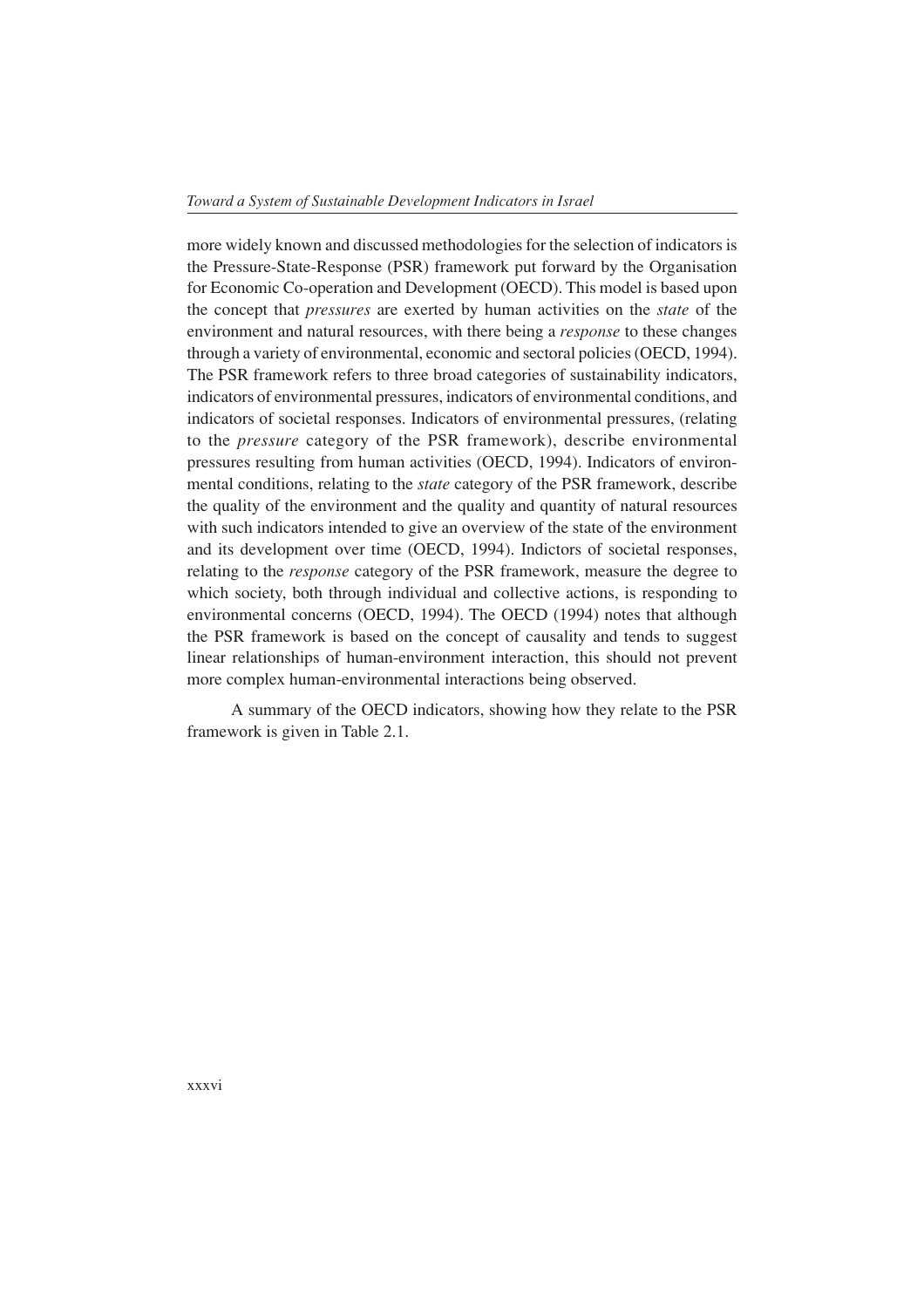more widely known and discussed methodologies for the selection of indicators is the Pressure-State-Response (PSR) framework put forward by the Organisation for Economic Co-operation and Development (OECD). This model is based upon the concept that *pressures* are exerted by human activities on the *state* of the environment and natural resources, with there being a *response* to these changes through a variety of environmental, economic and sectoral policies (OECD, 1994). The PSR framework refers to three broad categories of sustainability indicators, indicators of environmental pressures, indicators of environmental conditions, and indicators of societal responses. Indicators of environmental pressures, (relating to the *pressure* category of the PSR framework), describe environmental pressures resulting from human activities (OECD, 1994). Indicators of environmental conditions, relating to the *state* category of the PSR framework, describe the quality of the environment and the quality and quantity of natural resources with such indicators intended to give an overview of the state of the environment and its development over time (OECD, 1994). Indictors of societal responses, relating to the *response* category of the PSR framework, measure the degree to which society, both through individual and collective actions, is responding to environmental concerns (OECD, 1994). The OECD (1994) notes that although the PSR framework is based on the concept of causality and tends to suggest linear relationships of human-environment interaction, this should not prevent more complex human-environmental interactions being observed.

A summary of the OECD indicators, showing how they relate to the PSR framework is given in Table 2.1.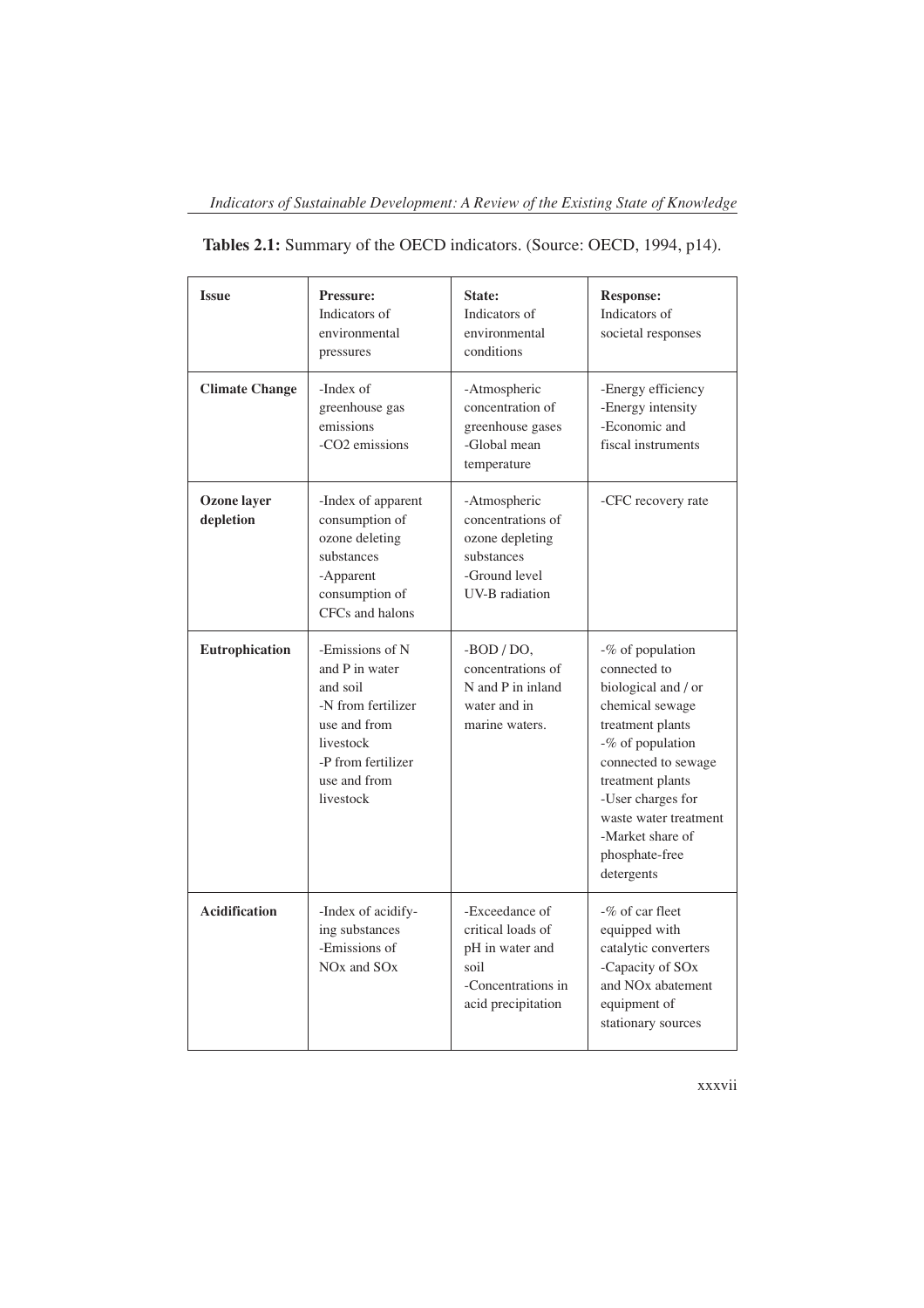**Tables 2.1:** Summary of the OECD indicators. (Source: OECD, 1994, p14).

| **Issue** | **Pressure:** Indicators of environmental pressures | **State:** Indicators of environmental conditions | **Response:** Indicators of societal responses |
|---|---|---|---|
| **Climate Change** | -Index of greenhouse gas emissions<br>-CO2 emissions | -Atmospheric concentration of greenhouse gases<br>-Global mean temperature | -Energy efficiency<br>-Energy intensity<br>-Economic and fiscal instruments |
| **Ozone layer depletion** | -Index of apparent consumption of ozone deleting substances<br>-Apparent consumption of CFCs and halons | -Atmospheric concentrations of ozone depleting substances<br>-Ground level UV-B radiation | -CFC recovery rate |
| **Eutrophication** | -Emissions of N and P in water and soil<br>-N from fertilizer use and from livestock<br>-P from fertilizer use and from livestock | -BOD / DO, concentrations of N and P in inland water and in marine waters. | -% of population connected to biological and / or chemical sewage treatment plants<br>-% of population connected to sewage treatment plants<br>-User charges for waste water treatment<br>-Market share of phosphate-free detergents |
| **Acidification** | -Index of acidifying substances<br>-Emissions of NOx and SOx | -Exceedance of critical loads of pH in water and soil<br>-Concentrations in acid precipitation | -% of car fleet equipped with catalytic converters<br>-Capacity of SOx and NOx abatement equipment of stationary sources |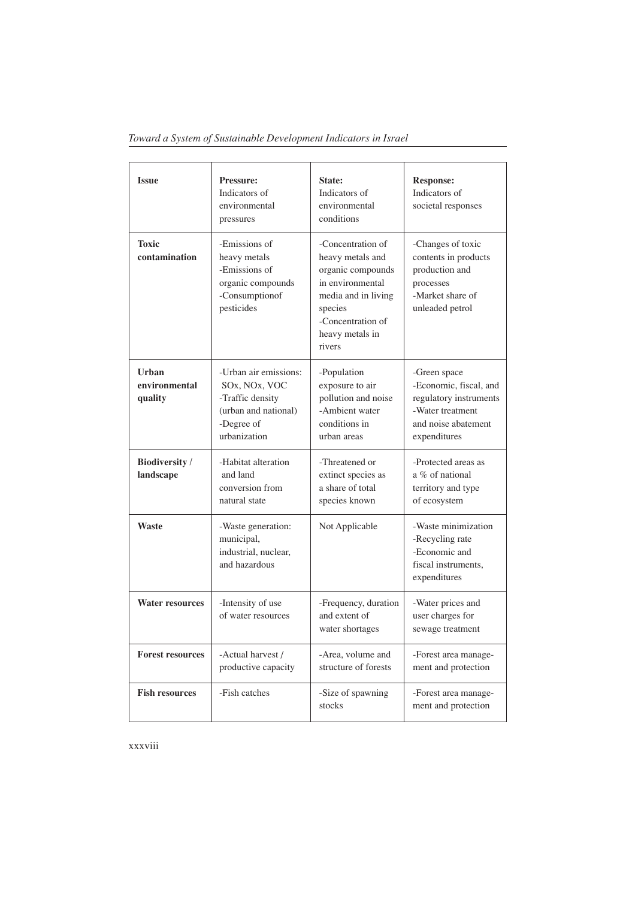| **Issue** | **Pressure:** Indicators of environmental pressures | **State:** Indicators of environmental conditions | **Response:** Indicators of societal responses |
|---|---|---|---|
| **Toxic contamination** | -Emissions of heavy metals -Emissions of organic compounds -Consumptionof pesticides | -Concentration of heavy metals and organic compounds in environmental media and in living species -Concentration of heavy metals in rivers | -Changes of toxic contents in products production and processes -Market share of unleaded petrol |
| **Urban environmental quality** | -Urban air emissions: SOx, NOx, VOC -Traffic density (urban and national) -Degree of urbanization | -Population exposure to air pollution and noise -Ambient water conditions in urban areas | -Green space -Economic, fiscal, and regulatory instruments -Water treatment and noise abatement expenditures |
| **Biodiversity / landscape** | -Habitat alteration and land conversion from natural state | -Threatened or extinct species as a share of total species known | -Protected areas as a % of national territory and type of ecosystem |
| **Waste** | -Waste generation: municipal, industrial, nuclear, and hazardous | Not Applicable | -Waste minimization -Recycling rate -Economic and fiscal instruments, expenditures |
| **Water resources** | -Intensity of use of water resources | -Frequency, duration and extent of water shortages | -Water prices and user charges for sewage treatment |
| **Forest resources** | -Actual harvest / productive capacity | -Area, volume and structure of forests | -Forest area management and protection |
| **Fish resources** | -Fish catches | -Size of spawning stocks | -Forest area management and protection |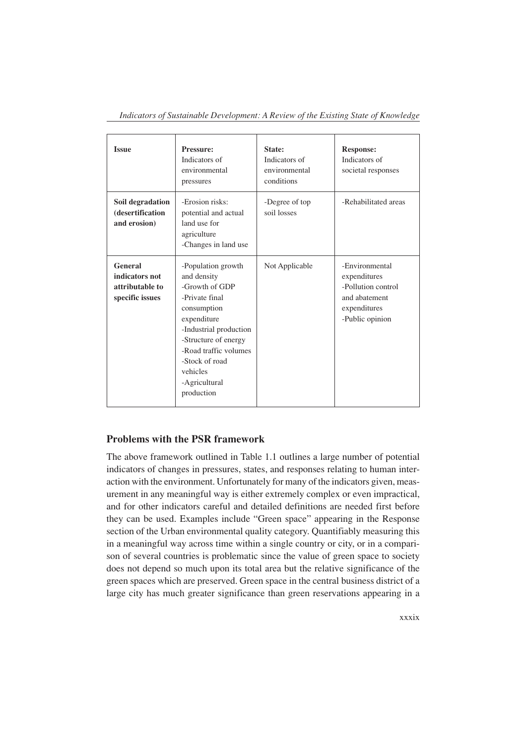| **Issue** | **Pressure:** Indicators of environmental pressures | **State:** Indicators of environmental conditions | **Response:** Indicators of societal responses |
|---|---|---|---|
| **Soil degradation (desertification and erosion)** | -Erosion risks: potential and actual land use for agriculture<br>-Changes in land use | -Degree of top soil losses | -Rehabilitated areas |
| **General indicators not attributable to specific issues** | -Population growth and density<br>-Growth of GDP<br>-Private final consumption expenditure<br>-Industrial production<br>-Structure of energy<br>-Road traffic volumes<br>-Stock of road vehicles<br>-Agricultural production | Not Applicable | -Environmental expenditures<br>-Pollution control and abatement expenditures<br>-Public opinion |

## Problems with the PSR framework

The above framework outlined in Table 1.1 outlines a large number of potential indicators of changes in pressures, states, and responses relating to human interaction with the environment. Unfortunately for many of the indicators given, measurement in any meaningful way is either extremely complex or even impractical, and for other indicators careful and detailed definitions are needed first before they can be used. Examples include "Green space" appearing in the Response section of the Urban environmental quality category. Quantifiably measuring this in a meaningful way across time within a single country or city, or in a comparison of several countries is problematic since the value of green space to society does not depend so much upon its total area but the relative significance of the green spaces which are preserved. Green space in the central business district of a large city has much greater significance than green reservations appearing in a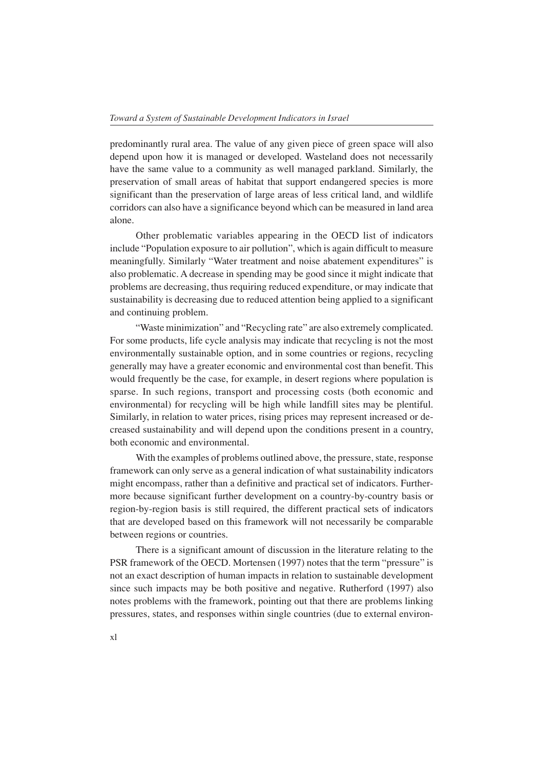predominantly rural area. The value of any given piece of green space will also depend upon how it is managed or developed. Wasteland does not necessarily have the same value to a community as well managed parkland. Similarly, the preservation of small areas of habitat that support endangered species is more significant than the preservation of large areas of less critical land, and wildlife corridors can also have a significance beyond which can be measured in land area alone.

Other problematic variables appearing in the OECD list of indicators include "Population exposure to air pollution", which is again difficult to measure meaningfully. Similarly "Water treatment and noise abatement expenditures" is also problematic. A decrease in spending may be good since it might indicate that problems are decreasing, thus requiring reduced expenditure, or may indicate that sustainability is decreasing due to reduced attention being applied to a significant and continuing problem.

"Waste minimization" and "Recycling rate" are also extremely complicated. For some products, life cycle analysis may indicate that recycling is not the most environmentally sustainable option, and in some countries or regions, recycling generally may have a greater economic and environmental cost than benefit. This would frequently be the case, for example, in desert regions where population is sparse. In such regions, transport and processing costs (both economic and environmental) for recycling will be high while landfill sites may be plentiful. Similarly, in relation to water prices, rising prices may represent increased or decreased sustainability and will depend upon the conditions present in a country, both economic and environmental.

With the examples of problems outlined above, the pressure, state, response framework can only serve as a general indication of what sustainability indicators might encompass, rather than a definitive and practical set of indicators. Furthermore because significant further development on a country-by-country basis or region-by-region basis is still required, the different practical sets of indicators that are developed based on this framework will not necessarily be comparable between regions or countries.

There is a significant amount of discussion in the literature relating to the PSR framework of the OECD. Mortensen (1997) notes that the term "pressure" is not an exact description of human impacts in relation to sustainable development since such impacts may be both positive and negative. Rutherford (1997) also notes problems with the framework, pointing out that there are problems linking pressures, states, and responses within single countries (due to external environ-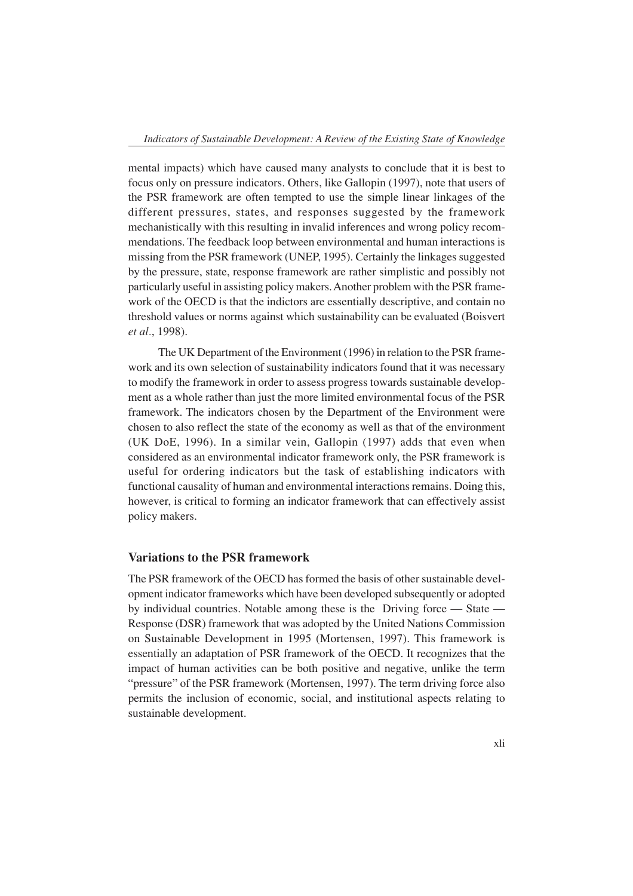mental impacts) which have caused many analysts to conclude that it is best to focus only on pressure indicators. Others, like Gallopin (1997), note that users of the PSR framework are often tempted to use the simple linear linkages of the different pressures, states, and responses suggested by the framework mechanistically with this resulting in invalid inferences and wrong policy recommendations. The feedback loop between environmental and human interactions is missing from the PSR framework (UNEP, 1995). Certainly the linkages suggested by the pressure, state, response framework are rather simplistic and possibly not particularly useful in assisting policy makers. Another problem with the PSR framework of the OECD is that the indictors are essentially descriptive, and contain no threshold values or norms against which sustainability can be evaluated (Boisvert *et al.*, 1998).

The UK Department of the Environment (1996) in relation to the PSR framework and its own selection of sustainability indicators found that it was necessary to modify the framework in order to assess progress towards sustainable development as a whole rather than just the more limited environmental focus of the PSR framework. The indicators chosen by the Department of the Environment were chosen to also reflect the state of the economy as well as that of the environment (UK DoE, 1996). In a similar vein, Gallopin (1997) adds that even when considered as an environmental indicator framework only, the PSR framework is useful for ordering indicators but the task of establishing indicators with functional causality of human and environmental interactions remains. Doing this, however, is critical to forming an indicator framework that can effectively assist policy makers.

## Variations to the PSR framework

The PSR framework of the OECD has formed the basis of other sustainable development indicator frameworks which have been developed subsequently or adopted by individual countries. Notable among these is the Driving force — State — Response (DSR) framework that was adopted by the United Nations Commission on Sustainable Development in 1995 (Mortensen, 1997). This framework is essentially an adaptation of PSR framework of the OECD. It recognizes that the impact of human activities can be both positive and negative, unlike the term "pressure" of the PSR framework (Mortensen, 1997). The term driving force also permits the inclusion of economic, social, and institutional aspects relating to sustainable development.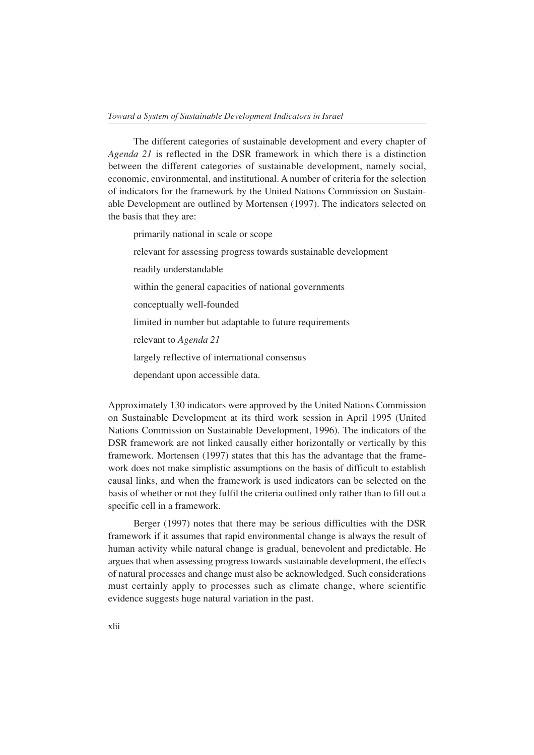The different categories of sustainable development and every chapter of *Agenda 21* is reflected in the DSR framework in which there is a distinction between the different categories of sustainable development, namely social, economic, environmental, and institutional. A number of criteria for the selection of indicators for the framework by the United Nations Commission on Sustainable Development are outlined by Mortensen (1997). The indicators selected on the basis that they are:

- primarily national in scale or scope
- relevant for assessing progress towards sustainable development
- readily understandable
- within the general capacities of national governments
- conceptually well-founded
- limited in number but adaptable to future requirements
- relevant to *Agenda 21*
- largely reflective of international consensus
- dependant upon accessible data.

Approximately 130 indicators were approved by the United Nations Commission on Sustainable Development at its third work session in April 1995 (United Nations Commission on Sustainable Development, 1996). The indicators of the DSR framework are not linked causally either horizontally or vertically by this framework. Mortensen (1997) states that this has the advantage that the framework does not make simplistic assumptions on the basis of difficult to establish causal links, and when the framework is used indicators can be selected on the basis of whether or not they fulfil the criteria outlined only rather than to fill out a specific cell in a framework.

Berger (1997) notes that there may be serious difficulties with the DSR framework if it assumes that rapid environmental change is always the result of human activity while natural change is gradual, benevolent and predictable. He argues that when assessing progress towards sustainable development, the effects of natural processes and change must also be acknowledged. Such considerations must certainly apply to processes such as climate change, where scientific evidence suggests huge natural variation in the past.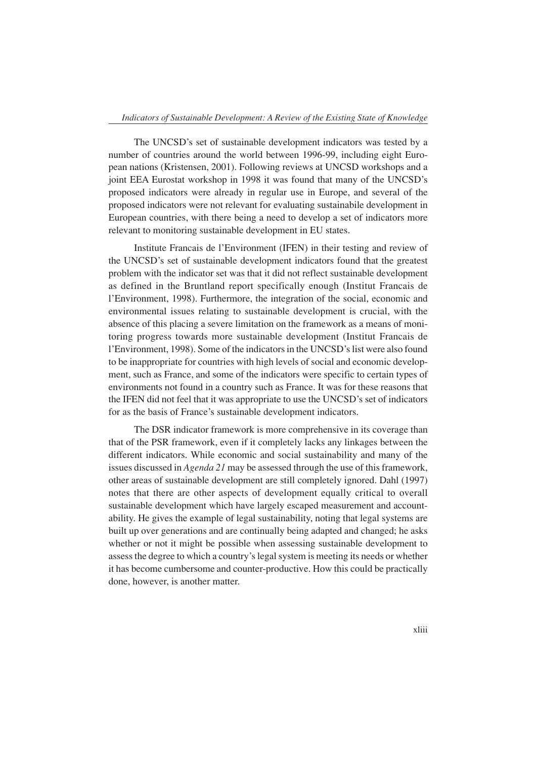The UNCSD's set of sustainable development indicators was tested by a number of countries around the world between 1996-99, including eight European nations (Kristensen, 2001). Following reviews at UNCSD workshops and a joint EEA Eurostat workshop in 1998 it was found that many of the UNCSD's proposed indicators were already in regular use in Europe, and several of the proposed indicators were not relevant for evaluating sustainabile development in European countries, with there being a need to develop a set of indicators more relevant to monitoring sustainable development in EU states.

Institute Francais de l'Environment (IFEN) in their testing and review of the UNCSD's set of sustainable development indicators found that the greatest problem with the indicator set was that it did not reflect sustainable development as defined in the Bruntland report specifically enough (Institut Francais de l'Environment, 1998). Furthermore, the integration of the social, economic and environmental issues relating to sustainable development is crucial, with the absence of this placing a severe limitation on the framework as a means of monitoring progress towards more sustainable development (Institut Francais de l'Environment, 1998). Some of the indicators in the UNCSD's list were also found to be inappropriate for countries with high levels of social and economic development, such as France, and some of the indicators were specific to certain types of environments not found in a country such as France. It was for these reasons that the IFEN did not feel that it was appropriate to use the UNCSD's set of indicators for as the basis of France's sustainable development indicators.

The DSR indicator framework is more comprehensive in its coverage than that of the PSR framework, even if it completely lacks any linkages between the different indicators. While economic and social sustainability and many of the issues discussed in *Agenda 21* may be assessed through the use of this framework, other areas of sustainable development are still completely ignored. Dahl (1997) notes that there are other aspects of development equally critical to overall sustainable development which have largely escaped measurement and accountability. He gives the example of legal sustainability, noting that legal systems are built up over generations and are continually being adapted and changed; he asks whether or not it might be possible when assessing sustainable development to assess the degree to which a country's legal system is meeting its needs or whether it has become cumbersome and counter-productive. How this could be practically done, however, is another matter.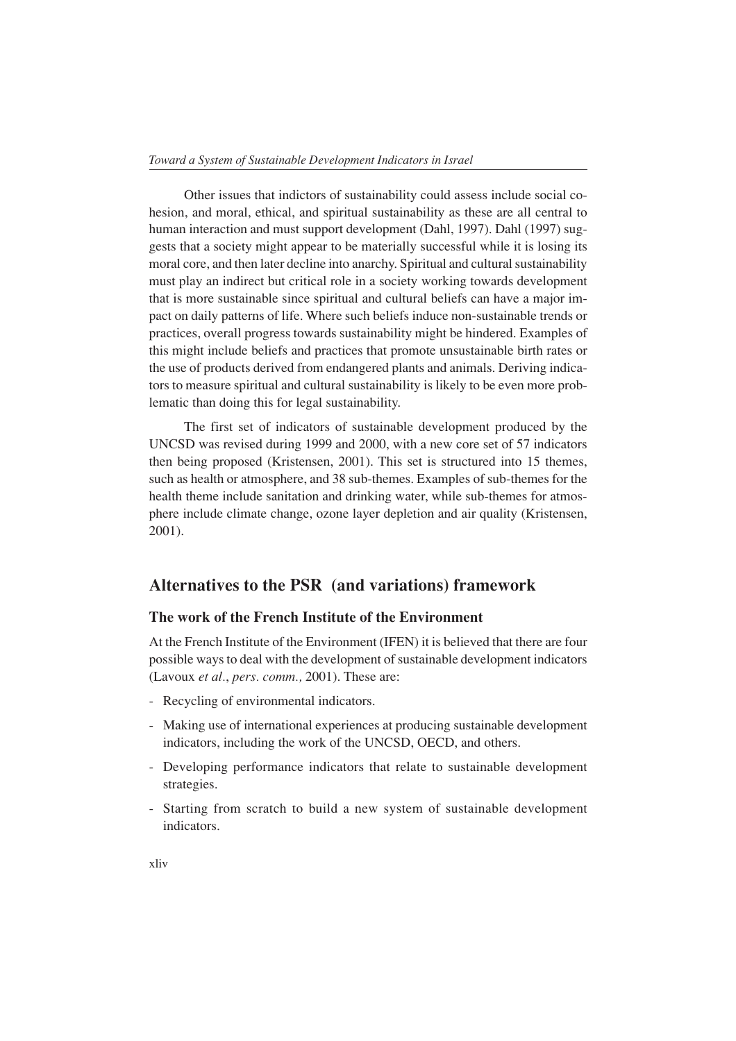Other issues that indictors of sustainability could assess include social cohesion, and moral, ethical, and spiritual sustainability as these are all central to human interaction and must support development (Dahl, 1997). Dahl (1997) suggests that a society might appear to be materially successful while it is losing its moral core, and then later decline into anarchy. Spiritual and cultural sustainability must play an indirect but critical role in a society working towards development that is more sustainable since spiritual and cultural beliefs can have a major impact on daily patterns of life. Where such beliefs induce non-sustainable trends or practices, overall progress towards sustainability might be hindered. Examples of this might include beliefs and practices that promote unsustainable birth rates or the use of products derived from endangered plants and animals. Deriving indicators to measure spiritual and cultural sustainability is likely to be even more problematic than doing this for legal sustainability.

The first set of indicators of sustainable development produced by the UNCSD was revised during 1999 and 2000, with a new core set of 57 indicators then being proposed (Kristensen, 2001). This set is structured into 15 themes, such as health or atmosphere, and 38 sub-themes. Examples of sub-themes for the health theme include sanitation and drinking water, while sub-themes for atmosphere include climate change, ozone layer depletion and air quality (Kristensen, 2001).

## Alternatives to the PSR (and variations) framework

### The work of the French Institute of the Environment

At the French Institute of the Environment (IFEN) it is believed that there are four possible ways to deal with the development of sustainable development indicators (Lavoux *et al*., *pers. comm.,* 2001). These are:

- Recycling of environmental indicators.
- Making use of international experiences at producing sustainable development indicators, including the work of the UNCSD, OECD, and others.
- Developing performance indicators that relate to sustainable development strategies.
- Starting from scratch to build a new system of sustainable development indicators.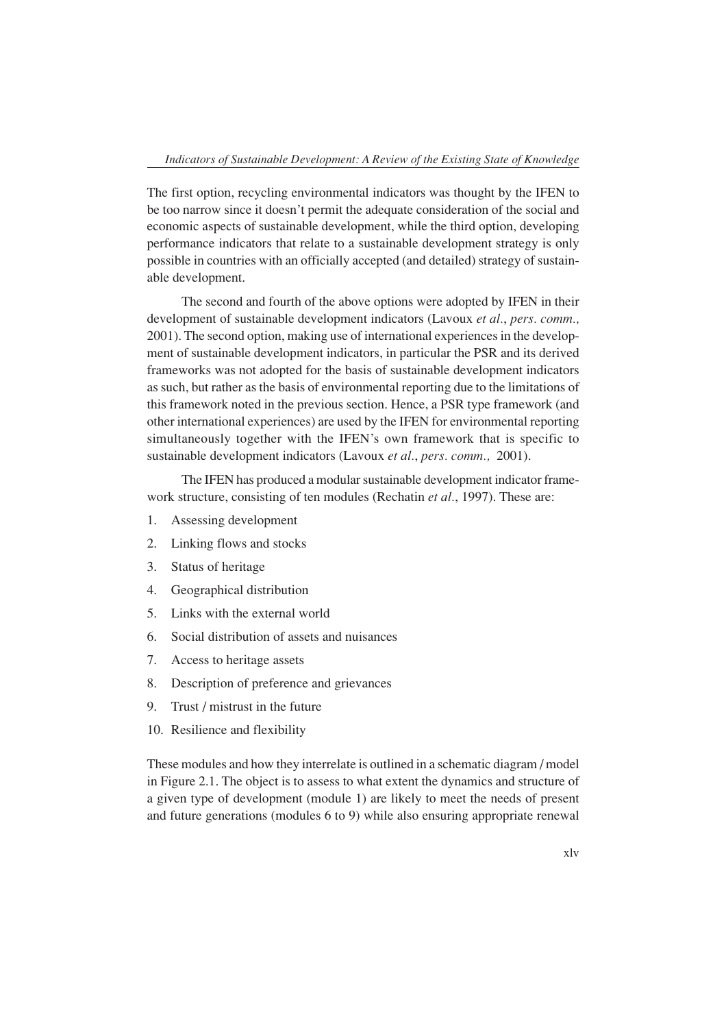The first option, recycling environmental indicators was thought by the IFEN to be too narrow since it doesn't permit the adequate consideration of the social and economic aspects of sustainable development, while the third option, developing performance indicators that relate to a sustainable development strategy is only possible in countries with an officially accepted (and detailed) strategy of sustainable development.

The second and fourth of the above options were adopted by IFEN in their development of sustainable development indicators (Lavoux *et al*., *pers. comm.,* 2001). The second option, making use of international experiences in the development of sustainable development indicators, in particular the PSR and its derived frameworks was not adopted for the basis of sustainable development indicators as such, but rather as the basis of environmental reporting due to the limitations of this framework noted in the previous section. Hence, a PSR type framework (and other international experiences) are used by the IFEN for environmental reporting simultaneously together with the IFEN's own framework that is specific to sustainable development indicators (Lavoux *et al*., *pers. comm.,* 2001).

The IFEN has produced a modular sustainable development indicator framework structure, consisting of ten modules (Rechatin *et al*., 1997). These are:

1. Assessing development
2. Linking flows and stocks
3. Status of heritage
4. Geographical distribution
5. Links with the external world
6. Social distribution of assets and nuisances
7. Access to heritage assets
8. Description of preference and grievances
9. Trust / mistrust in the future
10. Resilience and flexibility

These modules and how they interrelate is outlined in a schematic diagram / model in Figure 2.1. The object is to assess to what extent the dynamics and structure of a given type of development (module 1) are likely to meet the needs of present and future generations (modules 6 to 9) while also ensuring appropriate renewal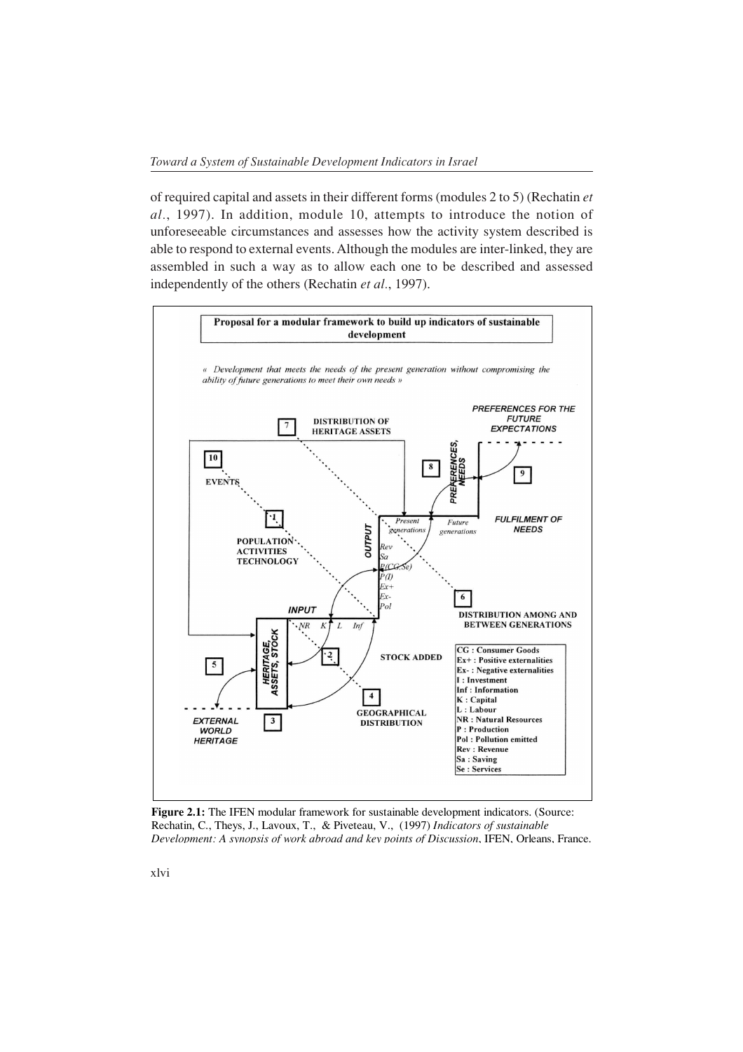of required capital and assets in their different forms (modules 2 to 5) (Rechatin *et al*., 1997). In addition, module 10, attempts to introduce the notion of unforeseeable circumstances and assesses how the activity system described is able to respond to external events. Although the modules are inter-linked, they are assembled in such a way as to allow each one to be described and assessed independently of the others (Rechatin *et al*., 1997).

**Figure 2.1:** The IFEN modular framework for sustainable development indicators. (Source: Rechatin, C., Theys, J., Lavoux, T., & Piveteau, V., (1997) *Indicators of sustainable Development: A synopsis of work abroad and key points of Discussion*, IFEN, Orleans, France.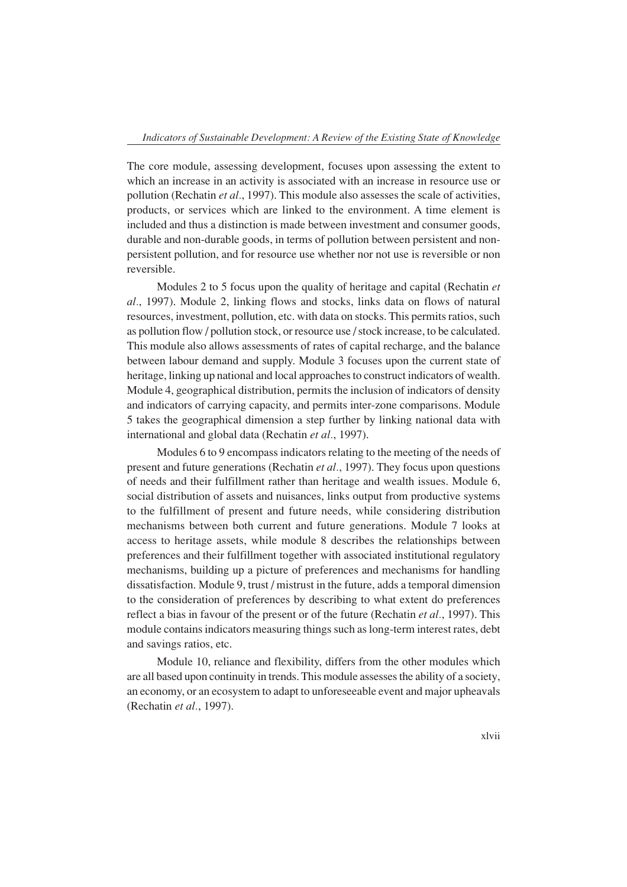The core module, assessing development, focuses upon assessing the extent to which an increase in an activity is associated with an increase in resource use or pollution (Rechatin *et al*., 1997). This module also assesses the scale of activities, products, or services which are linked to the environment. A time element is included and thus a distinction is made between investment and consumer goods, durable and non-durable goods, in terms of pollution between persistent and non-persistent pollution, and for resource use whether nor not use is reversible or non reversible.

Modules 2 to 5 focus upon the quality of heritage and capital (Rechatin *et al*., 1997). Module 2, linking flows and stocks, links data on flows of natural resources, investment, pollution, etc. with data on stocks. This permits ratios, such as pollution flow / pollution stock, or resource use / stock increase, to be calculated. This module also allows assessments of rates of capital recharge, and the balance between labour demand and supply. Module 3 focuses upon the current state of heritage, linking up national and local approaches to construct indicators of wealth. Module 4, geographical distribution, permits the inclusion of indicators of density and indicators of carrying capacity, and permits inter-zone comparisons. Module 5 takes the geographical dimension a step further by linking national data with international and global data (Rechatin *et al*., 1997).

Modules 6 to 9 encompass indicators relating to the meeting of the needs of present and future generations (Rechatin *et al*., 1997). They focus upon questions of needs and their fulfillment rather than heritage and wealth issues. Module 6, social distribution of assets and nuisances, links output from productive systems to the fulfillment of present and future needs, while considering distribution mechanisms between both current and future generations. Module 7 looks at access to heritage assets, while module 8 describes the relationships between preferences and their fulfillment together with associated institutional regulatory mechanisms, building up a picture of preferences and mechanisms for handling dissatisfaction. Module 9, trust / mistrust in the future, adds a temporal dimension to the consideration of preferences by describing to what extent do preferences reflect a bias in favour of the present or of the future (Rechatin *et al*., 1997). This module contains indicators measuring things such as long-term interest rates, debt and savings ratios, etc.

Module 10, reliance and flexibility, differs from the other modules which are all based upon continuity in trends. This module assesses the ability of a society, an economy, or an ecosystem to adapt to unforeseeable event and major upheavals (Rechatin *et al*., 1997).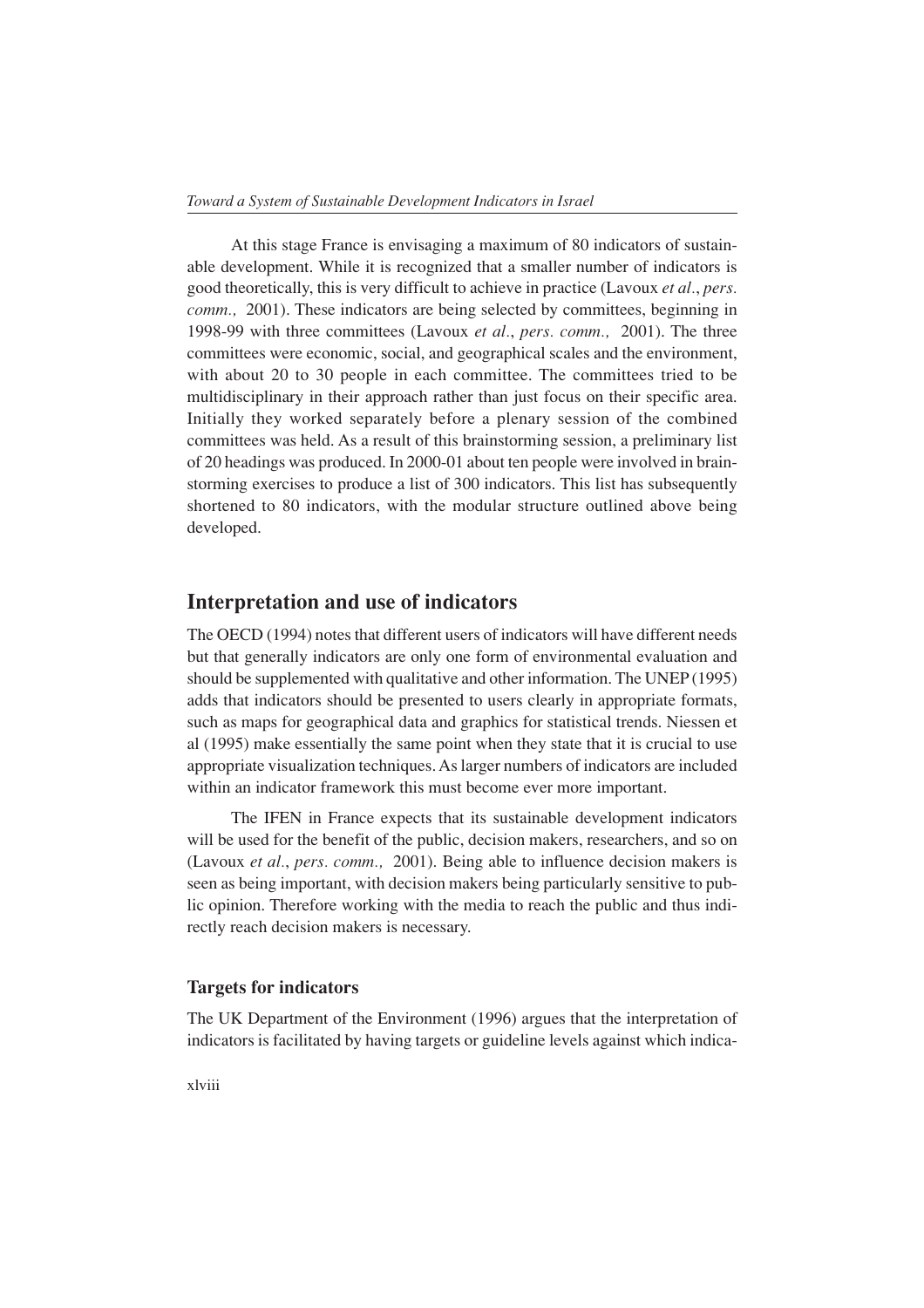At this stage France is envisaging a maximum of 80 indicators of sustainable development. While it is recognized that a smaller number of indicators is good theoretically, this is very difficult to achieve in practice (Lavoux *et al.*, *pers. comm.,* 2001). These indicators are being selected by committees, beginning in 1998-99 with three committees (Lavoux *et al.*, *pers. comm.,* 2001). The three committees were economic, social, and geographical scales and the environment, with about 20 to 30 people in each committee. The committees tried to be multidisciplinary in their approach rather than just focus on their specific area. Initially they worked separately before a plenary session of the combined committees was held. As a result of this brainstorming session, a preliminary list of 20 headings was produced. In 2000-01 about ten people were involved in brainstorming exercises to produce a list of 300 indicators. This list has subsequently shortened to 80 indicators, with the modular structure outlined above being developed.

## Interpretation and use of indicators

The OECD (1994) notes that different users of indicators will have different needs but that generally indicators are only one form of environmental evaluation and should be supplemented with qualitative and other information. The UNEP (1995) adds that indicators should be presented to users clearly in appropriate formats, such as maps for geographical data and graphics for statistical trends. Niessen et al (1995) make essentially the same point when they state that it is crucial to use appropriate visualization techniques. As larger numbers of indicators are included within an indicator framework this must become ever more important.

The IFEN in France expects that its sustainable development indicators will be used for the benefit of the public, decision makers, researchers, and so on (Lavoux *et al.*, *pers. comm.,* 2001). Being able to influence decision makers is seen as being important, with decision makers being particularly sensitive to public opinion. Therefore working with the media to reach the public and thus indirectly reach decision makers is necessary.

### Targets for indicators

The UK Department of the Environment (1996) argues that the interpretation of indicators is facilitated by having targets or guideline levels against which indica-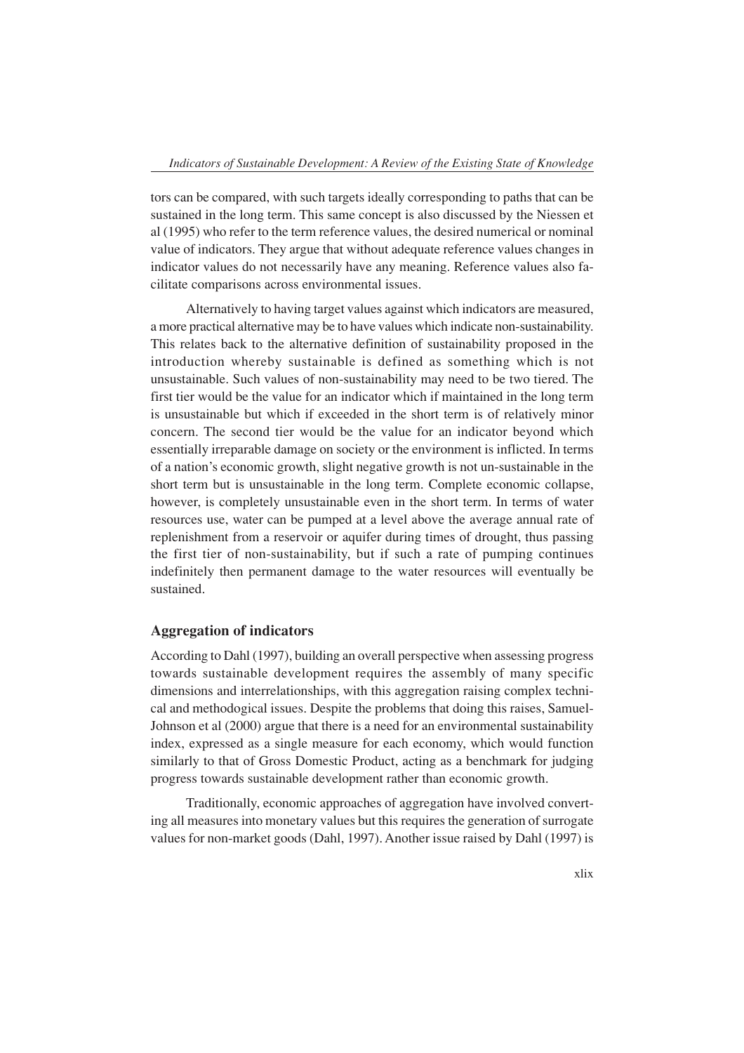tors can be compared, with such targets ideally corresponding to paths that can be sustained in the long term. This same concept is also discussed by the Niessen et al (1995) who refer to the term reference values, the desired numerical or nominal value of indicators. They argue that without adequate reference values changes in indicator values do not necessarily have any meaning. Reference values also facilitate comparisons across environmental issues.

Alternatively to having target values against which indicators are measured, a more practical alternative may be to have values which indicate non-sustainability. This relates back to the alternative definition of sustainability proposed in the introduction whereby sustainable is defined as something which is not unsustainable. Such values of non-sustainability may need to be two tiered. The first tier would be the value for an indicator which if maintained in the long term is unsustainable but which if exceeded in the short term is of relatively minor concern. The second tier would be the value for an indicator beyond which essentially irreparable damage on society or the environment is inflicted. In terms of a nation's economic growth, slight negative growth is not un-sustainable in the short term but is unsustainable in the long term. Complete economic collapse, however, is completely unsustainable even in the short term. In terms of water resources use, water can be pumped at a level above the average annual rate of replenishment from a reservoir or aquifer during times of drought, thus passing the first tier of non-sustainability, but if such a rate of pumping continues indefinitely then permanent damage to the water resources will eventually be sustained.

## Aggregation of indicators

According to Dahl (1997), building an overall perspective when assessing progress towards sustainable development requires the assembly of many specific dimensions and interrelationships, with this aggregation raising complex technical and methodogical issues. Despite the problems that doing this raises, Samuel-Johnson et al (2000) argue that there is a need for an environmental sustainability index, expressed as a single measure for each economy, which would function similarly to that of Gross Domestic Product, acting as a benchmark for judging progress towards sustainable development rather than economic growth.

Traditionally, economic approaches of aggregation have involved converting all measures into monetary values but this requires the generation of surrogate values for non-market goods (Dahl, 1997). Another issue raised by Dahl (1997) is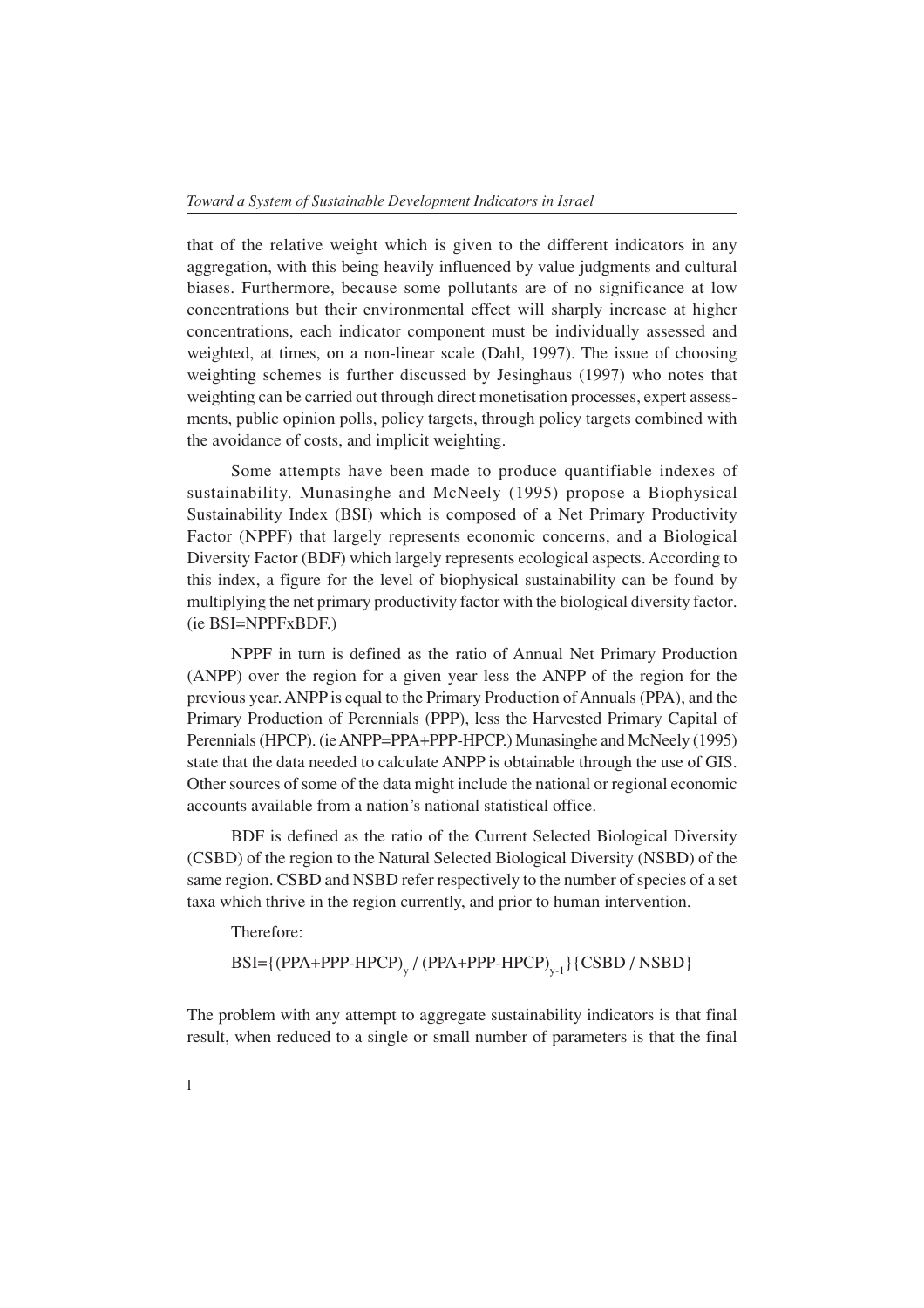that of the relative weight which is given to the different indicators in any aggregation, with this being heavily influenced by value judgments and cultural biases. Furthermore, because some pollutants are of no significance at low concentrations but their environmental effect will sharply increase at higher concentrations, each indicator component must be individually assessed and weighted, at times, on a non-linear scale (Dahl, 1997). The issue of choosing weighting schemes is further discussed by Jesinghaus (1997) who notes that weighting can be carried out through direct monetisation processes, expert assessments, public opinion polls, policy targets, through policy targets combined with the avoidance of costs, and implicit weighting.

Some attempts have been made to produce quantifiable indexes of sustainability. Munasinghe and McNeely (1995) propose a Biophysical Sustainability Index (BSI) which is composed of a Net Primary Productivity Factor (NPPF) that largely represents economic concerns, and a Biological Diversity Factor (BDF) which largely represents ecological aspects. According to this index, a figure for the level of biophysical sustainability can be found by multiplying the net primary productivity factor with the biological diversity factor. (ie BSI=NPPFxBDF.)

NPPF in turn is defined as the ratio of Annual Net Primary Production (ANPP) over the region for a given year less the ANPP of the region for the previous year. ANPP is equal to the Primary Production of Annuals (PPA), and the Primary Production of Perennials (PPP), less the Harvested Primary Capital of Perennials (HPCP). (ie ANPP=PPA+PPP-HPCP.) Munasinghe and McNeely (1995) state that the data needed to calculate ANPP is obtainable through the use of GIS. Other sources of some of the data might include the national or regional economic accounts available from a nation's national statistical office.

BDF is defined as the ratio of the Current Selected Biological Diversity (CSBD) of the region to the Natural Selected Biological Diversity (NSBD) of the same region. CSBD and NSBD refer respectively to the number of species of a set taxa which thrive in the region currently, and prior to human intervention.

Therefore:

$$BSI=\{(PPA+PPP-HPCP)_{y} / (PPA+PPP-HPCP)_{y-1}\}\{CSBD / NSBD\}$$

The problem with any attempt to aggregate sustainability indicators is that final result, when reduced to a single or small number of parameters is that the final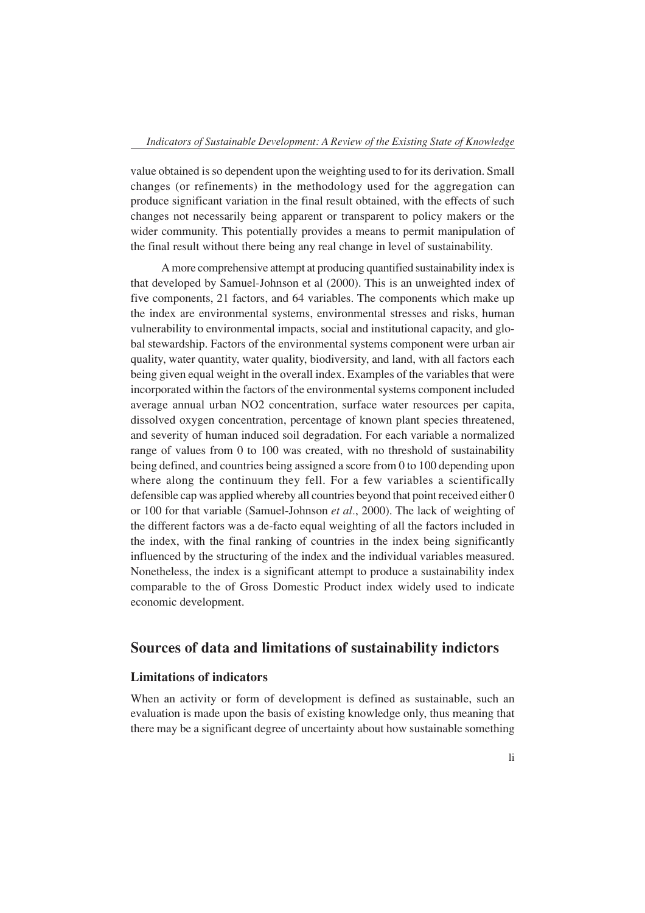value obtained is so dependent upon the weighting used to for its derivation. Small changes (or refinements) in the methodology used for the aggregation can produce significant variation in the final result obtained, with the effects of such changes not necessarily being apparent or transparent to policy makers or the wider community. This potentially provides a means to permit manipulation of the final result without there being any real change in level of sustainability.

A more comprehensive attempt at producing quantified sustainability index is that developed by Samuel-Johnson et al (2000). This is an unweighted index of five components, 21 factors, and 64 variables. The components which make up the index are environmental systems, environmental stresses and risks, human vulnerability to environmental impacts, social and institutional capacity, and global stewardship. Factors of the environmental systems component were urban air quality, water quantity, water quality, biodiversity, and land, with all factors each being given equal weight in the overall index. Examples of the variables that were incorporated within the factors of the environmental systems component included average annual urban $NO_2$ concentration, surface water resources per capita, dissolved oxygen concentration, percentage of known plant species threatened, and severity of human induced soil degradation. For each variable a normalized range of values from 0 to 100 was created, with no threshold of sustainability being defined, and countries being assigned a score from 0 to 100 depending upon where along the continuum they fell. For a few variables a scientifically defensible cap was applied whereby all countries beyond that point received either 0 or 100 for that variable (Samuel-Johnson *et al*., 2000). The lack of weighting of the different factors was a de-facto equal weighting of all the factors included in the index, with the final ranking of countries in the index being significantly influenced by the structuring of the index and the individual variables measured. Nonetheless, the index is a significant attempt to produce a sustainability index comparable to the of Gross Domestic Product index widely used to indicate economic development.

## Sources of data and limitations of sustainability indictors

### Limitations of indicators

When an activity or form of development is defined as sustainable, such an evaluation is made upon the basis of existing knowledge only, thus meaning that there may be a significant degree of uncertainty about how sustainable something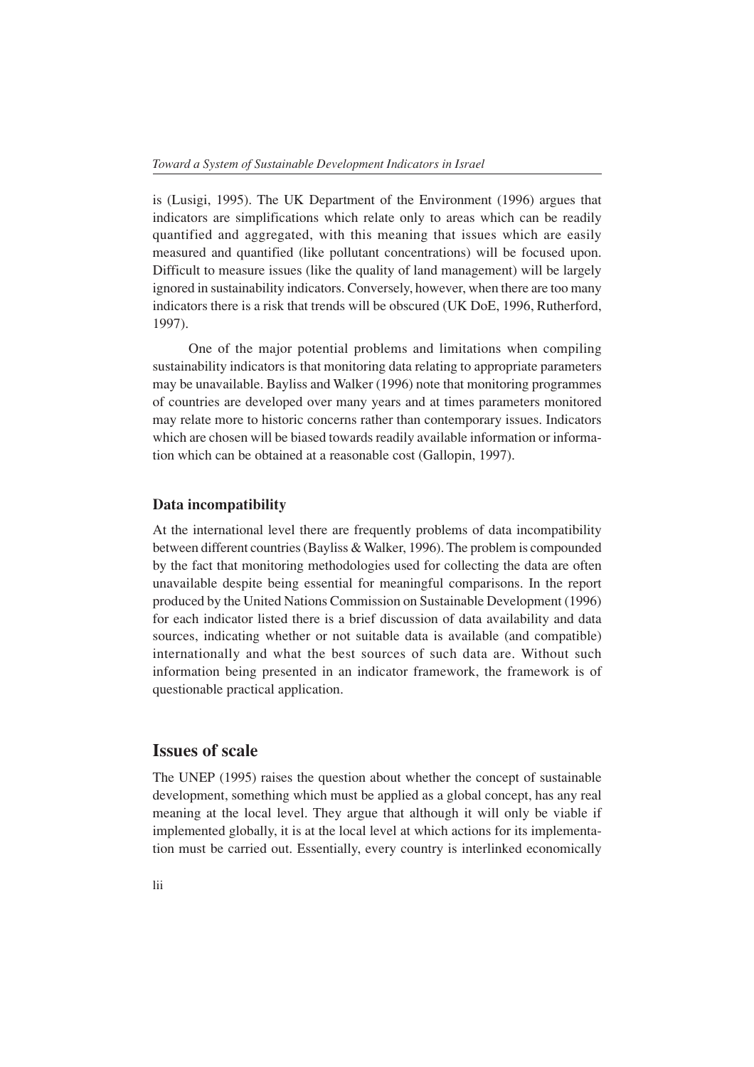is (Lusigi, 1995). The UK Department of the Environment (1996) argues that indicators are simplifications which relate only to areas which can be readily quantified and aggregated, with this meaning that issues which are easily measured and quantified (like pollutant concentrations) will be focused upon. Difficult to measure issues (like the quality of land management) will be largely ignored in sustainability indicators. Conversely, however, when there are too many indicators there is a risk that trends will be obscured (UK DoE, 1996, Rutherford, 1997).

One of the major potential problems and limitations when compiling sustainability indicators is that monitoring data relating to appropriate parameters may be unavailable. Bayliss and Walker (1996) note that monitoring programmes of countries are developed over many years and at times parameters monitored may relate more to historic concerns rather than contemporary issues. Indicators which are chosen will be biased towards readily available information or information which can be obtained at a reasonable cost (Gallopin, 1997).

### Data incompatibility

At the international level there are frequently problems of data incompatibility between different countries (Bayliss & Walker, 1996). The problem is compounded by the fact that monitoring methodologies used for collecting the data are often unavailable despite being essential for meaningful comparisons. In the report produced by the United Nations Commission on Sustainable Development (1996) for each indicator listed there is a brief discussion of data availability and data sources, indicating whether or not suitable data is available (and compatible) internationally and what the best sources of such data are. Without such information being presented in an indicator framework, the framework is of questionable practical application.

## Issues of scale

The UNEP (1995) raises the question about whether the concept of sustainable development, something which must be applied as a global concept, has any real meaning at the local level. They argue that although it will only be viable if implemented globally, it is at the local level at which actions for its implementation must be carried out. Essentially, every country is interlinked economically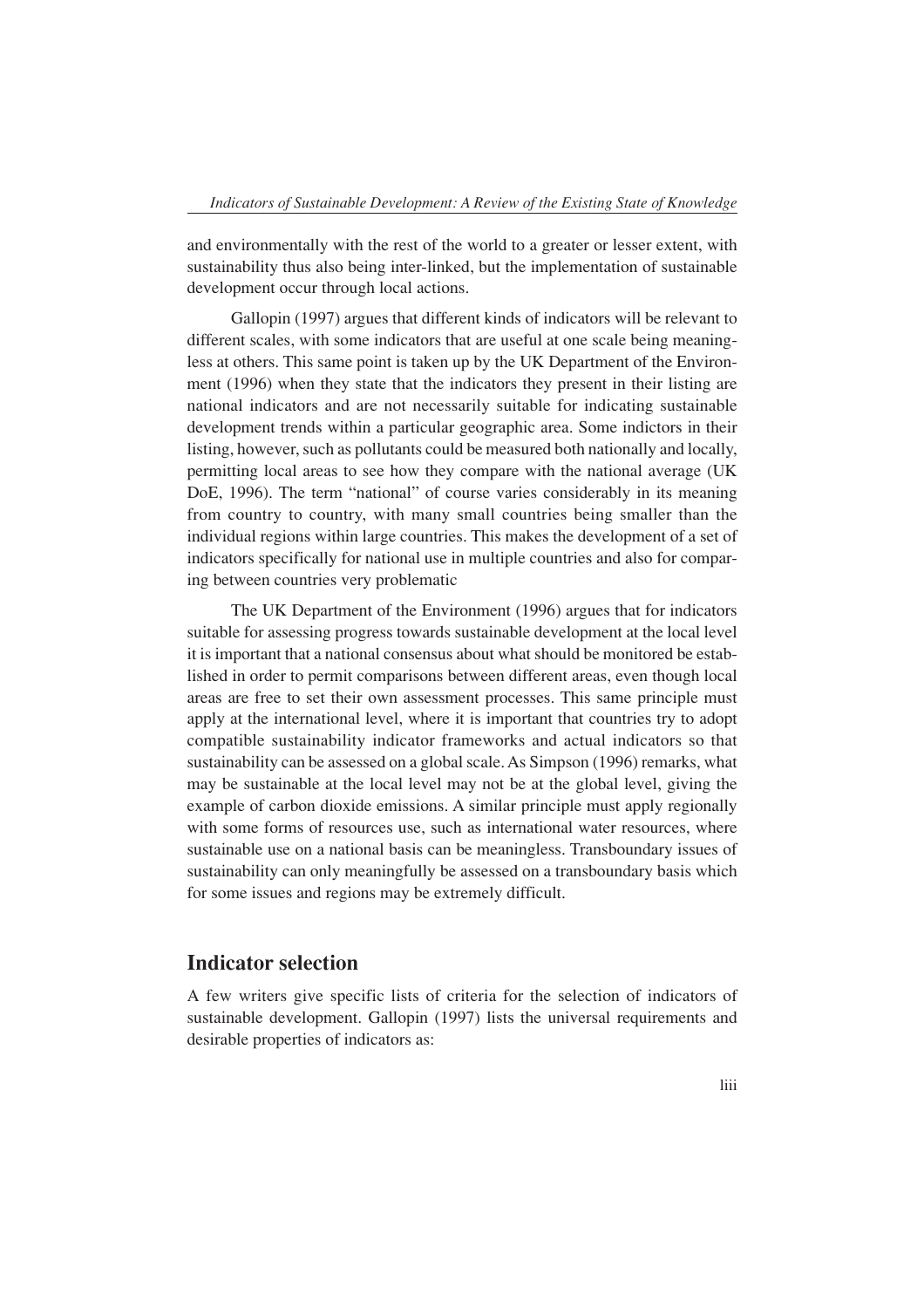and environmentally with the rest of the world to a greater or lesser extent, with sustainability thus also being inter-linked, but the implementation of sustainable development occur through local actions.

Gallopin (1997) argues that different kinds of indicators will be relevant to different scales, with some indicators that are useful at one scale being meaningless at others. This same point is taken up by the UK Department of the Environment (1996) when they state that the indicators they present in their listing are national indicators and are not necessarily suitable for indicating sustainable development trends within a particular geographic area. Some indictors in their listing, however, such as pollutants could be measured both nationally and locally, permitting local areas to see how they compare with the national average (UK DoE, 1996). The term "national" of course varies considerably in its meaning from country to country, with many small countries being smaller than the individual regions within large countries. This makes the development of a set of indicators specifically for national use in multiple countries and also for comparing between countries very problematic

The UK Department of the Environment (1996) argues that for indicators suitable for assessing progress towards sustainable development at the local level it is important that a national consensus about what should be monitored be established in order to permit comparisons between different areas, even though local areas are free to set their own assessment processes. This same principle must apply at the international level, where it is important that countries try to adopt compatible sustainability indicator frameworks and actual indicators so that sustainability can be assessed on a global scale. As Simpson (1996) remarks, what may be sustainable at the local level may not be at the global level, giving the example of carbon dioxide emissions. A similar principle must apply regionally with some forms of resources use, such as international water resources, where sustainable use on a national basis can be meaningless. Transboundary issues of sustainability can only meaningfully be assessed on a transboundary basis which for some issues and regions may be extremely difficult.

## Indicator selection

A few writers give specific lists of criteria for the selection of indicators of sustainable development. Gallopin (1997) lists the universal requirements and desirable properties of indicators as: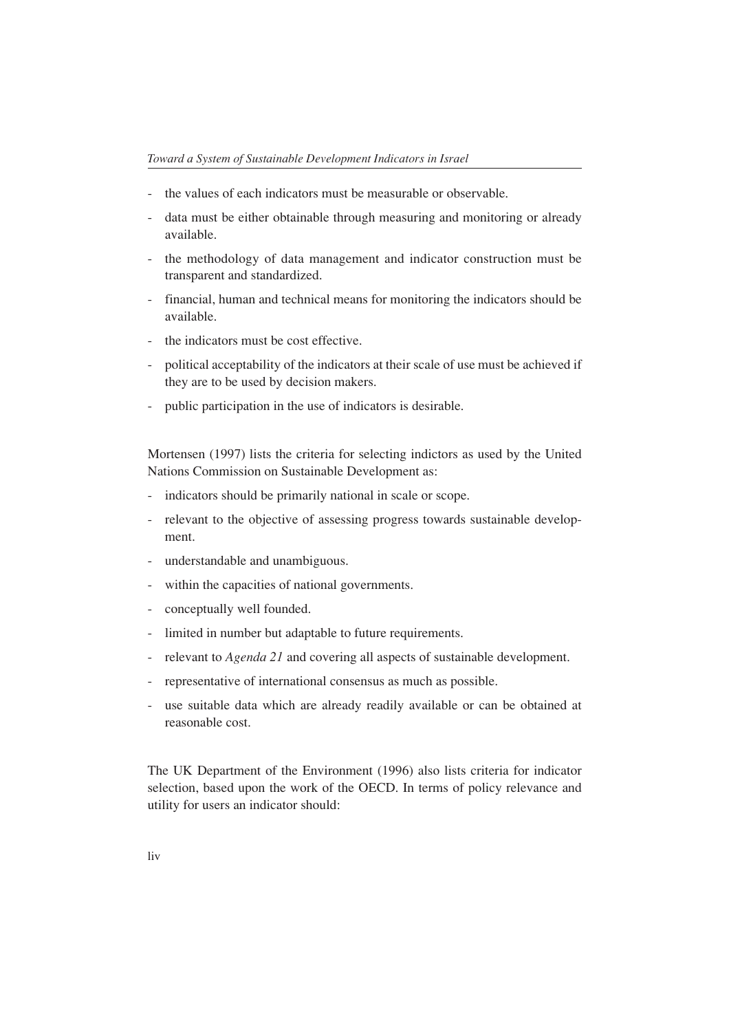- the values of each indicators must be measurable or observable.
- data must be either obtainable through measuring and monitoring or already available.
- the methodology of data management and indicator construction must be transparent and standardized.
- financial, human and technical means for monitoring the indicators should be available.
- the indicators must be cost effective.
- political acceptability of the indicators at their scale of use must be achieved if they are to be used by decision makers.
- public participation in the use of indicators is desirable.

Mortensen (1997) lists the criteria for selecting indictors as used by the United Nations Commission on Sustainable Development as:

- indicators should be primarily national in scale or scope.
- relevant to the objective of assessing progress towards sustainable development.
- understandable and unambiguous.
- within the capacities of national governments.
- conceptually well founded.
- limited in number but adaptable to future requirements.
- relevant to *Agenda 21* and covering all aspects of sustainable development.
- representative of international consensus as much as possible.
- use suitable data which are already readily available or can be obtained at reasonable cost.

The UK Department of the Environment (1996) also lists criteria for indicator selection, based upon the work of the OECD. In terms of policy relevance and utility for users an indicator should: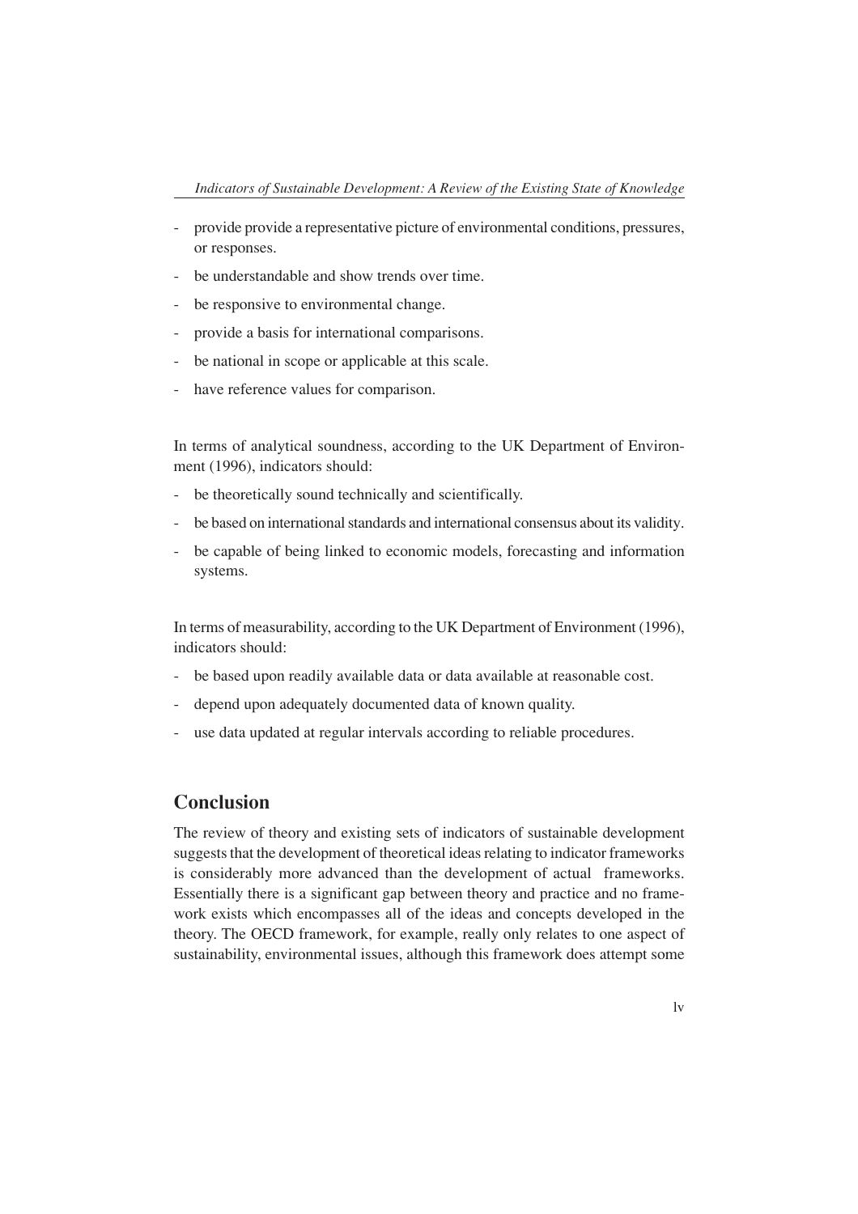- provide provide a representative picture of environmental conditions, pressures, or responses.
- be understandable and show trends over time.
- be responsive to environmental change.
- provide a basis for international comparisons.
- be national in scope or applicable at this scale.
- have reference values for comparison.

In terms of analytical soundness, according to the UK Department of Environment (1996), indicators should:

- be theoretically sound technically and scientifically.
- be based on international standards and international consensus about its validity.
- be capable of being linked to economic models, forecasting and information systems.

In terms of measurability, according to the UK Department of Environment (1996), indicators should:

- be based upon readily available data or data available at reasonable cost.
- depend upon adequately documented data of known quality.
- use data updated at regular intervals according to reliable procedures.

## Conclusion

The review of theory and existing sets of indicators of sustainable development suggests that the development of theoretical ideas relating to indicator frameworks is considerably more advanced than the development of actual frameworks. Essentially there is a significant gap between theory and practice and no framework exists which encompasses all of the ideas and concepts developed in the theory. The OECD framework, for example, really only relates to one aspect of sustainability, environmental issues, although this framework does attempt some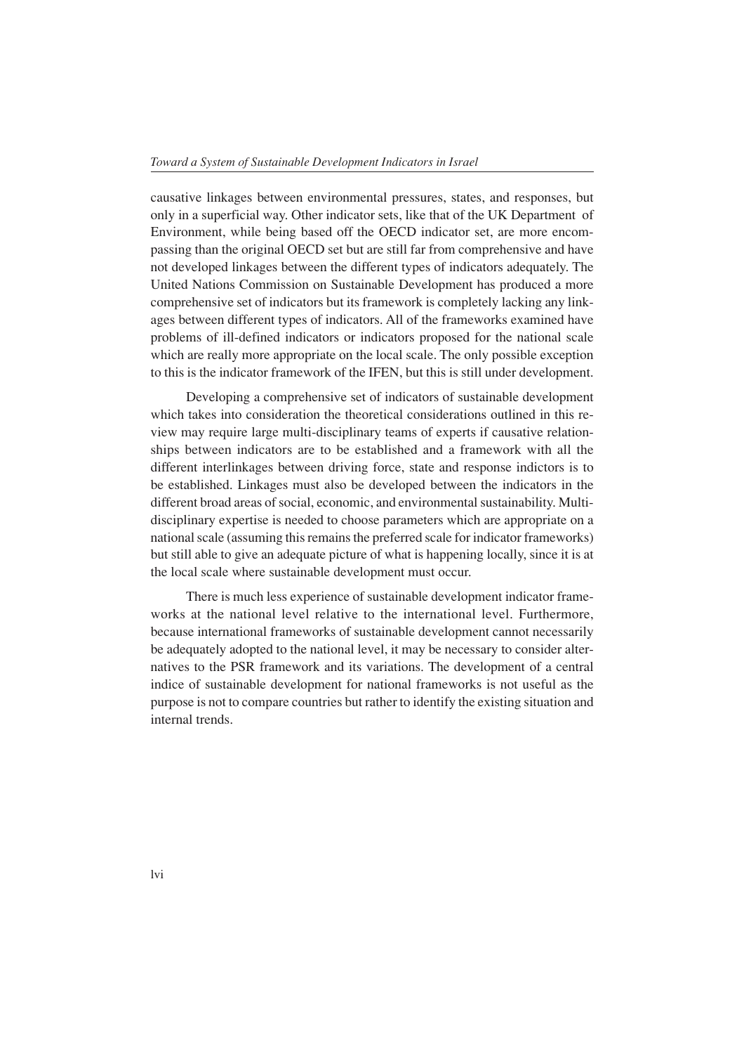causative linkages between environmental pressures, states, and responses, but only in a superficial way. Other indicator sets, like that of the UK Department of Environment, while being based off the OECD indicator set, are more encompassing than the original OECD set but are still far from comprehensive and have not developed linkages between the different types of indicators adequately. The United Nations Commission on Sustainable Development has produced a more comprehensive set of indicators but its framework is completely lacking any linkages between different types of indicators. All of the frameworks examined have problems of ill-defined indicators or indicators proposed for the national scale which are really more appropriate on the local scale. The only possible exception to this is the indicator framework of the IFEN, but this is still under development.

Developing a comprehensive set of indicators of sustainable development which takes into consideration the theoretical considerations outlined in this review may require large multi-disciplinary teams of experts if causative relationships between indicators are to be established and a framework with all the different interlinkages between driving force, state and response indictors is to be established. Linkages must also be developed between the indicators in the different broad areas of social, economic, and environmental sustainability. Multi-disciplinary expertise is needed to choose parameters which are appropriate on a national scale (assuming this remains the preferred scale for indicator frameworks) but still able to give an adequate picture of what is happening locally, since it is at the local scale where sustainable development must occur.

There is much less experience of sustainable development indicator frameworks at the national level relative to the international level. Furthermore, because international frameworks of sustainable development cannot necessarily be adequately adopted to the national level, it may be necessary to consider alternatives to the PSR framework and its variations. The development of a central indice of sustainable development for national frameworks is not useful as the purpose is not to compare countries but rather to identify the existing situation and internal trends.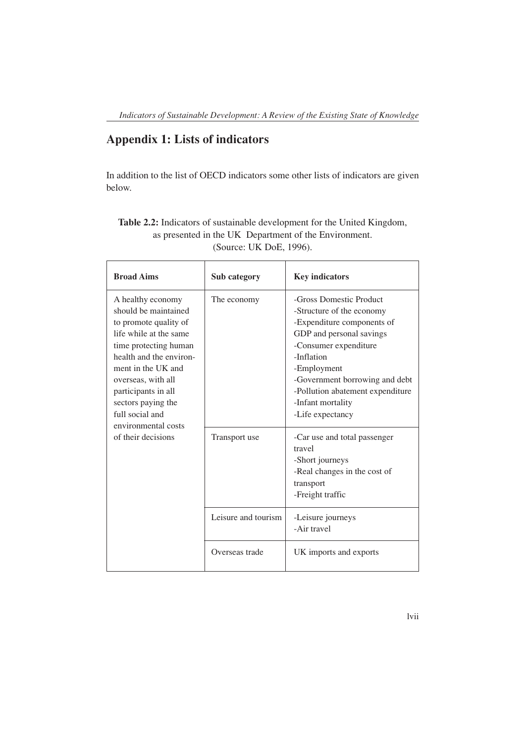## Appendix 1: Lists of indicators

In addition to the list of OECD indicators some other lists of indicators are given below.

**Table 2.2:** Indicators of sustainable development for the United Kingdom, as presented in the UK Department of the Environment. (Source: UK DoE, 1996).

| **Broad Aims** | **Sub category** | **Key indicators** |
| --- | --- | --- |
| A healthy economy should be maintained to promote quality of life while at the same time protecting human health and the environment in the UK and overseas, with all participants in all sectors paying the full social and environmental costs of their decisions | The economy | -Gross Domestic Product<br>-Structure of the economy<br>-Expenditure components of GDP and personal savings<br>-Consumer expenditure<br>-Inflation<br>-Employment<br>-Government borrowing and debt<br>-Pollution abatement expenditure<br>-Infant mortality<br>-Life expectancy |
| | Transport use | -Car use and total passenger travel<br>-Short journeys<br>-Real changes in the cost of transport<br>-Freight traffic |
| | Leisure and tourism | -Leisure journeys<br>-Air travel |
| | Overseas trade | UK imports and exports |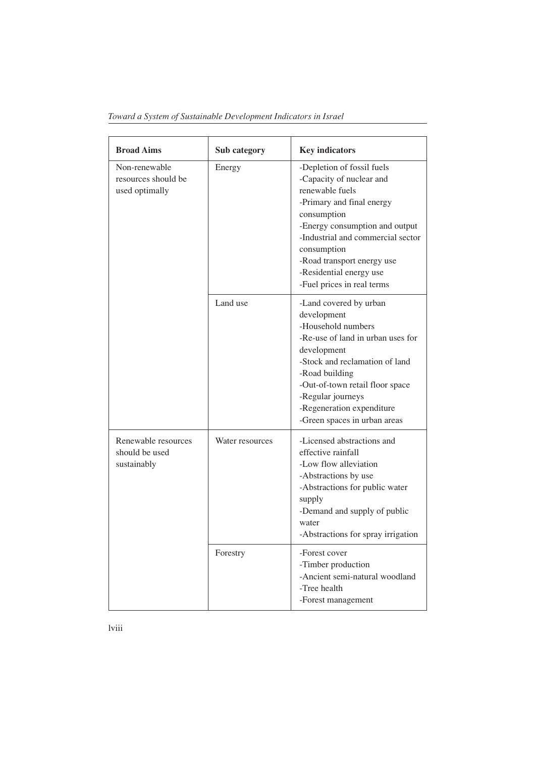| Broad Aims | Sub category | Key indicators |
|---|---|---|
| Non-renewable resources should be used optimally | Energy | -Depletion of fossil fuels<br>-Capacity of nuclear and renewable fuels<br>-Primary and final energy consumption<br>-Energy consumption and output<br>-Industrial and commercial sector consumption<br>-Road transport energy use<br>-Residential energy use<br>-Fuel prices in real terms |
| | Land use | -Land covered by urban development<br>-Household numbers<br>-Re-use of land in urban uses for development<br>-Stock and reclamation of land<br>-Road building<br>-Out-of-town retail floor space<br>-Regular journeys<br>-Regeneration expenditure<br>-Green spaces in urban areas |
| Renewable resources should be used sustainably | Water resources | -Licensed abstractions and effective rainfall<br>-Low flow alleviation<br>-Abstractions by use<br>-Abstractions for public water supply<br>-Demand and supply of public water<br>-Abstractions for spray irrigation |
| | Forestry | -Forest cover<br>-Timber production<br>-Ancient semi-natural woodland<br>-Tree health<br>-Forest management |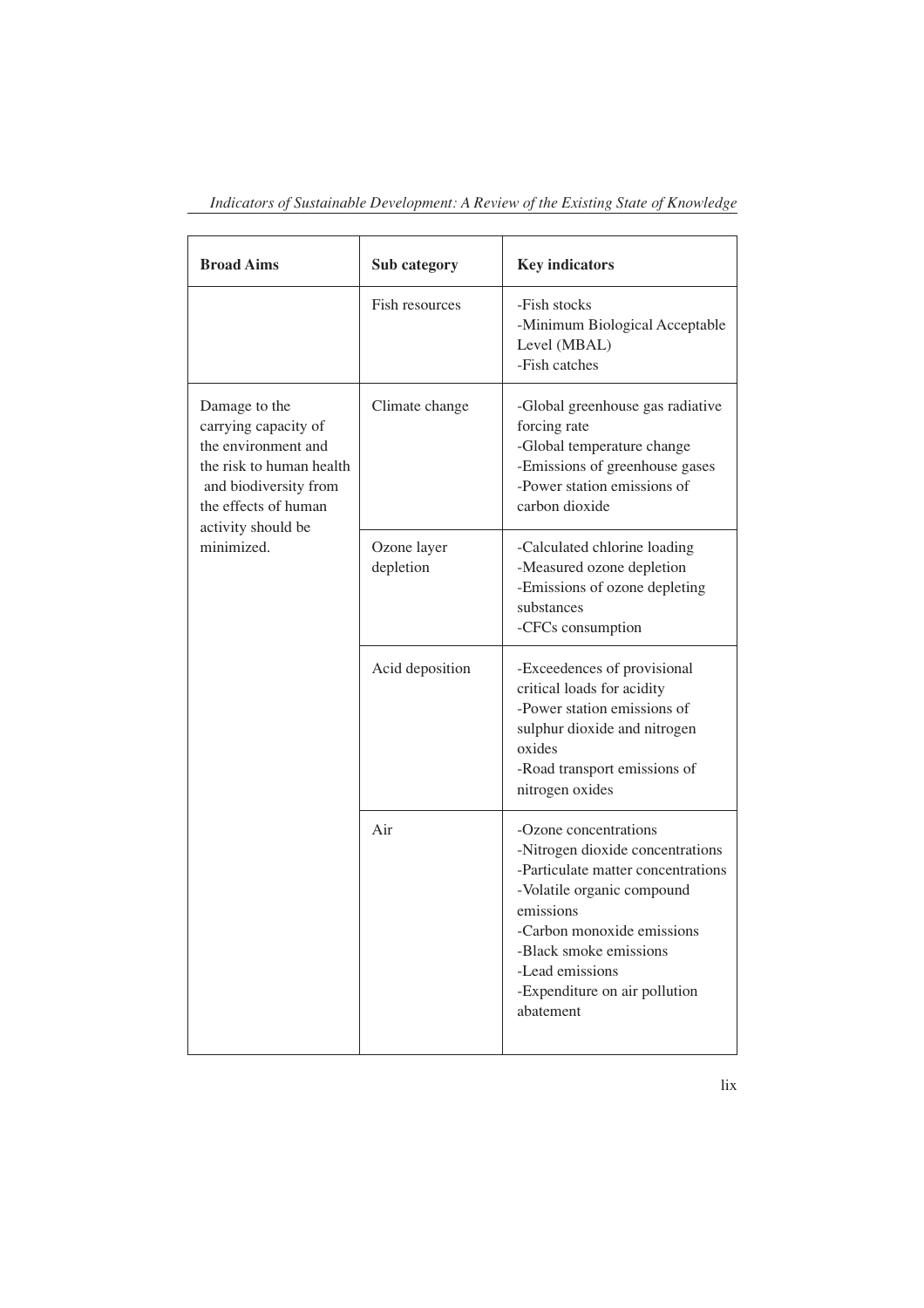| Broad Aims | Sub category | Key indicators |
|---|---|---|
| | Fish resources | -Fish stocks<br>-Minimum Biological Acceptable Level (MBAL)<br>-Fish catches |
| Damage to the carrying capacity of the environment and the risk to human health and biodiversity from the effects of human activity should be minimized. | Climate change | -Global greenhouse gas radiative forcing rate<br>-Global temperature change<br>-Emissions of greenhouse gases<br>-Power station emissions of carbon dioxide |
| | Ozone layer depletion | -Calculated chlorine loading<br>-Measured ozone depletion<br>-Emissions of ozone depleting substances<br>-CFCs consumption |
| | Acid deposition | -Exceedences of provisional critical loads for acidity<br>-Power station emissions of sulphur dioxide and nitrogen oxides<br>-Road transport emissions of nitrogen oxides |
| | Air | -Ozone concentrations<br>-Nitrogen dioxide concentrations<br>-Particulate matter concentrations<br>-Volatile organic compound emissions<br>-Carbon monoxide emissions<br>-Black smoke emissions<br>-Lead emissions<br>-Expenditure on air pollution abatement |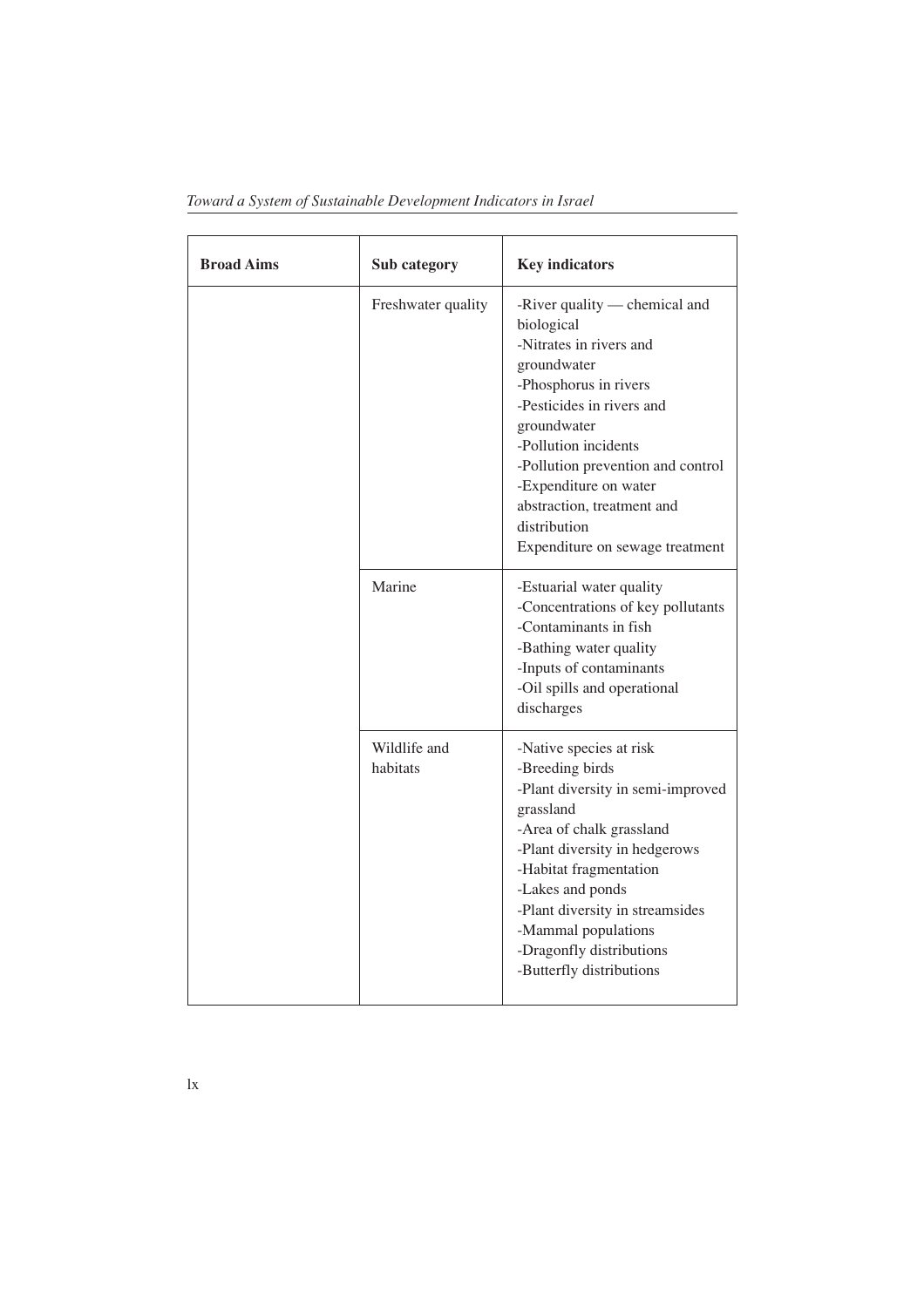| Broad Aims | Sub category | Key indicators |
|---|---|---|
| | Freshwater quality | -River quality — chemical and biological<br>-Nitrates in rivers and groundwater<br>-Phosphorus in rivers<br>-Pesticides in rivers and groundwater<br>-Pollution incidents<br>-Pollution prevention and control<br>-Expenditure on water abstraction, treatment and distribution<br>Expenditure on sewage treatment |
| | Marine | -Estuarial water quality<br>-Concentrations of key pollutants<br>-Contaminants in fish<br>-Bathing water quality<br>-Inputs of contaminants<br>-Oil spills and operational discharges |
| | Wildlife and habitats | -Native species at risk<br>-Breeding birds<br>-Plant diversity in semi-improved grassland<br>-Area of chalk grassland<br>-Plant diversity in hedgerows<br>-Habitat fragmentation<br>-Lakes and ponds<br>-Plant diversity in streamsides<br>-Mammal populations<br>-Dragonfly distributions<br>-Butterfly distributions |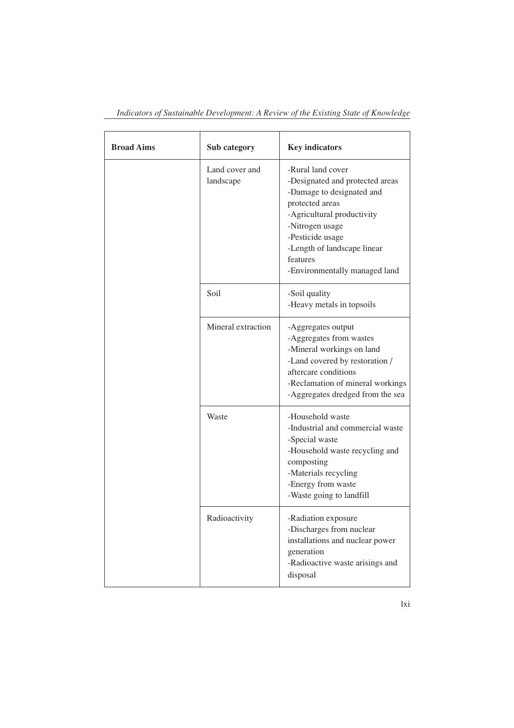| Broad Aims | Sub category | Key indicators |
|---|---|---|
| | Land cover and landscape | -Rural land cover<br>-Designated and protected areas<br>-Damage to designated and protected areas<br>-Agricultural productivity<br>-Nitrogen usage<br>-Pesticide usage<br>-Length of landscape linear features<br>-Environmentally managed land |
| | Soil | -Soil quality<br>-Heavy metals in topsoils |
| | Mineral extraction | -Aggregates output<br>-Aggregates from wastes<br>-Mineral workings on land<br>-Land covered by restoration / aftercare conditions<br>-Reclamation of mineral workings<br>-Aggregates dredged from the sea |
| | Waste | -Household waste<br>-Industrial and commercial waste<br>-Special waste<br>-Household waste recycling and composting<br>-Materials recycling<br>-Energy from waste<br>-Waste going to landfill |
| | Radioactivity | -Radiation exposure<br>-Discharges from nuclear installations and nuclear power generation<br>-Radioactive waste arisings and disposal |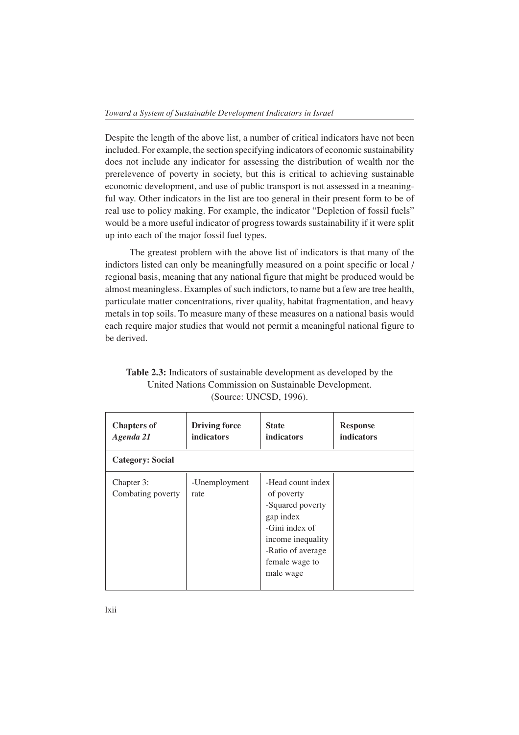Despite the length of the above list, a number of critical indicators have not been included. For example, the section specifying indicators of economic sustainability does not include any indicator for assessing the distribution of wealth nor the prerelevence of poverty in society, but this is critical to achieving sustainable economic development, and use of public transport is not assessed in a meaningful way. Other indicators in the list are too general in their present form to be of real use to policy making. For example, the indicator "Depletion of fossil fuels" would be a more useful indicator of progress towards sustainability if it were split up into each of the major fossil fuel types.

The greatest problem with the above list of indicators is that many of the indictors listed can only be meaningfully measured on a point specific or local / regional basis, meaning that any national figure that might be produced would be almost meaningless. Examples of such indictors, to name but a few are tree health, particulate matter concentrations, river quality, habitat fragmentation, and heavy metals in top soils. To measure many of these measures on a national basis would each require major studies that would not permit a meaningful national figure to be derived.

**Table 2.3:** Indicators of sustainable development as developed by the United Nations Commission on Sustainable Development. (Source: UNCSD, 1996).

| **Chapters of *Agenda 21*** | **Driving force indicators** | **State indicators** | **Response indicators** |
|---|---|---|---|
| **Category: Social** | | | |
| Chapter 3: Combating poverty | -Unemployment rate | -Head count index of poverty<br>-Squared poverty gap index<br>-Gini index of income inequality<br>-Ratio of average female wage to male wage | |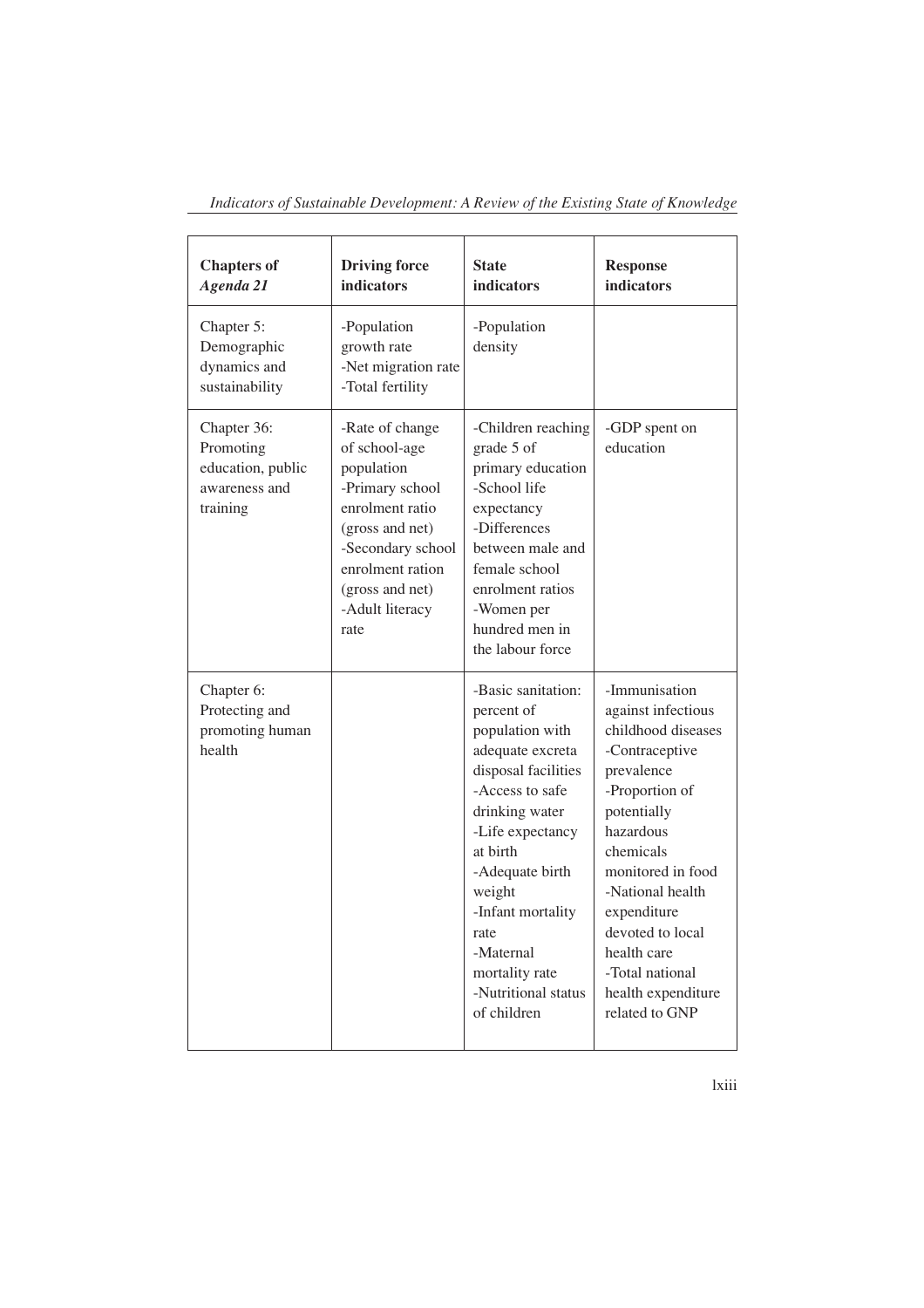| **Chapters of *Agenda 21*** | **Driving force indicators** | **State indicators** | **Response indicators** |
|---|---|---|---|
| Chapter 5: Demographic dynamics and sustainability | -Population growth rate<br>-Net migration rate<br>-Total fertility | -Population density | |
| Chapter 36: Promoting education, public awareness and training | -Rate of change of school-age population<br>-Primary school enrolment ratio (gross and net)<br>-Secondary school enrolment ration (gross and net)<br>-Adult literacy rate | -Children reaching grade 5 of primary education<br>-School life expectancy<br>-Differences between male and female school enrolment ratios<br>-Women per hundred men in the labour force | -GDP spent on education |
| Chapter 6: Protecting and promoting human health | | -Basic sanitation: percent of population with adequate excreta disposal facilities<br>-Access to safe drinking water<br>-Life expectancy at birth<br>-Adequate birth weight<br>-Infant mortality rate<br>-Maternal mortality rate<br>-Nutritional status of children | -Immunisation against infectious childhood diseases<br>-Contraceptive prevalence<br>-Proportion of potentially hazardous chemicals monitored in food<br>-National health expenditure devoted to local health care<br>-Total national health expenditure related to GNP |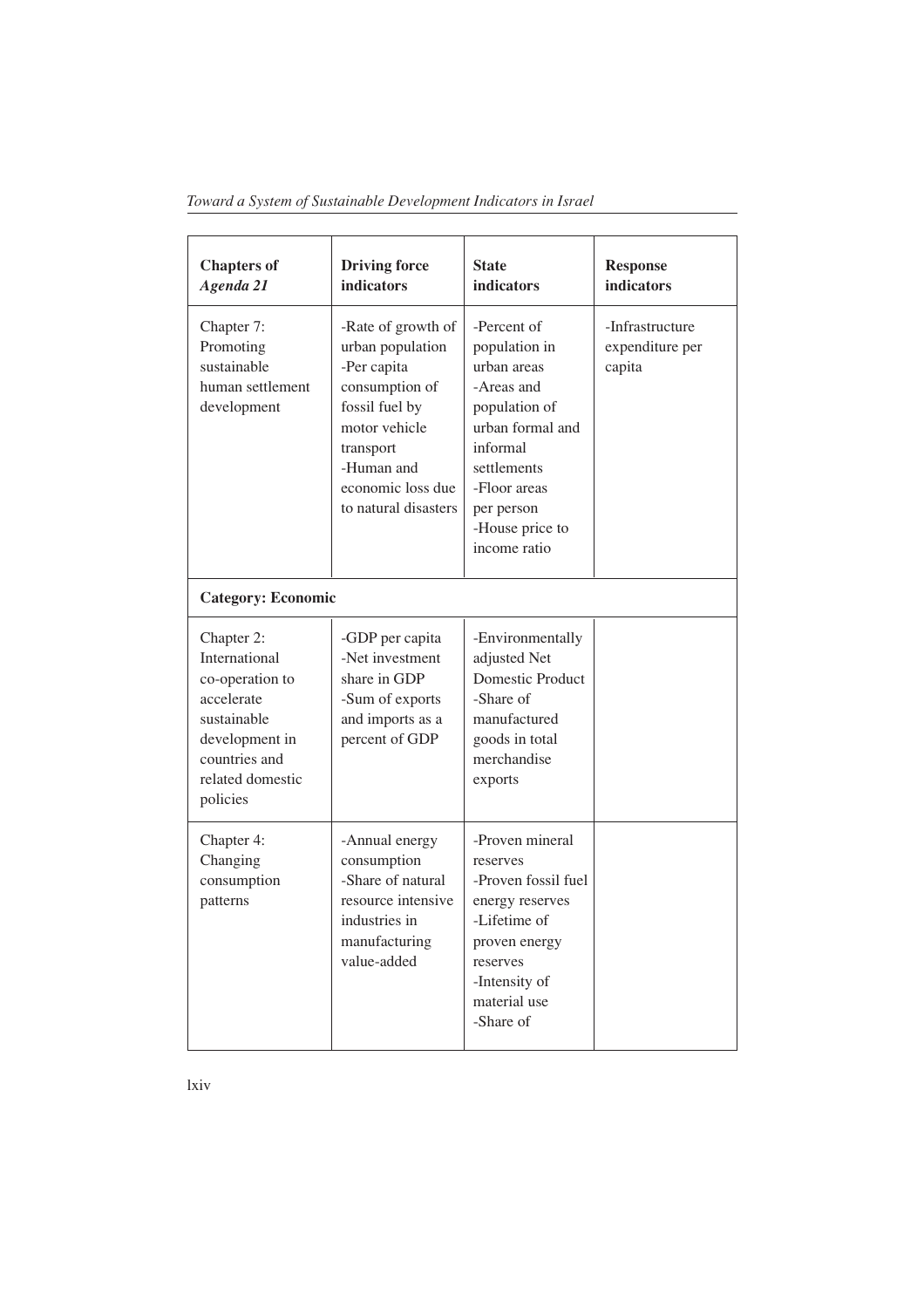| **Chapters of *Agenda 21*** | **Driving force indicators** | **State indicators** | **Response indicators** |
|---|---|---|---|
| Chapter 7: Promoting sustainable human settlement development | -Rate of growth of urban population<br>-Per capita consumption of fossil fuel by motor vehicle transport<br>-Human and economic loss due to natural disasters | -Percent of population in urban areas<br>-Areas and population of urban formal and informal settlements<br>-Floor areas per person<br>-House price to income ratio | -Infrastructure expenditure per capita |
| **Category: Economic** | | | |
| Chapter 2: International co-operation to accelerate sustainable development in countries and related domestic policies | -GDP per capita<br>-Net investment share in GDP<br>-Sum of exports and imports as a percent of GDP | -Environmentally adjusted Net Domestic Product<br>-Share of manufactured goods in total merchandise exports | |
| Chapter 4: Changing consumption patterns | -Annual energy consumption<br>-Share of natural resource intensive industries in manufacturing value-added | -Proven mineral reserves<br>-Proven fossil fuel energy reserves<br>-Lifetime of proven energy reserves<br>-Intensity of material use<br>-Share of | |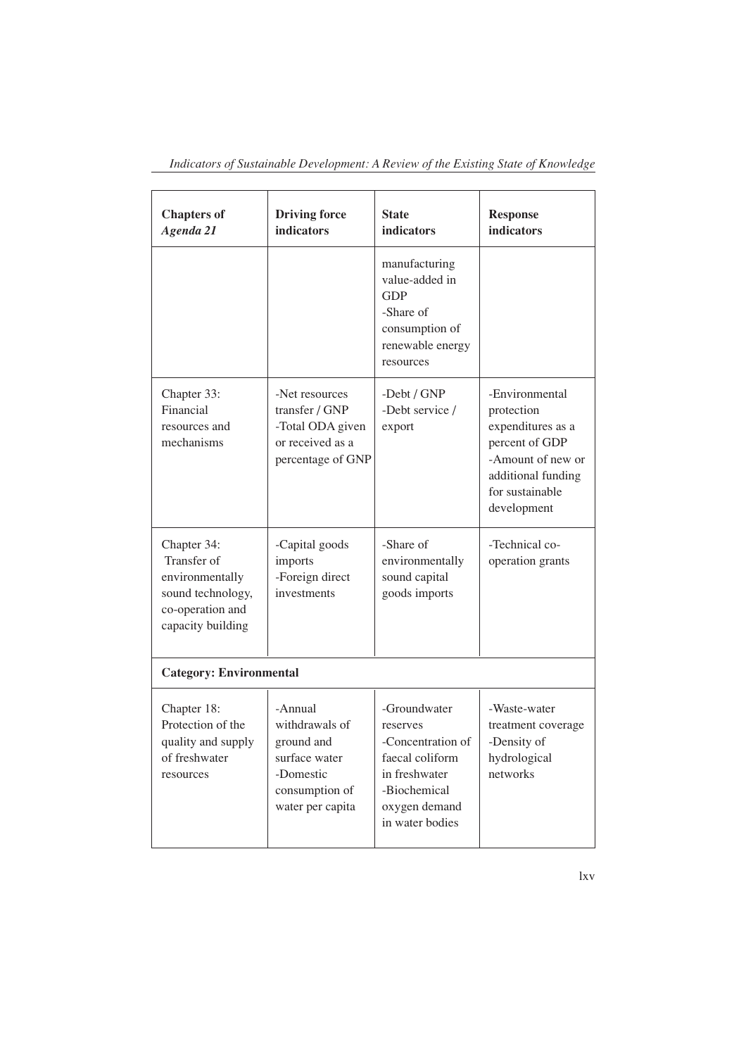| **Chapters of *Agenda 21*** | **Driving force indicators** | **State indicators** | **Response indicators** |
|---|---|---|---|
| | | manufacturing value-added in GDP<br>-Share of consumption of renewable energy resources | |
| Chapter 33: Financial resources and mechanisms | -Net resources transfer / GNP<br>-Total ODA given or received as a percentage of GNP | -Debt / GNP<br>-Debt service / export | -Environmental protection expenditures as a percent of GDP<br>-Amount of new or additional funding for sustainable development |
| Chapter 34: Transfer of environmentally sound technology, co-operation and capacity building | -Capital goods imports<br>-Foreign direct investments | -Share of environmentally sound capital goods imports | -Technical co-operation grants |
| **Category: Environmental** | | | |
| Chapter 18: Protection of the quality and supply of freshwater resources | -Annual withdrawals of ground and surface water<br>-Domestic consumption of water per capita | -Groundwater reserves<br>-Concentration of faecal coliform in freshwater<br>-Biochemical oxygen demand in water bodies | -Waste-water treatment coverage<br>-Density of hydrological networks |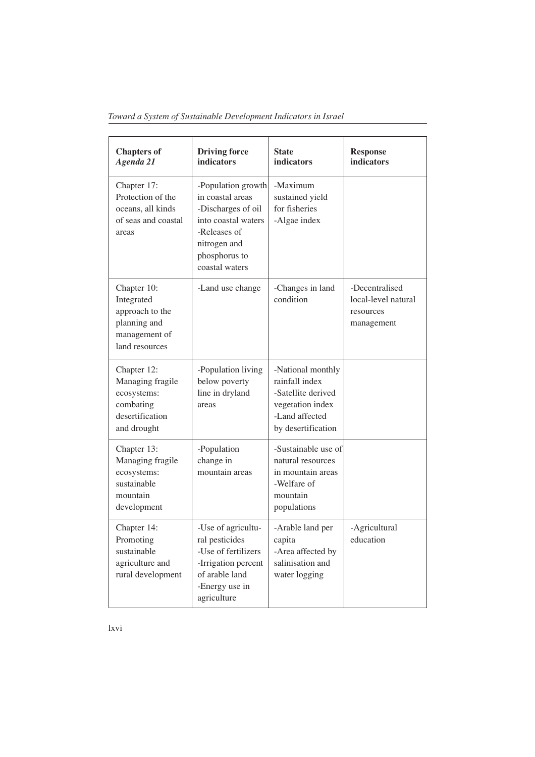| **Chapters of *Agenda 21*** | **Driving force indicators** | **State indicators** | **Response indicators** |
|---|---|---|---|
| Chapter 17: Protection of the oceans, all kinds of seas and coastal areas | -Population growth in coastal areas<br>-Discharges of oil into coastal waters<br>-Releases of nitrogen and phosphorus to coastal waters | -Maximum sustained yield for fisheries<br>-Algae index | |
| Chapter 10: Integrated approach to the planning and management of land resources | -Land use change | -Changes in land condition | -Decentralised local-level natural resources management |
| Chapter 12: Managing fragile ecosystems: combating desertification and drought | -Population living below poverty line in dryland areas | -National monthly rainfall index<br>-Satellite derived vegetation index<br>-Land affected by desertification | |
| Chapter 13: Managing fragile ecosystems: sustainable mountain development | -Population change in mountain areas | -Sustainable use of natural resources in mountain areas<br>-Welfare of mountain populations | |
| Chapter 14: Promoting sustainable agriculture and rural development | -Use of agricultural pesticides<br>-Use of fertilizers<br>-Irrigation percent of arable land<br>-Energy use in agriculture | -Arable land per capita<br>-Area affected by salinisation and water logging | -Agricultural education |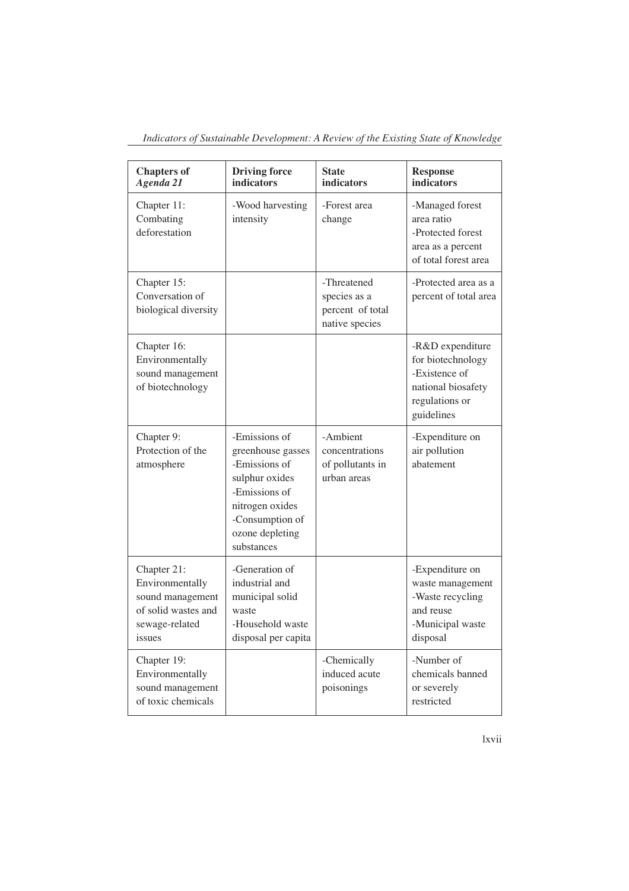| **Chapters of *Agenda 21*** | **Driving force indicators** | **State indicators** | **Response indicators** |
|---|---|---|---|
| Chapter 11: Combating deforestation | -Wood harvesting intensity | -Forest area change | -Managed forest area ratio<br>-Protected forest area as a percent of total forest area |
| Chapter 15: Conversation of biological diversity | | -Threatened species as a percent of total native species | -Protected area as a percent of total area |
| Chapter 16: Environmentally sound management of biotechnology | | | -R&D expenditure for biotechnology<br>-Existence of national biosafety regulations or guidelines |
| Chapter 9: Protection of the atmosphere | -Emissions of greenhouse gasses<br>-Emissions of sulphur oxides<br>-Emissions of nitrogen oxides<br>-Consumption of ozone depleting substances | -Ambient concentrations of pollutants in urban areas | -Expenditure on air pollution abatement |
| Chapter 21: Environmentally sound management of solid wastes and sewage-related issues | -Generation of industrial and municipal solid waste<br>-Household waste disposal per capita | | -Expenditure on waste management<br>-Waste recycling and reuse<br>-Municipal waste disposal |
| Chapter 19: Environmentally sound management of toxic chemicals | | -Chemically induced acute poisonings | -Number of chemicals banned or severely restricted |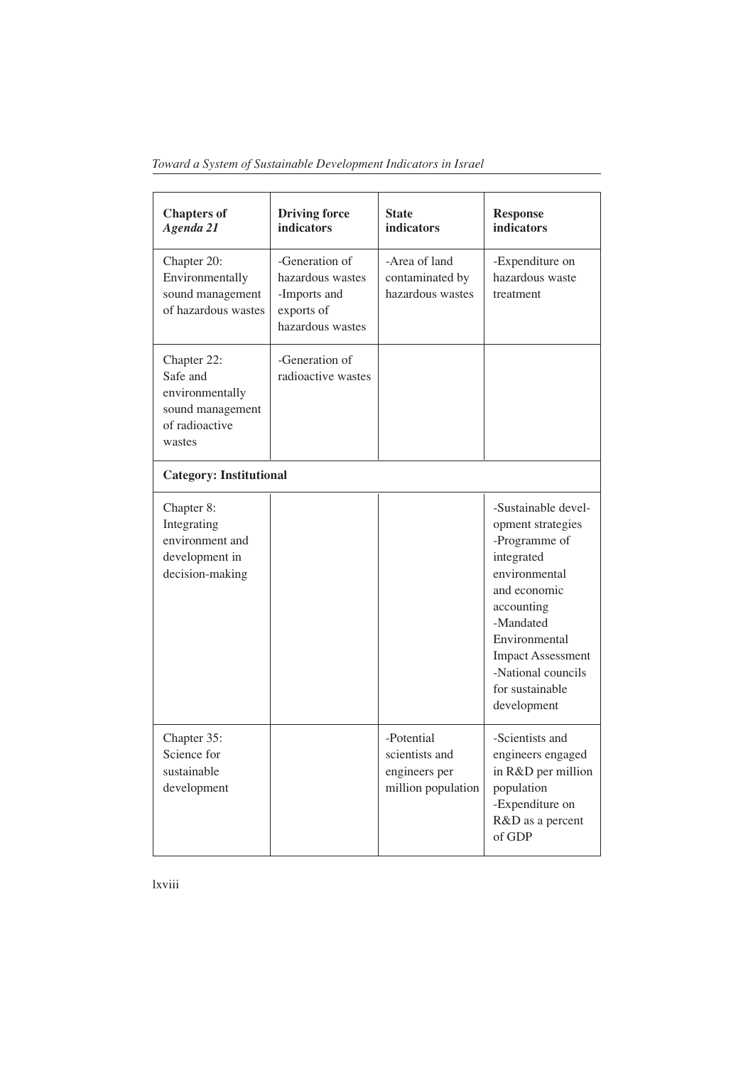| Chapters of *Agenda 21* | Driving force indicators | State indicators | Response indicators |
|---|---|---|---|
| Chapter 20: Environmentally sound management of hazardous wastes | -Generation of hazardous wastes<br>-Imports and exports of hazardous wastes | -Area of land contaminated by hazardous wastes | -Expenditure on hazardous waste treatment |
| Chapter 22: Safe and environmentally sound management of radioactive wastes | -Generation of radioactive wastes | | |
| **Category: Institutional** | | | |
| Chapter 8: Integrating environment and development in decision-making | | | -Sustainable development strategies<br>-Programme of integrated environmental and economic accounting<br>-Mandated Environmental Impact Assessment<br>-National councils for sustainable development |
| Chapter 35: Science for sustainable development | | -Potential scientists and engineers per million population | -Scientists and engineers engaged in R&D per million population<br>-Expenditure on R&D as a percent of GDP |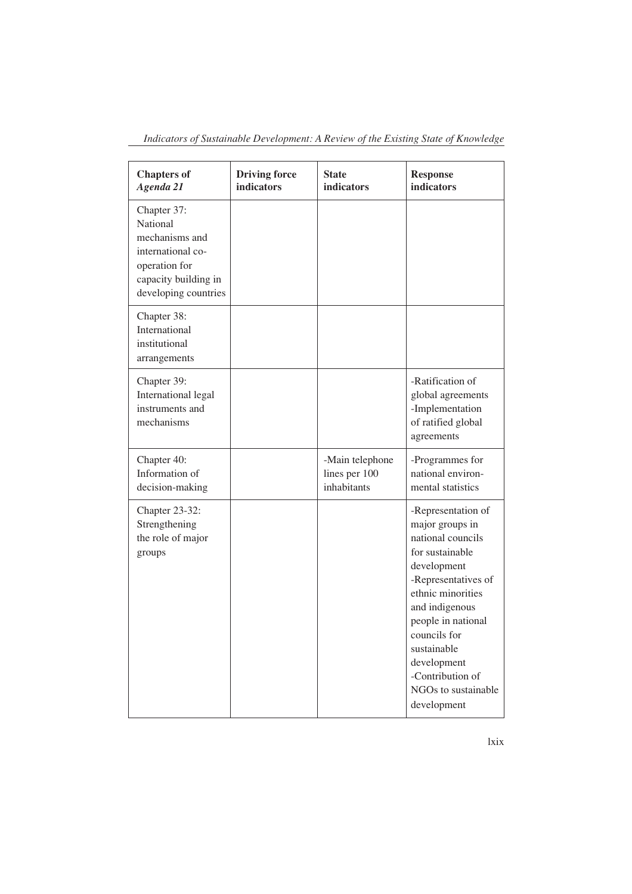| **Chapters of *Agenda 21*** | **Driving force indicators** | **State indicators** | **Response indicators** |
|---|---|---|---|
| Chapter 37: National mechanisms and international co-operation for capacity building in developing countries | | | |
| Chapter 38: International institutional arrangements | | | |
| Chapter 39: International legal instruments and mechanisms | | | -Ratification of global agreements<br>-Implementation of ratified global agreements |
| Chapter 40: Information of decision-making | | -Main telephone lines per 100 inhabitants | -Programmes for national environmental statistics |
| Chapter 23-32: Strengthening the role of major groups | | | -Representation of major groups in national councils for sustainable development<br>-Representatives of ethnic minorities and indigenous people in national councils for sustainable development<br>-Contribution of NGOs to sustainable development |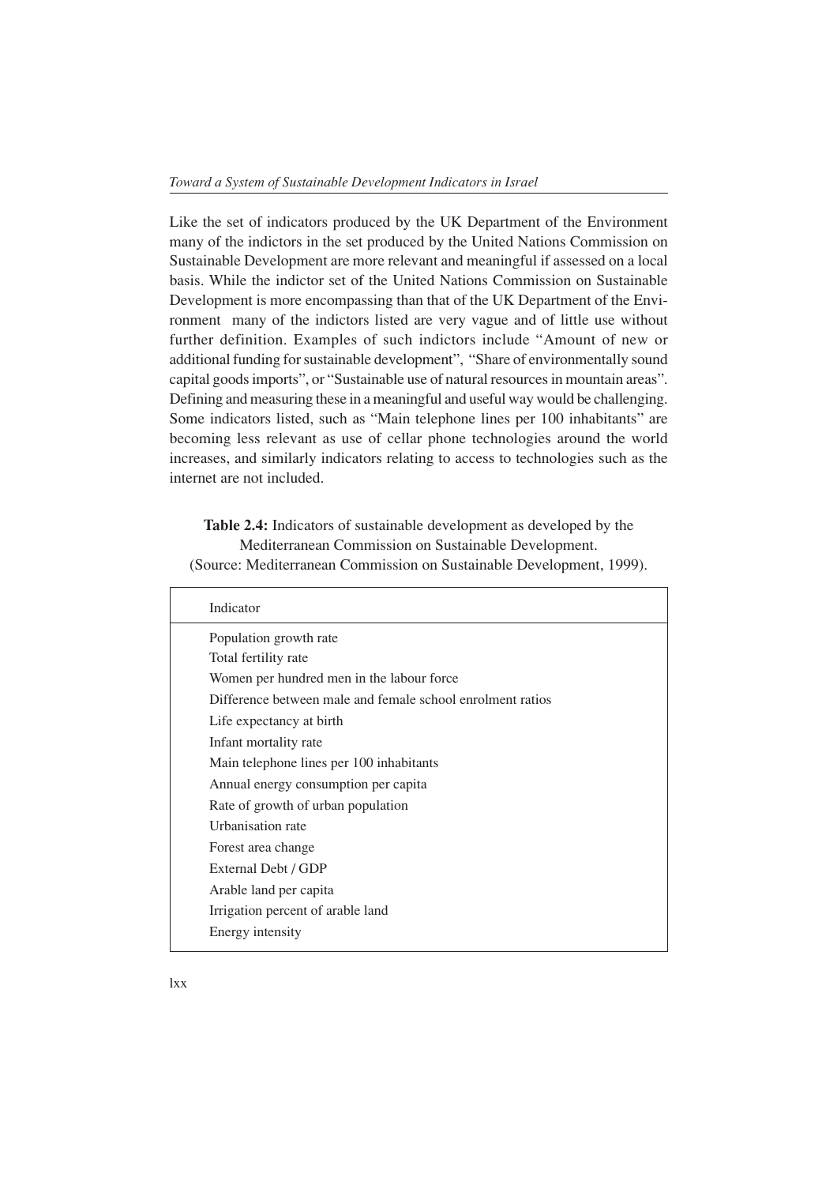Like the set of indicators produced by the UK Department of the Environment many of the indictors in the set produced by the United Nations Commission on Sustainable Development are more relevant and meaningful if assessed on a local basis. While the indictor set of the United Nations Commission on Sustainable Development is more encompassing than that of the UK Department of the Environment  many of the indictors listed are very vague and of little use without further definition. Examples of such indictors include "Amount of new or additional funding for sustainable development", "Share of environmentally sound capital goods imports", or "Sustainable use of natural resources in mountain areas". Defining and measuring these in a meaningful and useful way would be challenging. Some indicators listed, such as "Main telephone lines per 100 inhabitants" are becoming less relevant as use of cellar phone technologies around the world increases, and similarly indicators relating to access to technologies such as the internet are not included.

**Table 2.4:** Indicators of sustainable development as developed by the Mediterranean Commission on Sustainable Development. (Source: Mediterranean Commission on Sustainable Development, 1999).

| Indicator |
|---|
| Population growth rate |
| Total fertility rate |
| Women per hundred men in the labour force |
| Difference between male and female school enrolment ratios |
| Life expectancy at birth |
| Infant mortality rate |
| Main telephone lines per 100 inhabitants |
| Annual energy consumption per capita |
| Rate of growth of urban population |
| Urbanisation rate |
| Forest area change |
| External Debt / GDP |
| Arable land per capita |
| Irrigation percent of arable land |
| Energy intensity |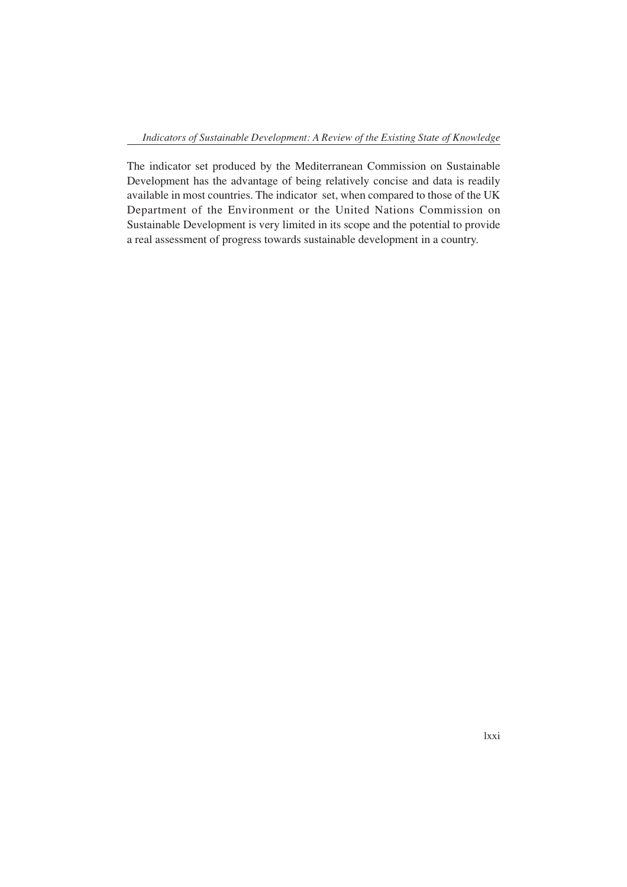The indicator set produced by the Mediterranean Commission on Sustainable Development has the advantage of being relatively concise and data is readily available in most countries. The indicator set, when compared to those of the UK Department of the Environment or the United Nations Commission on Sustainable Development is very limited in its scope and the potential to provide a real assessment of progress towards sustainable development in a country.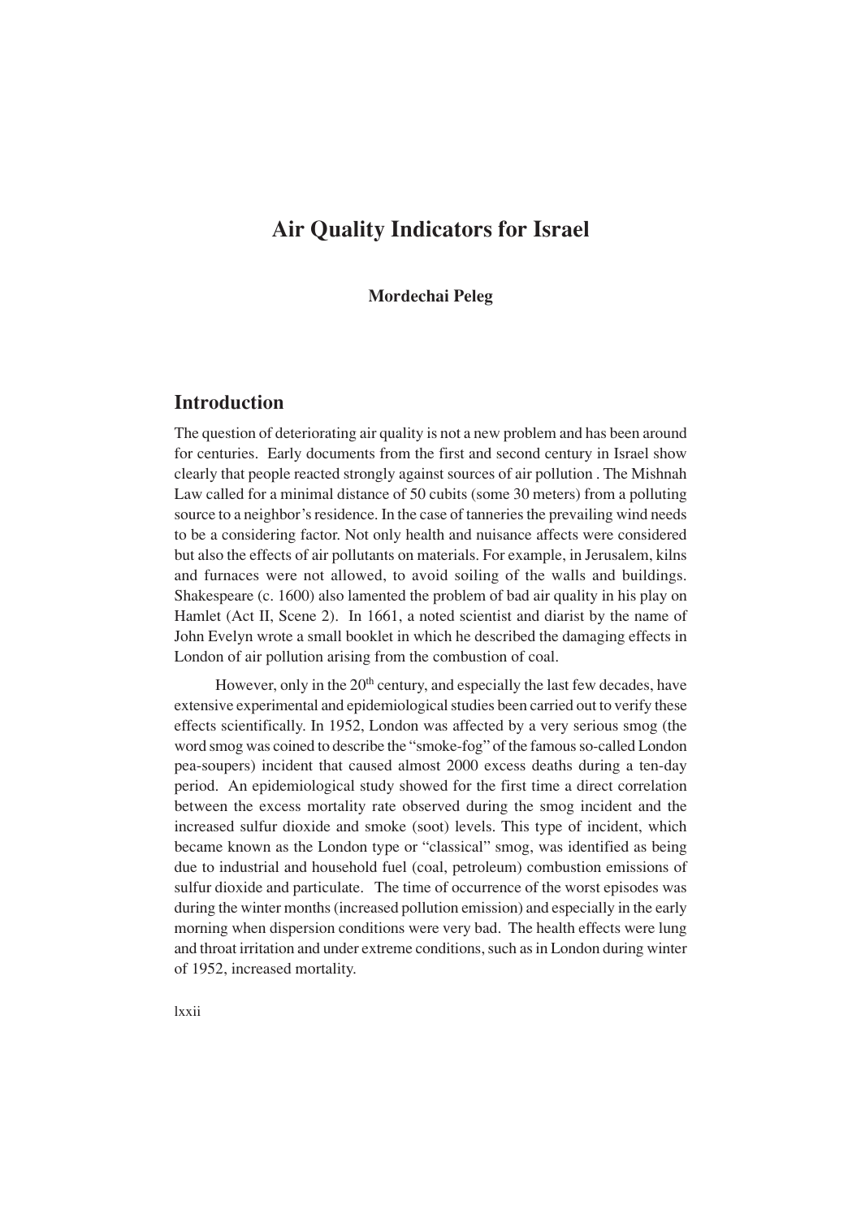# Air Quality Indicators for Israel

**Mordechai Peleg**

## Introduction

The question of deteriorating air quality is not a new problem and has been around for centuries. Early documents from the first and second century in Israel show clearly that people reacted strongly against sources of air pollution . The Mishnah Law called for a minimal distance of 50 cubits (some 30 meters) from a polluting source to a neighbor's residence. In the case of tanneries the prevailing wind needs to be a considering factor. Not only health and nuisance affects were considered but also the effects of air pollutants on materials. For example, in Jerusalem, kilns and furnaces were not allowed, to avoid soiling of the walls and buildings. Shakespeare (c. 1600) also lamented the problem of bad air quality in his play on Hamlet (Act II, Scene 2). In 1661, a noted scientist and diarist by the name of John Evelyn wrote a small booklet in which he described the damaging effects in London of air pollution arising from the combustion of coal.

However, only in the 20th century, and especially the last few decades, have extensive experimental and epidemiological studies been carried out to verify these effects scientifically. In 1952, London was affected by a very serious smog (the word smog was coined to describe the "smoke-fog" of the famous so-called London pea-soupers) incident that caused almost 2000 excess deaths during a ten-day period. An epidemiological study showed for the first time a direct correlation between the excess mortality rate observed during the smog incident and the increased sulfur dioxide and smoke (soot) levels. This type of incident, which became known as the London type or "classical" smog, was identified as being due to industrial and household fuel (coal, petroleum) combustion emissions of sulfur dioxide and particulate. The time of occurrence of the worst episodes was during the winter months (increased pollution emission) and especially in the early morning when dispersion conditions were very bad. The health effects were lung and throat irritation and under extreme conditions, such as in London during winter of 1952, increased mortality.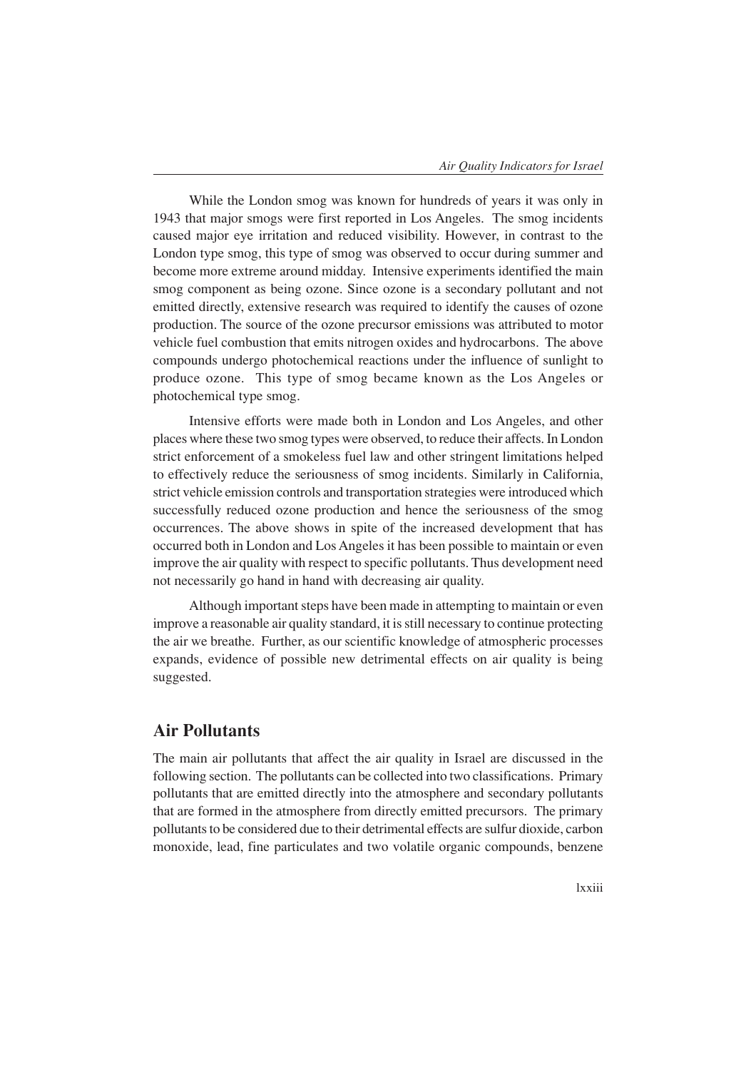While the London smog was known for hundreds of years it was only in 1943 that major smogs were first reported in Los Angeles. The smog incidents caused major eye irritation and reduced visibility. However, in contrast to the London type smog, this type of smog was observed to occur during summer and become more extreme around midday. Intensive experiments identified the main smog component as being ozone. Since ozone is a secondary pollutant and not emitted directly, extensive research was required to identify the causes of ozone production. The source of the ozone precursor emissions was attributed to motor vehicle fuel combustion that emits nitrogen oxides and hydrocarbons. The above compounds undergo photochemical reactions under the influence of sunlight to produce ozone. This type of smog became known as the Los Angeles or photochemical type smog.

Intensive efforts were made both in London and Los Angeles, and other places where these two smog types were observed, to reduce their affects. In London strict enforcement of a smokeless fuel law and other stringent limitations helped to effectively reduce the seriousness of smog incidents. Similarly in California, strict vehicle emission controls and transportation strategies were introduced which successfully reduced ozone production and hence the seriousness of the smog occurrences. The above shows in spite of the increased development that has occurred both in London and Los Angeles it has been possible to maintain or even improve the air quality with respect to specific pollutants. Thus development need not necessarily go hand in hand with decreasing air quality.

Although important steps have been made in attempting to maintain or even improve a reasonable air quality standard, it is still necessary to continue protecting the air we breathe. Further, as our scientific knowledge of atmospheric processes expands, evidence of possible new detrimental effects on air quality is being suggested.

## Air Pollutants

The main air pollutants that affect the air quality in Israel are discussed in the following section. The pollutants can be collected into two classifications. Primary pollutants that are emitted directly into the atmosphere and secondary pollutants that are formed in the atmosphere from directly emitted precursors. The primary pollutants to be considered due to their detrimental effects are sulfur dioxide, carbon monoxide, lead, fine particulates and two volatile organic compounds, benzene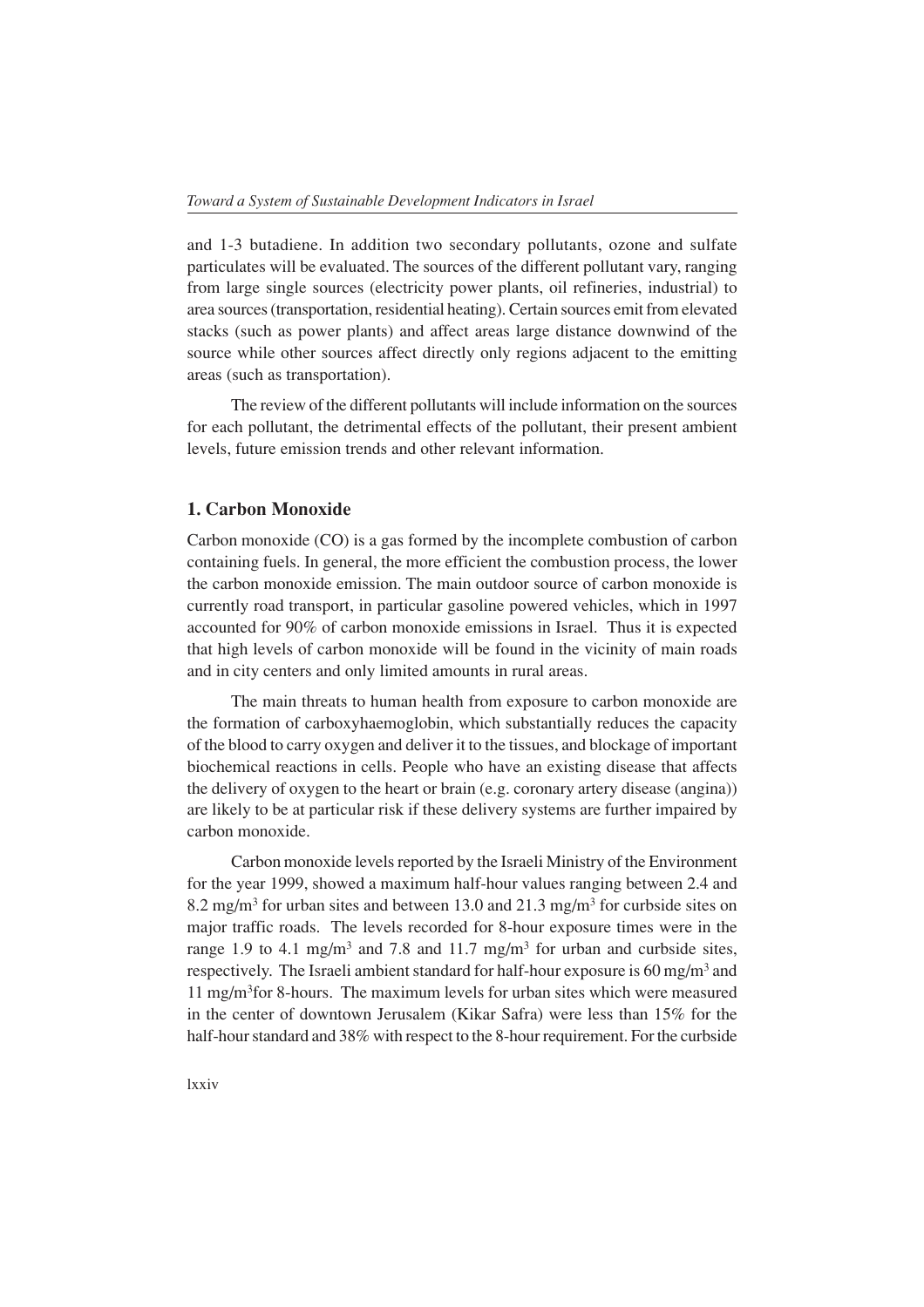and 1-3 butadiene. In addition two secondary pollutants, ozone and sulfate particulates will be evaluated. The sources of the different pollutant vary, ranging from large single sources (electricity power plants, oil refineries, industrial) to area sources (transportation, residential heating). Certain sources emit from elevated stacks (such as power plants) and affect areas large distance downwind of the source while other sources affect directly only regions adjacent to the emitting areas (such as transportation).

The review of the different pollutants will include information on the sources for each pollutant, the detrimental effects of the pollutant, their present ambient levels, future emission trends and other relevant information.

## 1. Carbon Monoxide

Carbon monoxide (CO) is a gas formed by the incomplete combustion of carbon containing fuels. In general, the more efficient the combustion process, the lower the carbon monoxide emission. The main outdoor source of carbon monoxide is currently road transport, in particular gasoline powered vehicles, which in 1997 accounted for 90% of carbon monoxide emissions in Israel. Thus it is expected that high levels of carbon monoxide will be found in the vicinity of main roads and in city centers and only limited amounts in rural areas.

The main threats to human health from exposure to carbon monoxide are the formation of carboxyhaemoglobin, which substantially reduces the capacity of the blood to carry oxygen and deliver it to the tissues, and blockage of important biochemical reactions in cells. People who have an existing disease that affects the delivery of oxygen to the heart or brain (e.g. coronary artery disease (angina)) are likely to be at particular risk if these delivery systems are further impaired by carbon monoxide.

Carbon monoxide levels reported by the Israeli Ministry of the Environment for the year 1999, showed a maximum half-hour values ranging between 2.4 and 8.2 mg/m$^3$ for urban sites and between 13.0 and 21.3 mg/m$^3$ for curbside sites on major traffic roads. The levels recorded for 8-hour exposure times were in the range 1.9 to 4.1 mg/m$^3$ and 7.8 and 11.7 mg/m$^3$ for urban and curbside sites, respectively. The Israeli ambient standard for half-hour exposure is 60 mg/m$^3$ and 11 mg/m$^3$for 8-hours. The maximum levels for urban sites which were measured in the center of downtown Jerusalem (Kikar Safra) were less than 15% for the half-hour standard and 38% with respect to the 8-hour requirement. For the curbside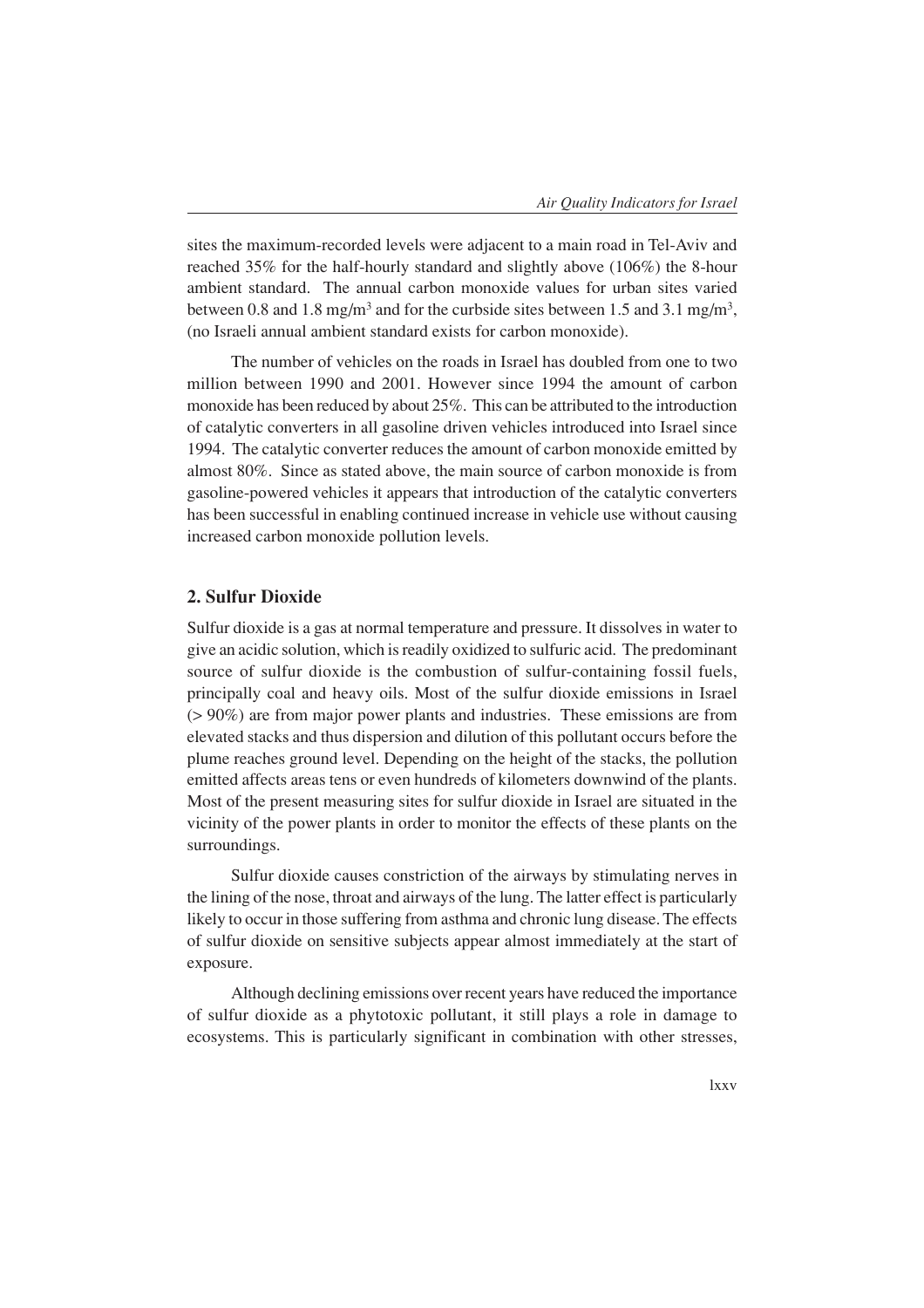sites the maximum-recorded levels were adjacent to a main road in Tel-Aviv and reached 35% for the half-hourly standard and slightly above (106%) the 8-hour ambient standard. The annual carbon monoxide values for urban sites varied between 0.8 and 1.8 mg/m$^3$ and for the curbside sites between 1.5 and 3.1 mg/m$^3$, (no Israeli annual ambient standard exists for carbon monoxide).

The number of vehicles on the roads in Israel has doubled from one to two million between 1990 and 2001. However since 1994 the amount of carbon monoxide has been reduced by about 25%. This can be attributed to the introduction of catalytic converters in all gasoline driven vehicles introduced into Israel since 1994. The catalytic converter reduces the amount of carbon monoxide emitted by almost 80%. Since as stated above, the main source of carbon monoxide is from gasoline-powered vehicles it appears that introduction of the catalytic converters has been successful in enabling continued increase in vehicle use without causing increased carbon monoxide pollution levels.

## 2. Sulfur Dioxide

Sulfur dioxide is a gas at normal temperature and pressure. It dissolves in water to give an acidic solution, which is readily oxidized to sulfuric acid. The predominant source of sulfur dioxide is the combustion of sulfur-containing fossil fuels, principally coal and heavy oils. Most of the sulfur dioxide emissions in Israel (> 90%) are from major power plants and industries. These emissions are from elevated stacks and thus dispersion and dilution of this pollutant occurs before the plume reaches ground level. Depending on the height of the stacks, the pollution emitted affects areas tens or even hundreds of kilometers downwind of the plants. Most of the present measuring sites for sulfur dioxide in Israel are situated in the vicinity of the power plants in order to monitor the effects of these plants on the surroundings.

Sulfur dioxide causes constriction of the airways by stimulating nerves in the lining of the nose, throat and airways of the lung. The latter effect is particularly likely to occur in those suffering from asthma and chronic lung disease. The effects of sulfur dioxide on sensitive subjects appear almost immediately at the start of exposure.

Although declining emissions over recent years have reduced the importance of sulfur dioxide as a phytotoxic pollutant, it still plays a role in damage to ecosystems. This is particularly significant in combination with other stresses,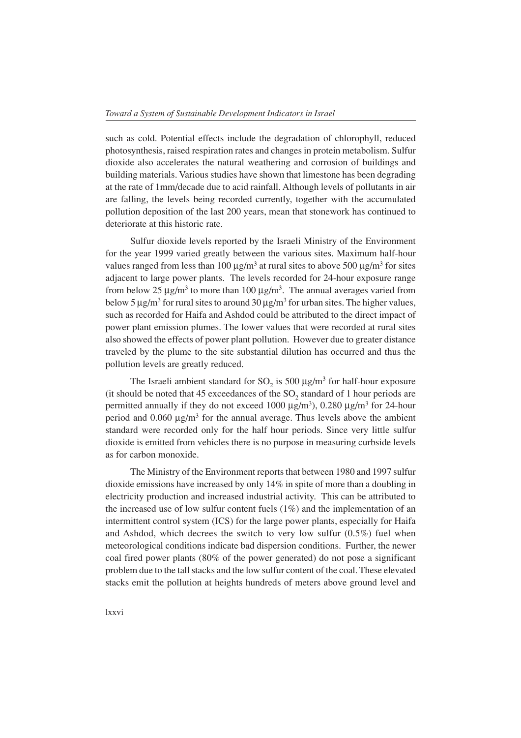such as cold. Potential effects include the degradation of chlorophyll, reduced photosynthesis, raised respiration rates and changes in protein metabolism. Sulfur dioxide also accelerates the natural weathering and corrosion of buildings and building materials. Various studies have shown that limestone has been degrading at the rate of 1mm/decade due to acid rainfall. Although levels of pollutants in air are falling, the levels being recorded currently, together with the accumulated pollution deposition of the last 200 years, mean that stonework has continued to deteriorate at this historic rate.

Sulfur dioxide levels reported by the Israeli Ministry of the Environment for the year 1999 varied greatly between the various sites. Maximum half-hour values ranged from less than 100 $\mu g/m^3$ at rural sites to above 500 $\mu g/m^3$ for sites adjacent to large power plants. The levels recorded for 24-hour exposure range from below 25 $\mu g/m^3$ to more than 100 $\mu g/m^3$. The annual averages varied from below 5 $\mu g/m^3$ for rural sites to around 30 $\mu g/m^3$ for urban sites. The higher values, such as recorded for Haifa and Ashdod could be attributed to the direct impact of power plant emission plumes. The lower values that were recorded at rural sites also showed the effects of power plant pollution. However due to greater distance traveled by the plume to the site substantial dilution has occurred and thus the pollution levels are greatly reduced.

The Israeli ambient standard for $SO_2$ is 500 $\mu g/m^3$ for half-hour exposure (it should be noted that 45 exceedances of the $SO_2$ standard of 1 hour periods are permitted annually if they do not exceed 1000 $\mu g/m^3$), 0.280 $\mu g/m^3$ for 24-hour period and 0.060 $\mu g/m^3$ for the annual average. Thus levels above the ambient standard were recorded only for the half hour periods. Since very little sulfur dioxide is emitted from vehicles there is no purpose in measuring curbside levels as for carbon monoxide.

The Ministry of the Environment reports that between 1980 and 1997 sulfur dioxide emissions have increased by only 14% in spite of more than a doubling in electricity production and increased industrial activity. This can be attributed to the increased use of low sulfur content fuels (1%) and the implementation of an intermittent control system (ICS) for the large power plants, especially for Haifa and Ashdod, which decrees the switch to very low sulfur (0.5%) fuel when meteorological conditions indicate bad dispersion conditions. Further, the newer coal fired power plants (80% of the power generated) do not pose a significant problem due to the tall stacks and the low sulfur content of the coal. These elevated stacks emit the pollution at heights hundreds of meters above ground level and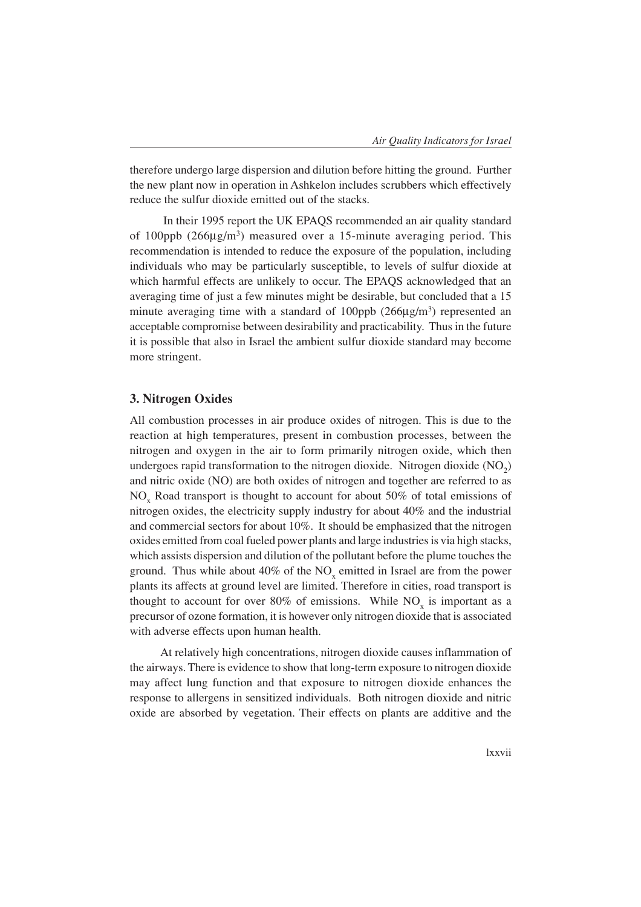therefore undergo large dispersion and dilution before hitting the ground. Further the new plant now in operation in Ashkelon includes scrubbers which effectively reduce the sulfur dioxide emitted out of the stacks.

In their 1995 report the UK EPAQS recommended an air quality standard of 100ppb (266µg/$m^3$) measured over a 15-minute averaging period. This recommendation is intended to reduce the exposure of the population, including individuals who may be particularly susceptible, to levels of sulfur dioxide at which harmful effects are unlikely to occur. The EPAQS acknowledged that an averaging time of just a few minutes might be desirable, but concluded that a 15 minute averaging time with a standard of 100ppb (266µg/$m^3$) represented an acceptable compromise between desirability and practicability. Thus in the future it is possible that also in Israel the ambient sulfur dioxide standard may become more stringent.

## 3. Nitrogen Oxides

All combustion processes in air produce oxides of nitrogen. This is due to the reaction at high temperatures, present in combustion processes, between the nitrogen and oxygen in the air to form primarily nitrogen oxide, which then undergoes rapid transformation to the nitrogen dioxide. Nitrogen dioxide ($NO_2$) and nitric oxide (NO) are both oxides of nitrogen and together are referred to as $NO_x$ Road transport is thought to account for about 50% of total emissions of nitrogen oxides, the electricity supply industry for about 40% and the industrial and commercial sectors for about 10%. It should be emphasized that the nitrogen oxides emitted from coal fueled power plants and large industries is via high stacks, which assists dispersion and dilution of the pollutant before the plume touches the ground. Thus while about 40% of the $NO_x$ emitted in Israel are from the power plants its affects at ground level are limited. Therefore in cities, road transport is thought to account for over 80% of emissions. While $NO_x$ is important as a precursor of ozone formation, it is however only nitrogen dioxide that is associated with adverse effects upon human health.

At relatively high concentrations, nitrogen dioxide causes inflammation of the airways. There is evidence to show that long-term exposure to nitrogen dioxide may affect lung function and that exposure to nitrogen dioxide enhances the response to allergens in sensitized individuals. Both nitrogen dioxide and nitric oxide are absorbed by vegetation. Their effects on plants are additive and the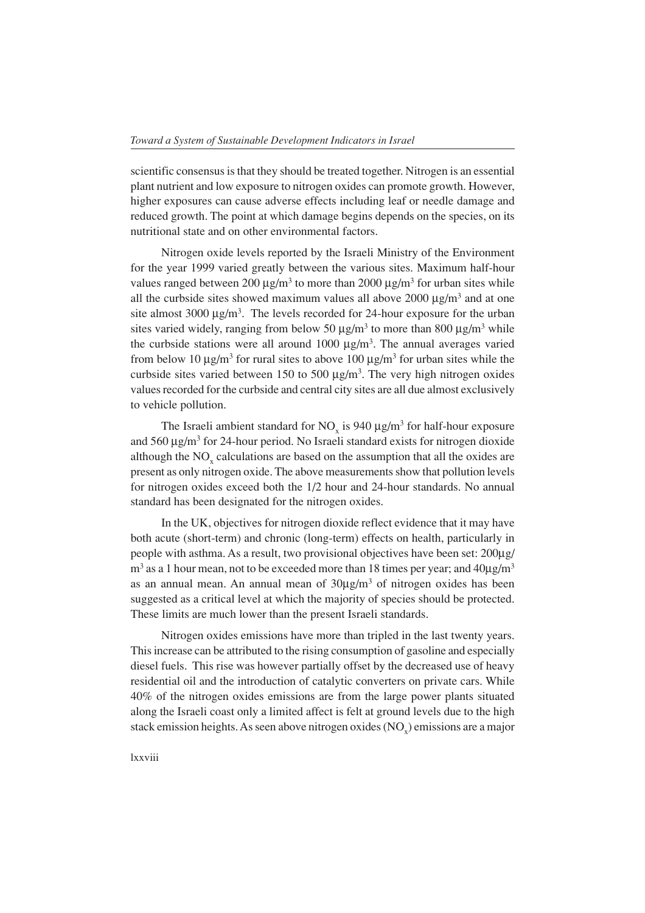scientific consensus is that they should be treated together. Nitrogen is an essential plant nutrient and low exposure to nitrogen oxides can promote growth. However, higher exposures can cause adverse effects including leaf or needle damage and reduced growth. The point at which damage begins depends on the species, on its nutritional state and on other environmental factors.

Nitrogen oxide levels reported by the Israeli Ministry of the Environment for the year 1999 varied greatly between the various sites. Maximum half-hour values ranged between 200 $\mu g/m^3$ to more than 2000 $\mu g/m^3$ for urban sites while all the curbside sites showed maximum values all above 2000 $\mu g/m^3$ and at one site almost 3000 $\mu g/m^3$. The levels recorded for 24-hour exposure for the urban sites varied widely, ranging from below 50 $\mu g/m^3$ to more than 800 $\mu g/m^3$ while the curbside stations were all around 1000 $\mu g/m^3$. The annual averages varied from below 10 $\mu g/m^3$ for rural sites to above 100 $\mu g/m^3$ for urban sites while the curbside sites varied between 150 to 500 $\mu g/m^3$. The very high nitrogen oxides values recorded for the curbside and central city sites are all due almost exclusively to vehicle pollution.

The Israeli ambient standard for $NO_x$ is 940 $\mu g/m^3$ for half-hour exposure and 560 $\mu g/m^3$ for 24-hour period. No Israeli standard exists for nitrogen dioxide although the $NO_x$ calculations are based on the assumption that all the oxides are present as only nitrogen oxide. The above measurements show that pollution levels for nitrogen oxides exceed both the 1/2 hour and 24-hour standards. No annual standard has been designated for the nitrogen oxides.

In the UK, objectives for nitrogen dioxide reflect evidence that it may have both acute (short-term) and chronic (long-term) effects on health, particularly in people with asthma. As a result, two provisional objectives have been set: 200$\mu g/m^3$ as a 1 hour mean, not to be exceeded more than 18 times per year; and 40$\mu g/m^3$ as an annual mean. An annual mean of 30$\mu g/m^3$ of nitrogen oxides has been suggested as a critical level at which the majority of species should be protected. These limits are much lower than the present Israeli standards.

Nitrogen oxides emissions have more than tripled in the last twenty years. This increase can be attributed to the rising consumption of gasoline and especially diesel fuels. This rise was however partially offset by the decreased use of heavy residential oil and the introduction of catalytic converters on private cars. While 40% of the nitrogen oxides emissions are from the large power plants situated along the Israeli coast only a limited affect is felt at ground levels due to the high stack emission heights. As seen above nitrogen oxides ($NO_x$) emissions are a major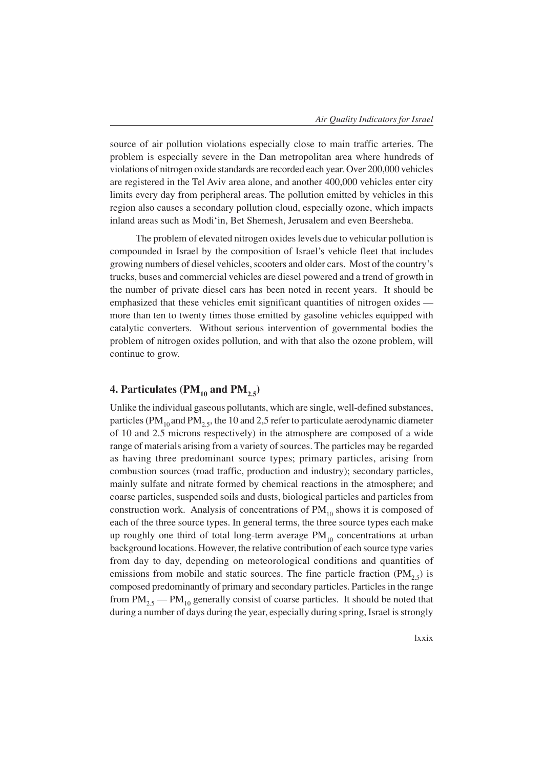source of air pollution violations especially close to main traffic arteries. The problem is especially severe in the Dan metropolitan area where hundreds of violations of nitrogen oxide standards are recorded each year. Over 200,000 vehicles are registered in the Tel Aviv area alone, and another 400,000 vehicles enter city limits every day from peripheral areas. The pollution emitted by vehicles in this region also causes a secondary pollution cloud, especially ozone, which impacts inland areas such as Modi'in, Bet Shemesh, Jerusalem and even Beersheba.

The problem of elevated nitrogen oxides levels due to vehicular pollution is compounded in Israel by the composition of Israel's vehicle fleet that includes growing numbers of diesel vehicles, scooters and older cars. Most of the country's trucks, buses and commercial vehicles are diesel powered and a trend of growth in the number of private diesel cars has been noted in recent years. It should be emphasized that these vehicles emit significant quantities of nitrogen oxides — more than ten to twenty times those emitted by gasoline vehicles equipped with catalytic converters. Without serious intervention of governmental bodies the problem of nitrogen oxides pollution, and with that also the ozone problem, will continue to grow.

## 4. Particulates ($PM_{10}$ and $PM_{2.5}$)

Unlike the individual gaseous pollutants, which are single, well-defined substances, particles ($PM_{10}$ and $PM_{2.5}$, the 10 and 2,5 refer to particulate aerodynamic diameter of 10 and 2.5 microns respectively) in the atmosphere are composed of a wide range of materials arising from a variety of sources. The particles may be regarded as having three predominant source types; primary particles, arising from combustion sources (road traffic, production and industry); secondary particles, mainly sulfate and nitrate formed by chemical reactions in the atmosphere; and coarse particles, suspended soils and dusts, biological particles and particles from construction work. Analysis of concentrations of $PM_{10}$ shows it is composed of each of the three source types. In general terms, the three source types each make up roughly one third of total long-term average $PM_{10}$ concentrations at urban background locations. However, the relative contribution of each source type varies from day to day, depending on meteorological conditions and quantities of emissions from mobile and static sources. The fine particle fraction ($PM_{2.5}$) is composed predominantly of primary and secondary particles. Particles in the range from $PM_{2.5}$ — $PM_{10}$ generally consist of coarse particles. It should be noted that during a number of days during the year, especially during spring, Israel is strongly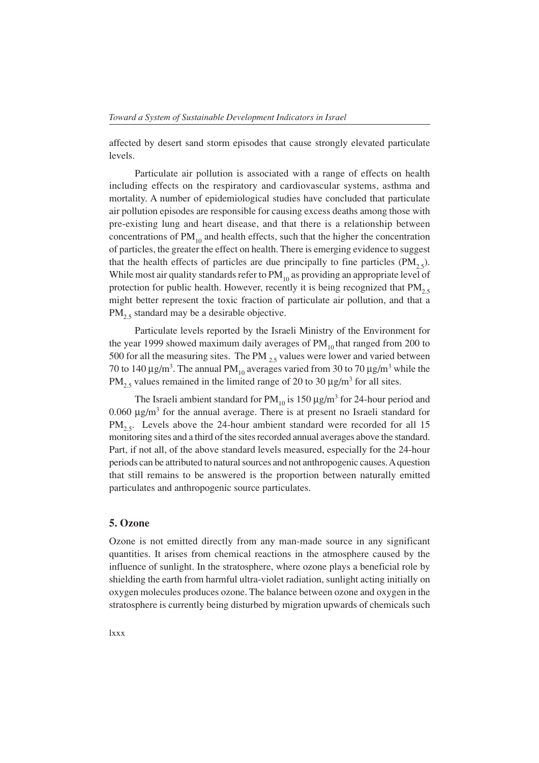affected by desert sand storm episodes that cause strongly elevated particulate levels.

Particulate air pollution is associated with a range of effects on health including effects on the respiratory and cardiovascular systems, asthma and mortality. A number of epidemiological studies have concluded that particulate air pollution episodes are responsible for causing excess deaths among those with pre-existing lung and heart disease, and that there is a relationship between concentrations of $PM_{10}$ and health effects, such that the higher the concentration of particles, the greater the effect on health. There is emerging evidence to suggest that the health effects of particles are due principally to fine particles ($PM_{2.5}$). While most air quality standards refer to $PM_{10}$ as providing an appropriate level of protection for public health. However, recently it is being recognized that $PM_{2.5}$ might better represent the toxic fraction of particulate air pollution, and that a $PM_{2.5}$ standard may be a desirable objective.

Particulate levels reported by the Israeli Ministry of the Environment for the year 1999 showed maximum daily averages of $PM_{10}$ that ranged from 200 to 500 for all the measuring sites. The $PM_{2.5}$ values were lower and varied between 70 to 140 $\mu g/m^3$. The annual $PM_{10}$ averages varied from 30 to 70 $\mu g/m^3$ while the $PM_{2.5}$ values remained in the limited range of 20 to 30 $\mu g/m^3$ for all sites.

The Israeli ambient standard for $PM_{10}$ is 150 $\mu g/m^3$ for 24-hour period and 0.060 $\mu g/m^3$ for the annual average. There is at present no Israeli standard for $PM_{2.5}$. Levels above the 24-hour ambient standard were recorded for all 15 monitoring sites and a third of the sites recorded annual averages above the standard. Part, if not all, of the above standard levels measured, especially for the 24-hour periods can be attributed to natural sources and not anthropogenic causes. A question that still remains to be answered is the proportion between naturally emitted particulates and anthropogenic source particulates.

## 5. Ozone

Ozone is not emitted directly from any man-made source in any significant quantities. It arises from chemical reactions in the atmosphere caused by the influence of sunlight. In the stratosphere, where ozone plays a beneficial role by shielding the earth from harmful ultra-violet radiation, sunlight acting initially on oxygen molecules produces ozone. The balance between ozone and oxygen in the stratosphere is currently being disturbed by migration upwards of chemicals such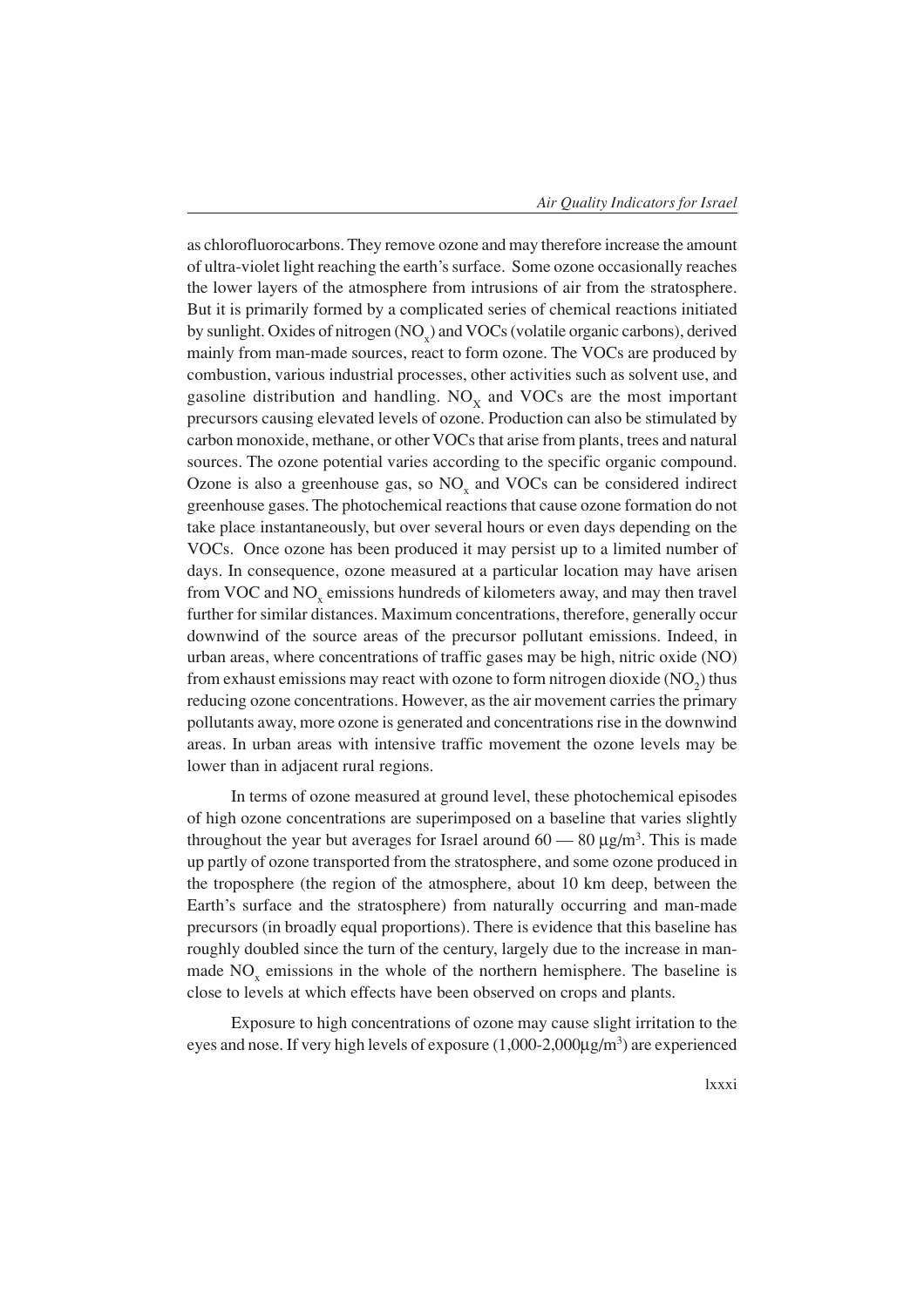as chlorofluorocarbons. They remove ozone and may therefore increase the amount of ultra-violet light reaching the earth's surface. Some ozone occasionally reaches the lower layers of the atmosphere from intrusions of air from the stratosphere. But it is primarily formed by a complicated series of chemical reactions initiated by sunlight. Oxides of nitrogen ($NO_x$) and VOCs (volatile organic carbons), derived mainly from man-made sources, react to form ozone. The VOCs are produced by combustion, various industrial processes, other activities such as solvent use, and gasoline distribution and handling. $NO_X$ and VOCs are the most important precursors causing elevated levels of ozone. Production can also be stimulated by carbon monoxide, methane, or other VOCs that arise from plants, trees and natural sources. The ozone potential varies according to the specific organic compound. Ozone is also a greenhouse gas, so $NO_x$ and VOCs can be considered indirect greenhouse gases. The photochemical reactions that cause ozone formation do not take place instantaneously, but over several hours or even days depending on the VOCs. Once ozone has been produced it may persist up to a limited number of days. In consequence, ozone measured at a particular location may have arisen from VOC and $NO_x$ emissions hundreds of kilometers away, and may then travel further for similar distances. Maximum concentrations, therefore, generally occur downwind of the source areas of the precursor pollutant emissions. Indeed, in urban areas, where concentrations of traffic gases may be high, nitric oxide (NO) from exhaust emissions may react with ozone to form nitrogen dioxide ($NO_2$) thus reducing ozone concentrations. However, as the air movement carries the primary pollutants away, more ozone is generated and concentrations rise in the downwind areas. In urban areas with intensive traffic movement the ozone levels may be lower than in adjacent rural regions.

In terms of ozone measured at ground level, these photochemical episodes of high ozone concentrations are superimposed on a baseline that varies slightly throughout the year but averages for Israel around 60 — 80 $\mu g/m^3$. This is made up partly of ozone transported from the stratosphere, and some ozone produced in the troposphere (the region of the atmosphere, about 10 km deep, between the Earth's surface and the stratosphere) from naturally occurring and man-made precursors (in broadly equal proportions). There is evidence that this baseline has roughly doubled since the turn of the century, largely due to the increase in man-made $NO_x$ emissions in the whole of the northern hemisphere. The baseline is close to levels at which effects have been observed on crops and plants.

Exposure to high concentrations of ozone may cause slight irritation to the eyes and nose. If very high levels of exposure (1,000-2,000$\mu g/m^3$) are experienced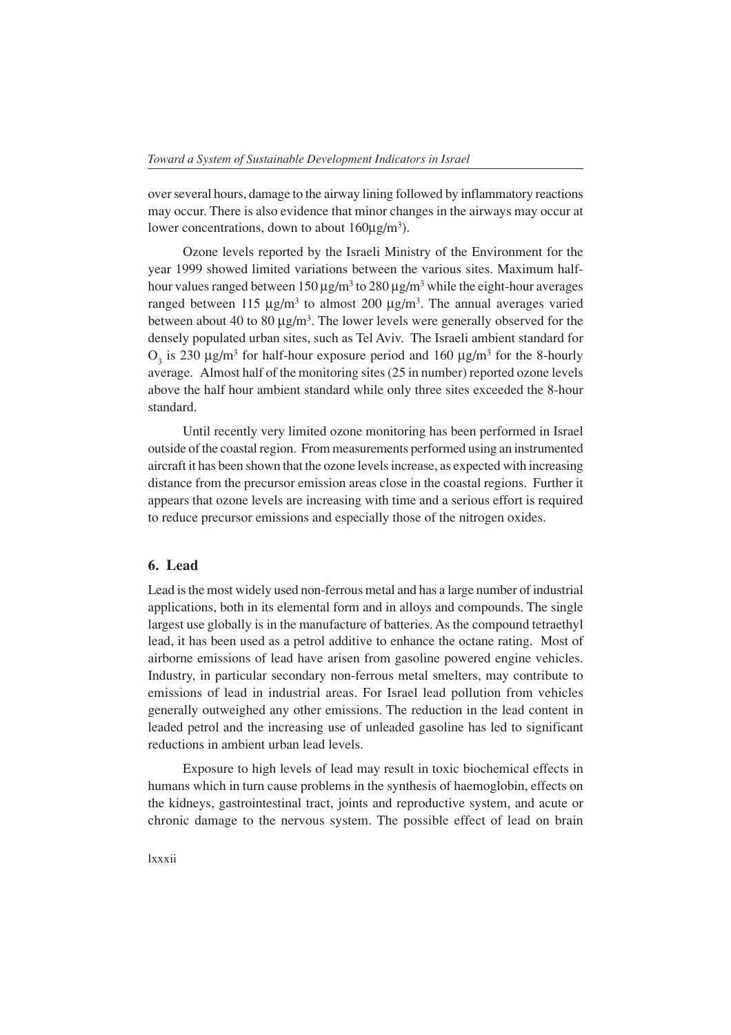over several hours, damage to the airway lining followed by inflammatory reactions may occur. There is also evidence that minor changes in the airways may occur at lower concentrations, down to about 160μg/m$^3$).

Ozone levels reported by the Israeli Ministry of the Environment for the year 1999 showed limited variations between the various sites. Maximum half-hour values ranged between 150 μg/m$^3$ to 280 μg/m$^3$ while the eight-hour averages ranged between 115 μg/m$^3$ to almost 200 μg/m$^3$. The annual averages varied between about 40 to 80 μg/m$^3$. The lower levels were generally observed for the densely populated urban sites, such as Tel Aviv. The Israeli ambient standard for $O_3$ is 230 μg/m$^3$ for half-hour exposure period and 160 μg/m$^3$ for the 8-hourly average. Almost half of the monitoring sites (25 in number) reported ozone levels above the half hour ambient standard while only three sites exceeded the 8-hour standard.

Until recently very limited ozone monitoring has been performed in Israel outside of the coastal region. From measurements performed using an instrumented aircraft it has been shown that the ozone levels increase, as expected with increasing distance from the precursor emission areas close in the coastal regions. Further it appears that ozone levels are increasing with time and a serious effort is required to reduce precursor emissions and especially those of the nitrogen oxides.

## 6. Lead

Lead is the most widely used non-ferrous metal and has a large number of industrial applications, both in its elemental form and in alloys and compounds. The single largest use globally is in the manufacture of batteries. As the compound tetraethyl lead, it has been used as a petrol additive to enhance the octane rating. Most of airborne emissions of lead have arisen from gasoline powered engine vehicles. Industry, in particular secondary non-ferrous metal smelters, may contribute to emissions of lead in industrial areas. For Israel lead pollution from vehicles generally outweighed any other emissions. The reduction in the lead content in leaded petrol and the increasing use of unleaded gasoline has led to significant reductions in ambient urban lead levels.

Exposure to high levels of lead may result in toxic biochemical effects in humans which in turn cause problems in the synthesis of haemoglobin, effects on the kidneys, gastrointestinal tract, joints and reproductive system, and acute or chronic damage to the nervous system. The possible effect of lead on brain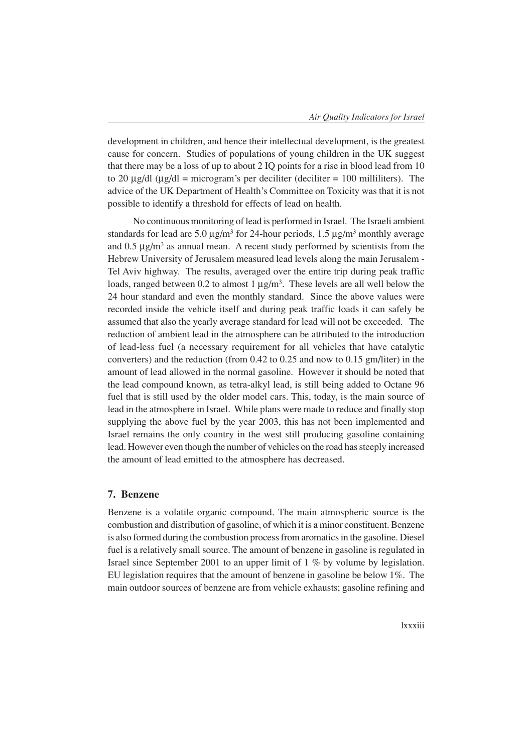development in children, and hence their intellectual development, is the greatest cause for concern. Studies of populations of young children in the UK suggest that there may be a loss of up to about 2 IQ points for a rise in blood lead from 10 to 20 µg/dl (µg/dl = microgram's per deciliter (deciliter = 100 milliliters). The advice of the UK Department of Health's Committee on Toxicity was that it is not possible to identify a threshold for effects of lead on health.

No continuous monitoring of lead is performed in Israel. The Israeli ambient standards for lead are 5.0 µg/m$^3$ for 24-hour periods, 1.5 µg/m$^3$ monthly average and 0.5 µg/m$^3$ as annual mean. A recent study performed by scientists from the Hebrew University of Jerusalem measured lead levels along the main Jerusalem - Tel Aviv highway. The results, averaged over the entire trip during peak traffic loads, ranged between 0.2 to almost 1 µg/m$^3$. These levels are all well below the 24 hour standard and even the monthly standard. Since the above values were recorded inside the vehicle itself and during peak traffic loads it can safely be assumed that also the yearly average standard for lead will not be exceeded. The reduction of ambient lead in the atmosphere can be attributed to the introduction of lead-less fuel (a necessary requirement for all vehicles that have catalytic converters) and the reduction (from 0.42 to 0.25 and now to 0.15 gm/liter) in the amount of lead allowed in the normal gasoline. However it should be noted that the lead compound known, as tetra-alkyl lead, is still being added to Octane 96 fuel that is still used by the older model cars. This, today, is the main source of lead in the atmosphere in Israel. While plans were made to reduce and finally stop supplying the above fuel by the year 2003, this has not been implemented and Israel remains the only country in the west still producing gasoline containing lead. However even though the number of vehicles on the road has steeply increased the amount of lead emitted to the atmosphere has decreased.

## 7. Benzene

Benzene is a volatile organic compound. The main atmospheric source is the combustion and distribution of gasoline, of which it is a minor constituent. Benzene is also formed during the combustion process from aromatics in the gasoline. Diesel fuel is a relatively small source. The amount of benzene in gasoline is regulated in Israel since September 2001 to an upper limit of 1 % by volume by legislation. EU legislation requires that the amount of benzene in gasoline be below 1%. The main outdoor sources of benzene are from vehicle exhausts; gasoline refining and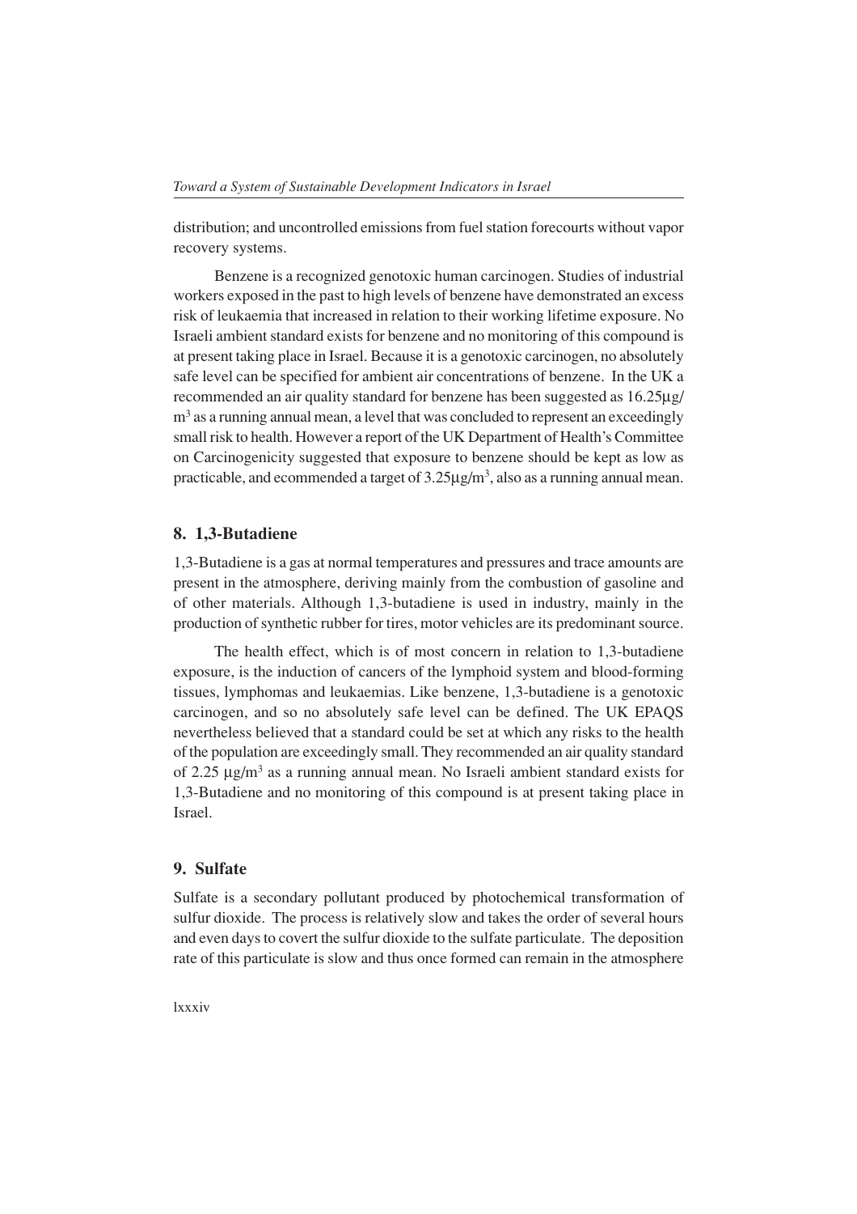distribution; and uncontrolled emissions from fuel station forecourts without vapor recovery systems.

Benzene is a recognized genotoxic human carcinogen. Studies of industrial workers exposed in the past to high levels of benzene have demonstrated an excess risk of leukaemia that increased in relation to their working lifetime exposure. No Israeli ambient standard exists for benzene and no monitoring of this compound is at present taking place in Israel. Because it is a genotoxic carcinogen, no absolutely safe level can be specified for ambient air concentrations of benzene. In the UK a recommended an air quality standard for benzene has been suggested as 16.25μg/$m^3$ as a running annual mean, a level that was concluded to represent an exceedingly small risk to health. However a report of the UK Department of Health's Committee on Carcinogenicity suggested that exposure to benzene should be kept as low as practicable, and ecommended a target of 3.25μg/$m^3$, also as a running annual mean.

## 8. 1,3-Butadiene

1,3-Butadiene is a gas at normal temperatures and pressures and trace amounts are present in the atmosphere, deriving mainly from the combustion of gasoline and of other materials. Although 1,3-butadiene is used in industry, mainly in the production of synthetic rubber for tires, motor vehicles are its predominant source.

The health effect, which is of most concern in relation to 1,3-butadiene exposure, is the induction of cancers of the lymphoid system and blood-forming tissues, lymphomas and leukaemias. Like benzene, 1,3-butadiene is a genotoxic carcinogen, and so no absolutely safe level can be defined. The UK EPAQS nevertheless believed that a standard could be set at which any risks to the health of the population are exceedingly small. They recommended an air quality standard of 2.25 μg/$m^3$ as a running annual mean. No Israeli ambient standard exists for 1,3-Butadiene and no monitoring of this compound is at present taking place in Israel.

## 9. Sulfate

Sulfate is a secondary pollutant produced by photochemical transformation of sulfur dioxide. The process is relatively slow and takes the order of several hours and even days to covert the sulfur dioxide to the sulfate particulate. The deposition rate of this particulate is slow and thus once formed can remain in the atmosphere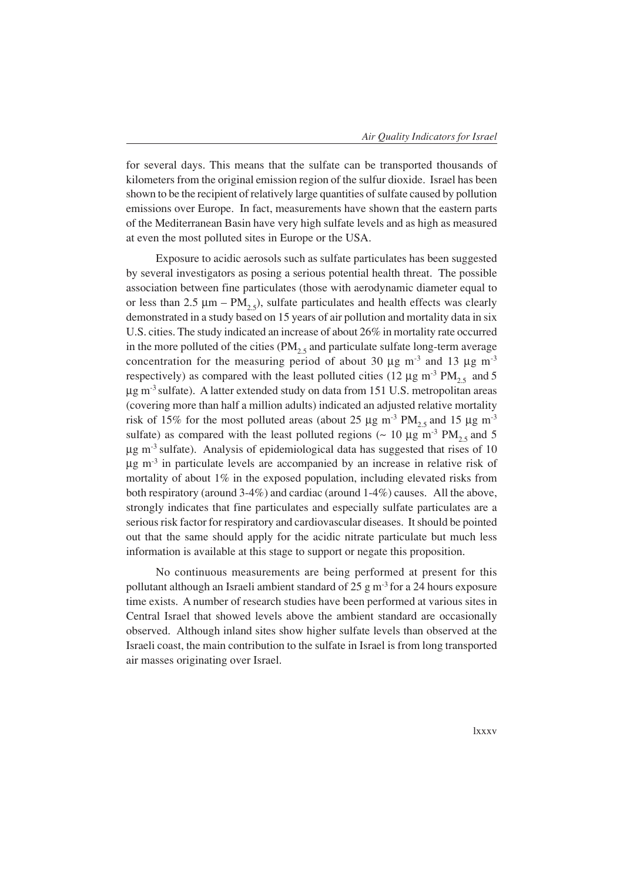for several days. This means that the sulfate can be transported thousands of kilometers from the original emission region of the sulfur dioxide. Israel has been shown to be the recipient of relatively large quantities of sulfate caused by pollution emissions over Europe. In fact, measurements have shown that the eastern parts of the Mediterranean Basin have very high sulfate levels and as high as measured at even the most polluted sites in Europe or the USA.

Exposure to acidic aerosols such as sulfate particulates has been suggested by several investigators as posing a serious potential health threat. The possible association between fine particulates (those with aerodynamic diameter equal to or less than 2.5 µm – $PM_{2.5}$), sulfate particulates and health effects was clearly demonstrated in a study based on 15 years of air pollution and mortality data in six U.S. cities. The study indicated an increase of about 26% in mortality rate occurred in the more polluted of the cities ($PM_{2.5}$ and particulate sulfate long-term average concentration for the measuring period of about 30 µg $m^{-3}$ and 13 µg $m^{-3}$ respectively) as compared with the least polluted cities (12 µg $m^{-3}$ $PM_{2.5}$ and 5 µg $m^{-3}$ sulfate). A latter extended study on data from 151 U.S. metropolitan areas (covering more than half a million adults) indicated an adjusted relative mortality risk of 15% for the most polluted areas (about 25 µg $m^{-3}$ $PM_{2.5}$ and 15 µg $m^{-3}$ sulfate) as compared with the least polluted regions (~ 10 µg $m^{-3}$ $PM_{2.5}$ and 5 µg $m^{-3}$ sulfate). Analysis of epidemiological data has suggested that rises of 10 µg $m^{-3}$ in particulate levels are accompanied by an increase in relative risk of mortality of about 1% in the exposed population, including elevated risks from both respiratory (around 3-4%) and cardiac (around 1-4%) causes. All the above, strongly indicates that fine particulates and especially sulfate particulates are a serious risk factor for respiratory and cardiovascular diseases. It should be pointed out that the same should apply for the acidic nitrate particulate but much less information is available at this stage to support or negate this proposition.

No continuous measurements are being performed at present for this pollutant although an Israeli ambient standard of 25 g $m^{-3}$ for a 24 hours exposure time exists. A number of research studies have been performed at various sites in Central Israel that showed levels above the ambient standard are occasionally observed. Although inland sites show higher sulfate levels than observed at the Israeli coast, the main contribution to the sulfate in Israel is from long transported air masses originating over Israel.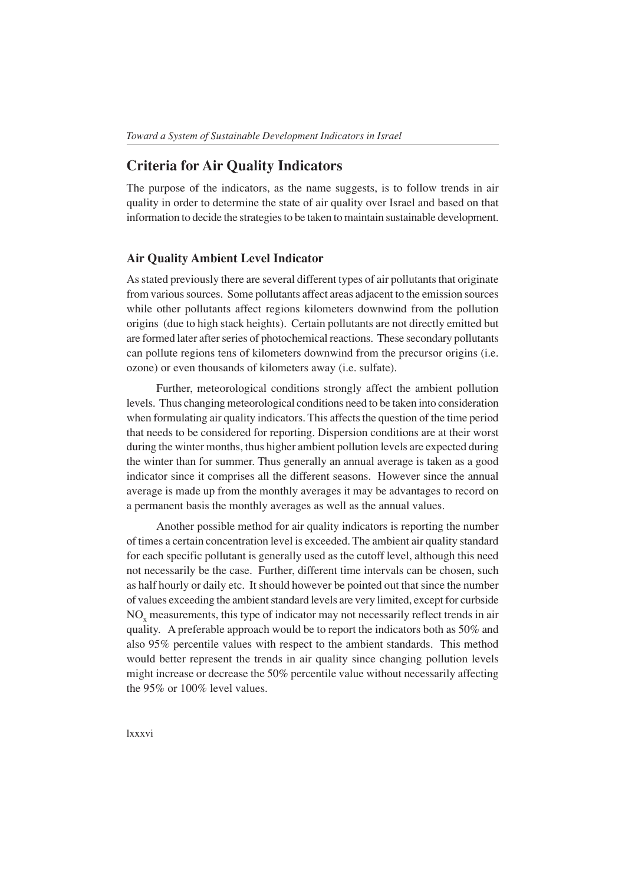## Criteria for Air Quality Indicators

The purpose of the indicators, as the name suggests, is to follow trends in air quality in order to determine the state of air quality over Israel and based on that information to decide the strategies to be taken to maintain sustainable development.

### Air Quality Ambient Level Indicator

As stated previously there are several different types of air pollutants that originate from various sources. Some pollutants affect areas adjacent to the emission sources while other pollutants affect regions kilometers downwind from the pollution origins (due to high stack heights). Certain pollutants are not directly emitted but are formed later after series of photochemical reactions. These secondary pollutants can pollute regions tens of kilometers downwind from the precursor origins (i.e. ozone) or even thousands of kilometers away (i.e. sulfate).

Further, meteorological conditions strongly affect the ambient pollution levels. Thus changing meteorological conditions need to be taken into consideration when formulating air quality indicators. This affects the question of the time period that needs to be considered for reporting. Dispersion conditions are at their worst during the winter months, thus higher ambient pollution levels are expected during the winter than for summer. Thus generally an annual average is taken as a good indicator since it comprises all the different seasons. However since the annual average is made up from the monthly averages it may be advantages to record on a permanent basis the monthly averages as well as the annual values.

Another possible method for air quality indicators is reporting the number of times a certain concentration level is exceeded. The ambient air quality standard for each specific pollutant is generally used as the cutoff level, although this need not necessarily be the case. Further, different time intervals can be chosen, such as half hourly or daily etc. It should however be pointed out that since the number of values exceeding the ambient standard levels are very limited, except for curbside $NO_x$ measurements, this type of indicator may not necessarily reflect trends in air quality. A preferable approach would be to report the indicators both as 50% and also 95% percentile values with respect to the ambient standards. This method would better represent the trends in air quality since changing pollution levels might increase or decrease the 50% percentile value without necessarily affecting the 95% or 100% level values.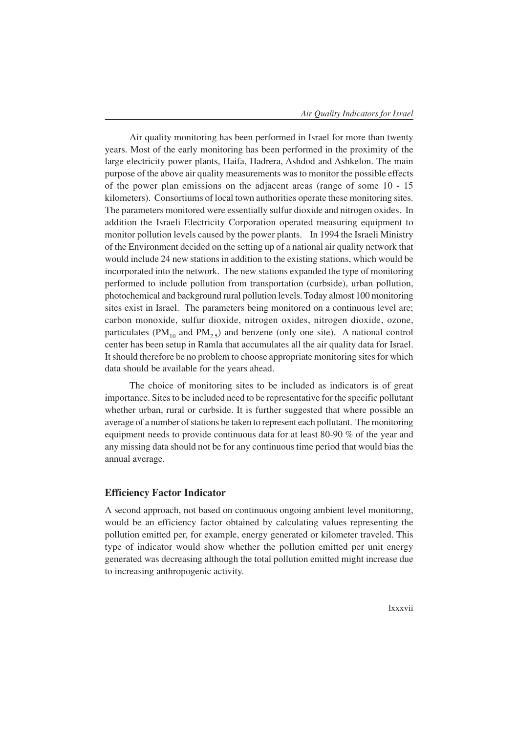Air quality monitoring has been performed in Israel for more than twenty years. Most of the early monitoring has been performed in the proximity of the large electricity power plants, Haifa, Hadrera, Ashdod and Ashkelon. The main purpose of the above air quality measurements was to monitor the possible effects of the power plan emissions on the adjacent areas (range of some 10 - 15 kilometers). Consortiums of local town authorities operate these monitoring sites. The parameters monitored were essentially sulfur dioxide and nitrogen oxides. In addition the Israeli Electricity Corporation operated measuring equipment to monitor pollution levels caused by the power plants. In 1994 the Israeli Ministry of the Environment decided on the setting up of a national air quality network that would include 24 new stations in addition to the existing stations, which would be incorporated into the network. The new stations expanded the type of monitoring performed to include pollution from transportation (curbside), urban pollution, photochemical and background rural pollution levels. Today almost 100 monitoring sites exist in Israel. The parameters being monitored on a continuous level are; carbon monoxide, sulfur dioxide, nitrogen oxides, nitrogen dioxide, ozone, particulates ($PM_{10}$ and $PM_{2.5}$) and benzene (only one site). A national control center has been setup in Ramla that accumulates all the air quality data for Israel. It should therefore be no problem to choose appropriate monitoring sites for which data should be available for the years ahead.

The choice of monitoring sites to be included as indicators is of great importance. Sites to be included need to be representative for the specific pollutant whether urban, rural or curbside. It is further suggested that where possible an average of a number of stations be taken to represent each pollutant. The monitoring equipment needs to provide continuous data for at least 80-90 % of the year and any missing data should not be for any continuous time period that would bias the annual average.

## Efficiency Factor Indicator

A second approach, not based on continuous ongoing ambient level monitoring, would be an efficiency factor obtained by calculating values representing the pollution emitted per, for example, energy generated or kilometer traveled. This type of indicator would show whether the pollution emitted per unit energy generated was decreasing although the total pollution emitted might increase due to increasing anthropogenic activity.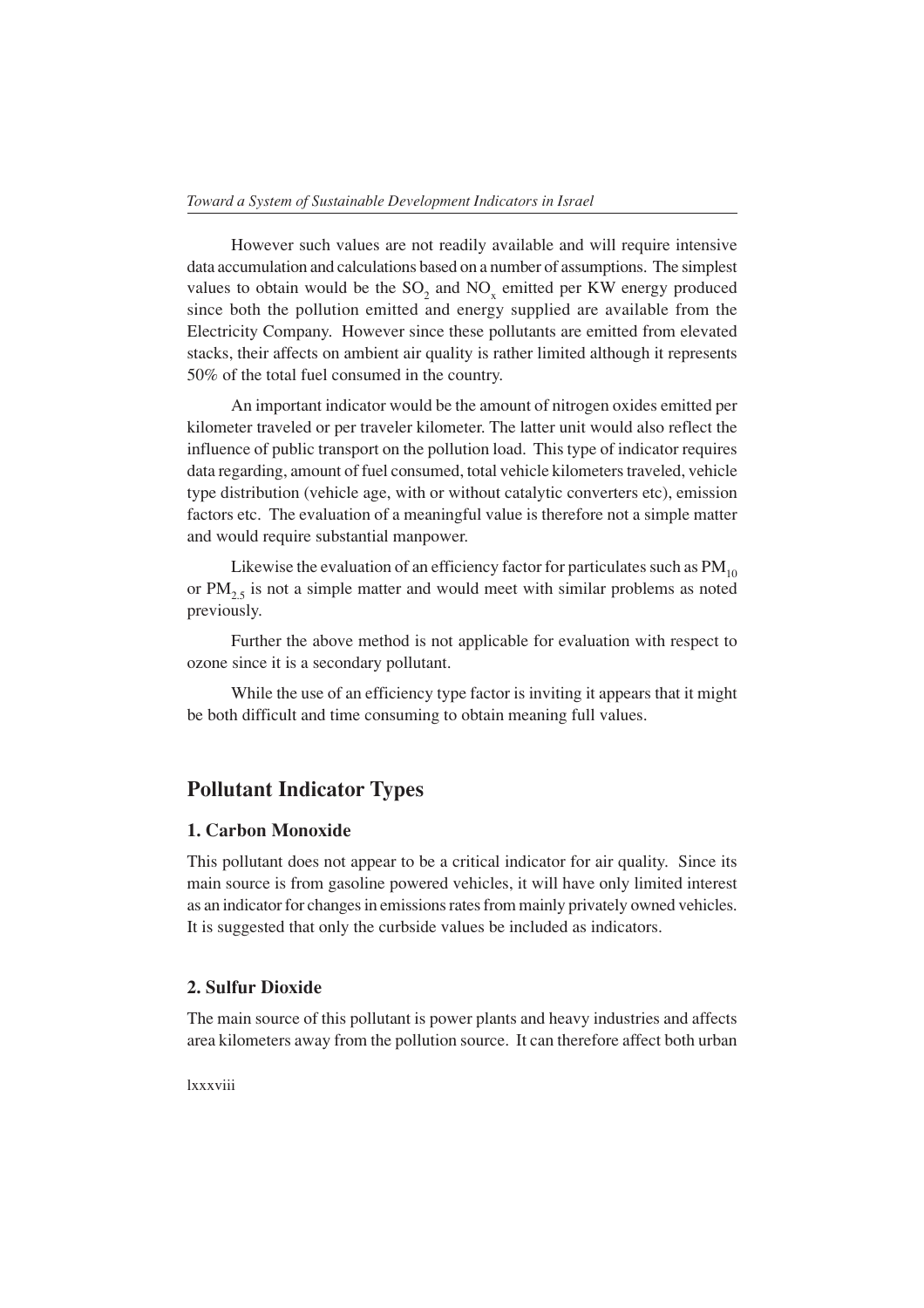However such values are not readily available and will require intensive data accumulation and calculations based on a number of assumptions. The simplest values to obtain would be the $SO_2$ and $NO_x$ emitted per KW energy produced since both the pollution emitted and energy supplied are available from the Electricity Company. However since these pollutants are emitted from elevated stacks, their affects on ambient air quality is rather limited although it represents 50% of the total fuel consumed in the country.

An important indicator would be the amount of nitrogen oxides emitted per kilometer traveled or per traveler kilometer. The latter unit would also reflect the influence of public transport on the pollution load. This type of indicator requires data regarding, amount of fuel consumed, total vehicle kilometers traveled, vehicle type distribution (vehicle age, with or without catalytic converters etc), emission factors etc. The evaluation of a meaningful value is therefore not a simple matter and would require substantial manpower.

Likewise the evaluation of an efficiency factor for particulates such as $PM_{10}$ or $PM_{2.5}$ is not a simple matter and would meet with similar problems as noted previously.

Further the above method is not applicable for evaluation with respect to ozone since it is a secondary pollutant.

While the use of an efficiency type factor is inviting it appears that it might be both difficult and time consuming to obtain meaning full values.

## Pollutant Indicator Types

### 1. Carbon Monoxide

This pollutant does not appear to be a critical indicator for air quality. Since its main source is from gasoline powered vehicles, it will have only limited interest as an indicator for changes in emissions rates from mainly privately owned vehicles. It is suggested that only the curbside values be included as indicators.

### 2. Sulfur Dioxide

The main source of this pollutant is power plants and heavy industries and affects area kilometers away from the pollution source. It can therefore affect both urban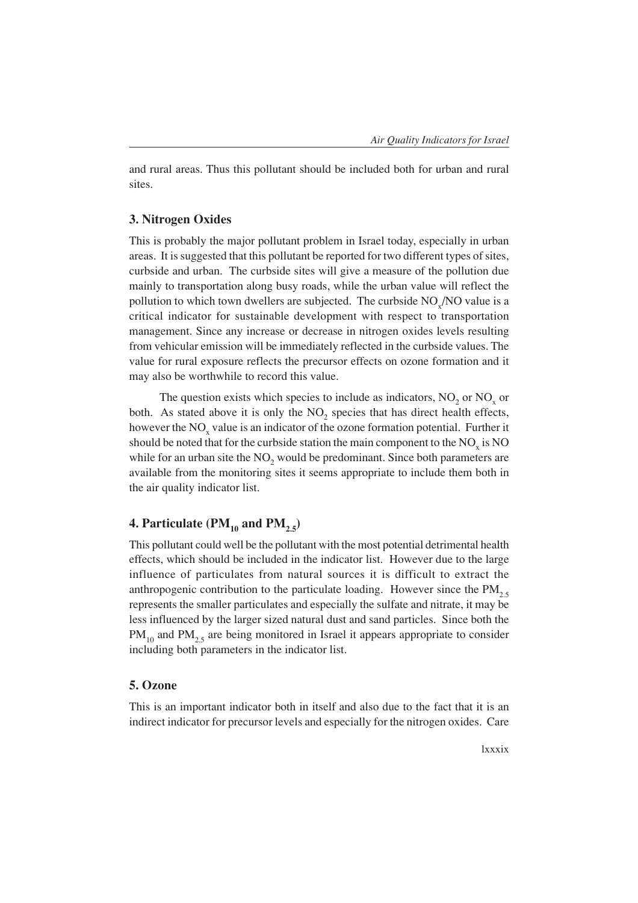and rural areas. Thus this pollutant should be included both for urban and rural sites.

### 3. Nitrogen Oxides

This is probably the major pollutant problem in Israel today, especially in urban areas. It is suggested that this pollutant be reported for two different types of sites, curbside and urban. The curbside sites will give a measure of the pollution due mainly to transportation along busy roads, while the urban value will reflect the pollution to which town dwellers are subjected. The curbside $NO_x$/NO value is a critical indicator for sustainable development with respect to transportation management. Since any increase or decrease in nitrogen oxides levels resulting from vehicular emission will be immediately reflected in the curbside values. The value for rural exposure reflects the precursor effects on ozone formation and it may also be worthwhile to record this value.

The question exists which species to include as indicators, $NO_2$ or $NO_x$ or both. As stated above it is only the $NO_2$ species that has direct health effects, however the $NO_x$ value is an indicator of the ozone formation potential. Further it should be noted that for the curbside station the main component to the $NO_x$ is NO while for an urban site the $NO_2$ would be predominant. Since both parameters are available from the monitoring sites it seems appropriate to include them both in the air quality indicator list.

### 4. Particulate ($PM_{10}$ and $PM_{2.5}$)

This pollutant could well be the pollutant with the most potential detrimental health effects, which should be included in the indicator list. However due to the large influence of particulates from natural sources it is difficult to extract the anthropogenic contribution to the particulate loading. However since the $PM_{2.5}$ represents the smaller particulates and especially the sulfate and nitrate, it may be less influenced by the larger sized natural dust and sand particles. Since both the $PM_{10}$ and $PM_{2.5}$ are being monitored in Israel it appears appropriate to consider including both parameters in the indicator list.

### 5. Ozone

This is an important indicator both in itself and also due to the fact that it is an indirect indicator for precursor levels and especially for the nitrogen oxides. Care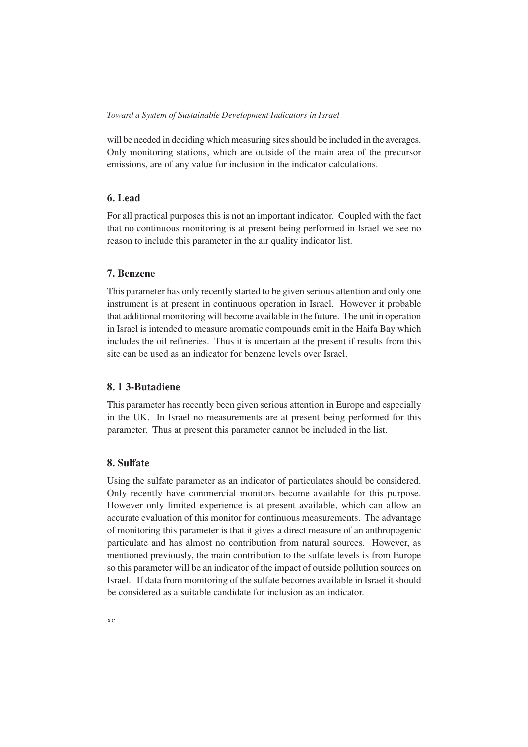will be needed in deciding which measuring sites should be included in the averages. Only monitoring stations, which are outside of the main area of the precursor emissions, are of any value for inclusion in the indicator calculations.

### 6. Lead

For all practical purposes this is not an important indicator. Coupled with the fact that no continuous monitoring is at present being performed in Israel we see no reason to include this parameter in the air quality indicator list.

### 7. Benzene

This parameter has only recently started to be given serious attention and only one instrument is at present in continuous operation in Israel. However it probable that additional monitoring will become available in the future. The unit in operation in Israel is intended to measure aromatic compounds emit in the Haifa Bay which includes the oil refineries. Thus it is uncertain at the present if results from this site can be used as an indicator for benzene levels over Israel.

### 8. 1 3-Butadiene

This parameter has recently been given serious attention in Europe and especially in the UK. In Israel no measurements are at present being performed for this parameter. Thus at present this parameter cannot be included in the list.

### 8. Sulfate

Using the sulfate parameter as an indicator of particulates should be considered. Only recently have commercial monitors become available for this purpose. However only limited experience is at present available, which can allow an accurate evaluation of this monitor for continuous measurements. The advantage of monitoring this parameter is that it gives a direct measure of an anthropogenic particulate and has almost no contribution from natural sources. However, as mentioned previously, the main contribution to the sulfate levels is from Europe so this parameter will be an indicator of the impact of outside pollution sources on Israel. If data from monitoring of the sulfate becomes available in Israel it should be considered as a suitable candidate for inclusion as an indicator.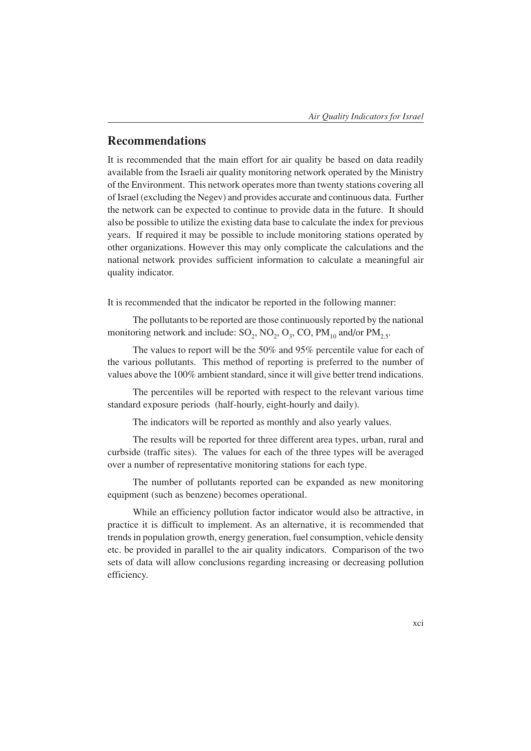## Recommendations

It is recommended that the main effort for air quality be based on data readily available from the Israeli air quality monitoring network operated by the Ministry of the Environment. This network operates more than twenty stations covering all of Israel (excluding the Negev) and provides accurate and continuous data. Further the network can be expected to continue to provide data in the future. It should also be possible to utilize the existing data base to calculate the index for previous years. If required it may be possible to include monitoring stations operated by other organizations. However this may only complicate the calculations and the national network provides sufficient information to calculate a meaningful air quality indicator.

It is recommended that the indicator be reported in the following manner:

The pollutants to be reported are those continuously reported by the national monitoring network and include: $SO_2$, $NO_2$, $O_3$, CO, $PM_{10}$ and/or $PM_{2.5}$.

The values to report will be the 50% and 95% percentile value for each of the various pollutants. This method of reporting is preferred to the number of values above the 100% ambient standard, since it will give better trend indications.

The percentiles will be reported with respect to the relevant various time standard exposure periods (half-hourly, eight-hourly and daily).

The indicators will be reported as monthly and also yearly values.

The results will be reported for three different area types, urban, rural and curbside (traffic sites). The values for each of the three types will be averaged over a number of representative monitoring stations for each type.

The number of pollutants reported can be expanded as new monitoring equipment (such as benzene) becomes operational.

While an efficiency pollution factor indicator would also be attractive, in practice it is difficult to implement. As an alternative, it is recommended that trends in population growth, energy generation, fuel consumption, vehicle density etc. be provided in parallel to the air quality indicators. Comparison of the two sets of data will allow conclusions regarding increasing or decreasing pollution efficiency.